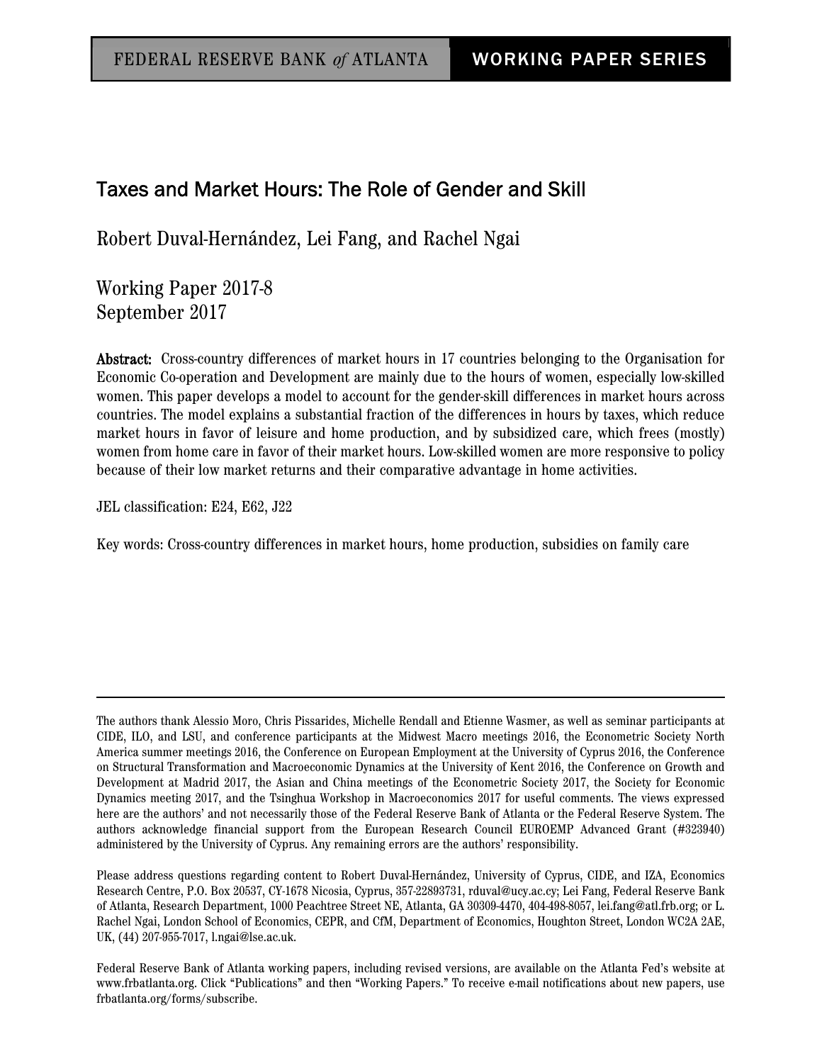FEDERAL RESERVE BANK *of* ATLANTA — WORKING PAPER SERIES

# Taxes and Market Hours: The Role of Gender and Skill

Robert Duval-Hernández, Lei Fang, and Rachel Ngai

Working Paper 2017-8
September 2017

**Abstract:** Cross-country differences of market hours in 17 countries belonging to the Organisation for Economic Co-operation and Development are mainly due to the hours of women, especially low-skilled women. This paper develops a model to account for the gender-skill differences in market hours across countries. The model explains a substantial fraction of the differences in hours by taxes, which reduce market hours in favor of leisure and home production, and by subsidized care, which frees (mostly) women from home care in favor of their market hours. Low-skilled women are more responsive to policy because of their low market returns and their comparative advantage in home activities.

JEL classification: E24, E62, J22

Key words: Cross-country differences in market hours, home production, subsidies on family care

---

The authors thank Alessio Moro, Chris Pissarides, Michelle Rendall and Etienne Wasmer, as well as seminar participants at CIDE, ILO, and LSU, and conference participants at the Midwest Macro meetings 2016, the Econometric Society North America summer meetings 2016, the Conference on European Employment at the University of Cyprus 2016, the Conference on Structural Transformation and Macroeconomic Dynamics at the University of Kent 2016, the Conference on Growth and Development at Madrid 2017, the Asian and China meetings of the Econometric Society 2017, the Society for Economic Dynamics meeting 2017, and the Tsinghua Workshop in Macroeconomics 2017 for useful comments. The views expressed here are the authors' and not necessarily those of the Federal Reserve Bank of Atlanta or the Federal Reserve System. The authors acknowledge financial support from the European Research Council EUROEMP Advanced Grant (#323940) administered by the University of Cyprus. Any remaining errors are the authors' responsibility.

Please address questions regarding content to Robert Duval-Hernández, University of Cyprus, CIDE, and IZA, Economics Research Centre, P.O. Box 20537, CY-1678 Nicosia, Cyprus, 357-22893731, rduval@ucy.ac.cy; Lei Fang, Federal Reserve Bank of Atlanta, Research Department, 1000 Peachtree Street NE, Atlanta, GA 30309-4470, 404-498-8057, lei.fang@atl.frb.org; or L. Rachel Ngai, London School of Economics, CEPR, and CfM, Department of Economics, Houghton Street, London WC2A 2AE, UK, (44) 207-955-7017, l.ngai@lse.ac.uk.

Federal Reserve Bank of Atlanta working papers, including revised versions, are available on the Atlanta Fed's website at www.frbatlanta.org. Click "Publications" and then "Working Papers." To receive e-mail notifications about new papers, use frbatlanta.org/forms/subscribe.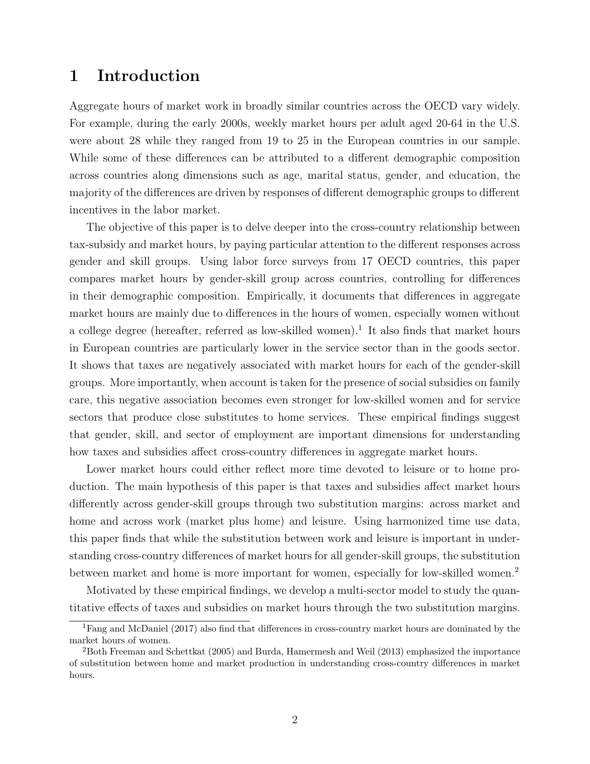# 1 Introduction

Aggregate hours of market work in broadly similar countries across the OECD vary widely. For example, during the early 2000s, weekly market hours per adult aged 20-64 in the U.S. were about 28 while they ranged from 19 to 25 in the European countries in our sample. While some of these differences can be attributed to a different demographic composition across countries along dimensions such as age, marital status, gender, and education, the majority of the differences are driven by responses of different demographic groups to different incentives in the labor market.

The objective of this paper is to delve deeper into the cross-country relationship between tax-subsidy and market hours, by paying particular attention to the different responses across gender and skill groups. Using labor force surveys from 17 OECD countries, this paper compares market hours by gender-skill group across countries, controlling for differences in their demographic composition. Empirically, it documents that differences in aggregate market hours are mainly due to differences in the hours of women, especially women without a college degree (hereafter, referred as low-skilled women).[1] It also finds that market hours in European countries are particularly lower in the service sector than in the goods sector. It shows that taxes are negatively associated with market hours for each of the gender-skill groups. More importantly, when account is taken for the presence of social subsidies on family care, this negative association becomes even stronger for low-skilled women and for service sectors that produce close substitutes to home services. These empirical findings suggest that gender, skill, and sector of employment are important dimensions for understanding how taxes and subsidies affect cross-country differences in aggregate market hours.

Lower market hours could either reflect more time devoted to leisure or to home production. The main hypothesis of this paper is that taxes and subsidies affect market hours differently across gender-skill groups through two substitution margins: across market and home and across work (market plus home) and leisure. Using harmonized time use data, this paper finds that while the substitution between work and leisure is important in understanding cross-country differences of market hours for all gender-skill groups, the substitution between market and home is more important for women, especially for low-skilled women.[2]

Motivated by these empirical findings, we develop a multi-sector model to study the quantitative effects of taxes and subsidies on market hours through the two substitution margins.

[1] Fang and McDaniel (2017) also find that differences in cross-country market hours are dominated by the market hours of women.

[2] Both Freeman and Schettkat (2005) and Burda, Hamermesh and Weil (2013) emphasized the importance of substitution between home and market production in understanding cross-country differences in market hours.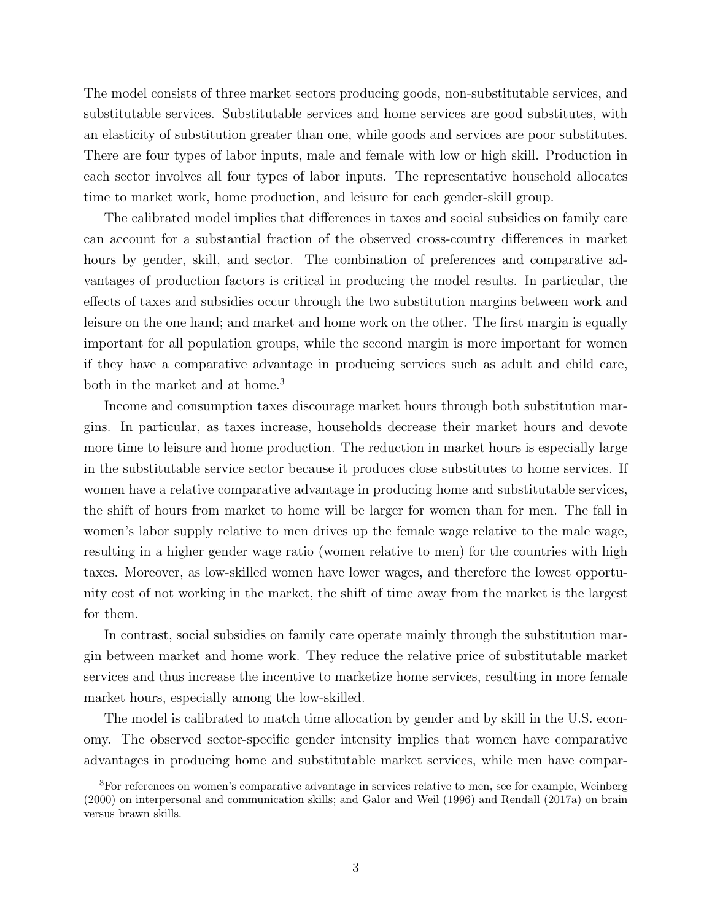The model consists of three market sectors producing goods, non-substitutable services, and substitutable services. Substitutable services and home services are good substitutes, with an elasticity of substitution greater than one, while goods and services are poor substitutes. There are four types of labor inputs, male and female with low or high skill. Production in each sector involves all four types of labor inputs. The representative household allocates time to market work, home production, and leisure for each gender-skill group.

The calibrated model implies that differences in taxes and social subsidies on family care can account for a substantial fraction of the observed cross-country differences in market hours by gender, skill, and sector. The combination of preferences and comparative advantages of production factors is critical in producing the model results. In particular, the effects of taxes and subsidies occur through the two substitution margins between work and leisure on the one hand; and market and home work on the other. The first margin is equally important for all population groups, while the second margin is more important for women if they have a comparative advantage in producing services such as adult and child care, both in the market and at home.[3]

Income and consumption taxes discourage market hours through both substitution margins. In particular, as taxes increase, households decrease their market hours and devote more time to leisure and home production. The reduction in market hours is especially large in the substitutable service sector because it produces close substitutes to home services. If women have a relative comparative advantage in producing home and substitutable services, the shift of hours from market to home will be larger for women than for men. The fall in women's labor supply relative to men drives up the female wage relative to the male wage, resulting in a higher gender wage ratio (women relative to men) for the countries with high taxes. Moreover, as low-skilled women have lower wages, and therefore the lowest opportunity cost of not working in the market, the shift of time away from the market is the largest for them.

In contrast, social subsidies on family care operate mainly through the substitution margin between market and home work. They reduce the relative price of substitutable market services and thus increase the incentive to marketize home services, resulting in more female market hours, especially among the low-skilled.

The model is calibrated to match time allocation by gender and by skill in the U.S. economy. The observed sector-specific gender intensity implies that women have comparative advantages in producing home and substitutable market services, while men have compar-

[3] For references on women's comparative advantage in services relative to men, see for example, Weinberg (2000) on interpersonal and communication skills; and Galor and Weil (1996) and Rendall (2017a) on brain versus brawn skills.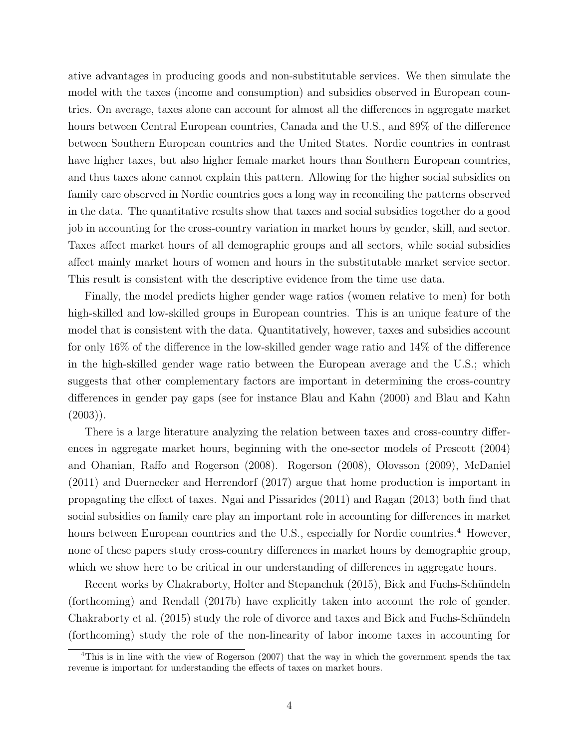ative advantages in producing goods and non-substitutable services. We then simulate the model with the taxes (income and consumption) and subsidies observed in European countries. On average, taxes alone can account for almost all the differences in aggregate market hours between Central European countries, Canada and the U.S., and 89% of the difference between Southern European countries and the United States. Nordic countries in contrast have higher taxes, but also higher female market hours than Southern European countries, and thus taxes alone cannot explain this pattern. Allowing for the higher social subsidies on family care observed in Nordic countries goes a long way in reconciling the patterns observed in the data. The quantitative results show that taxes and social subsidies together do a good job in accounting for the cross-country variation in market hours by gender, skill, and sector. Taxes affect market hours of all demographic groups and all sectors, while social subsidies affect mainly market hours of women and hours in the substitutable market service sector. This result is consistent with the descriptive evidence from the time use data.

Finally, the model predicts higher gender wage ratios (women relative to men) for both high-skilled and low-skilled groups in European countries. This is an unique feature of the model that is consistent with the data. Quantitatively, however, taxes and subsidies account for only 16% of the difference in the low-skilled gender wage ratio and 14% of the difference in the high-skilled gender wage ratio between the European average and the U.S.; which suggests that other complementary factors are important in determining the cross-country differences in gender pay gaps (see for instance Blau and Kahn (2000) and Blau and Kahn (2003)).

There is a large literature analyzing the relation between taxes and cross-country differences in aggregate market hours, beginning with the one-sector models of Prescott (2004) and Ohanian, Raffo and Rogerson (2008). Rogerson (2008), Olovsson (2009), McDaniel (2011) and Duernecker and Herrendorf (2017) argue that home production is important in propagating the effect of taxes. Ngai and Pissarides (2011) and Ragan (2013) both find that social subsidies on family care play an important role in accounting for differences in market hours between European countries and the U.S., especially for Nordic countries.[4] However, none of these papers study cross-country differences in market hours by demographic group, which we show here to be critical in our understanding of differences in aggregate hours.

Recent works by Chakraborty, Holter and Stepanchuk (2015), Bick and Fuchs-Schündeln (forthcoming) and Rendall (2017b) have explicitly taken into account the role of gender. Chakraborty et al. (2015) study the role of divorce and taxes and Bick and Fuchs-Schündeln (forthcoming) study the role of the non-linearity of labor income taxes in accounting for

[4]This is in line with the view of Rogerson (2007) that the way in which the government spends the tax revenue is important for understanding the effects of taxes on market hours.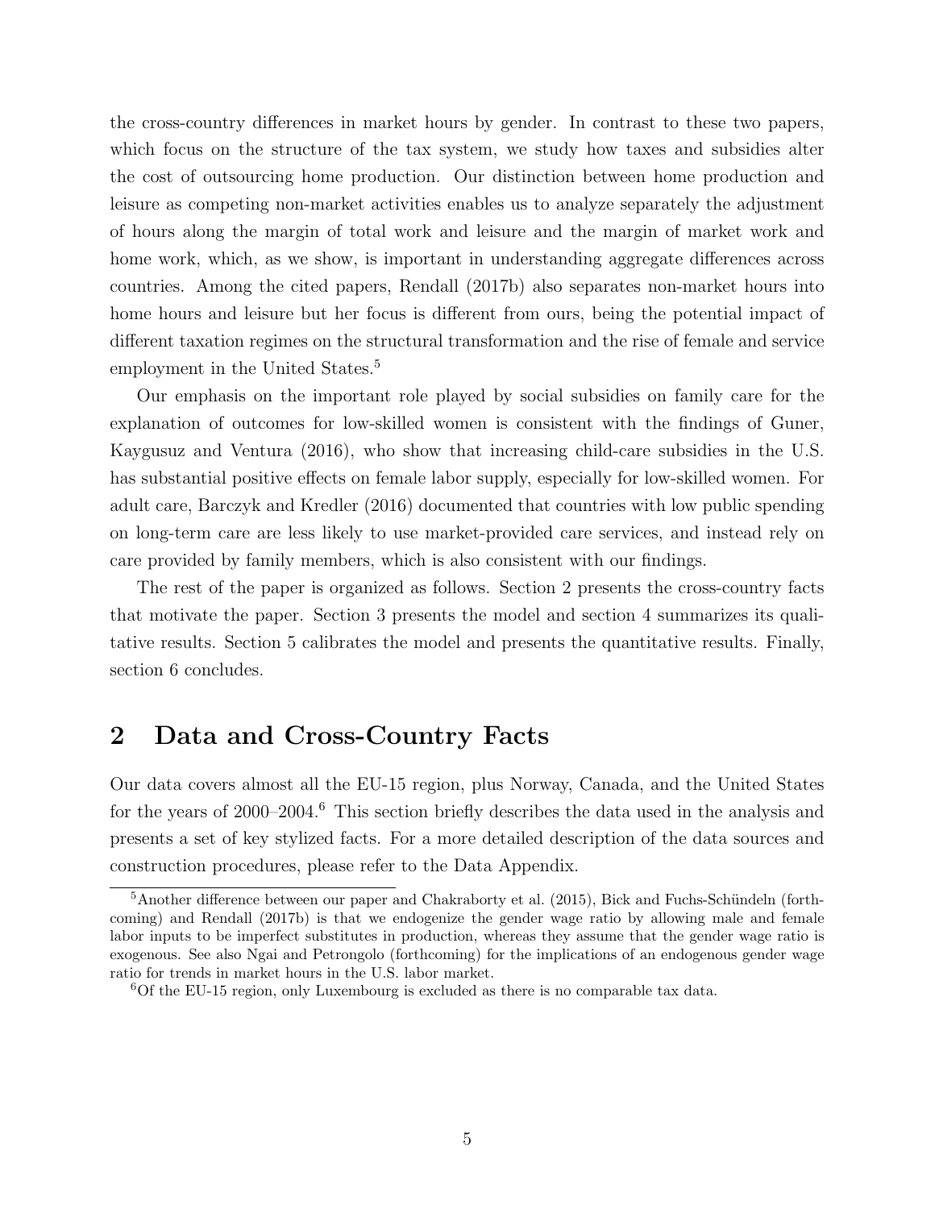the cross-country differences in market hours by gender. In contrast to these two papers, which focus on the structure of the tax system, we study how taxes and subsidies alter the cost of outsourcing home production. Our distinction between home production and leisure as competing non-market activities enables us to analyze separately the adjustment of hours along the margin of total work and leisure and the margin of market work and home work, which, as we show, is important in understanding aggregate differences across countries. Among the cited papers, Rendall (2017b) also separates non-market hours into home hours and leisure but her focus is different from ours, being the potential impact of different taxation regimes on the structural transformation and the rise of female and service employment in the United States.[5]

Our emphasis on the important role played by social subsidies on family care for the explanation of outcomes for low-skilled women is consistent with the findings of Guner, Kaygusuz and Ventura (2016), who show that increasing child-care subsidies in the U.S. has substantial positive effects on female labor supply, especially for low-skilled women. For adult care, Barczyk and Kredler (2016) documented that countries with low public spending on long-term care are less likely to use market-provided care services, and instead rely on care provided by family members, which is also consistent with our findings.

The rest of the paper is organized as follows. Section 2 presents the cross-country facts that motivate the paper. Section 3 presents the model and section 4 summarizes its qualitative results. Section 5 calibrates the model and presents the quantitative results. Finally, section 6 concludes.

## 2 Data and Cross-Country Facts

Our data covers almost all the EU-15 region, plus Norway, Canada, and the United States for the years of 2000–2004.[6] This section briefly describes the data used in the analysis and presents a set of key stylized facts. For a more detailed description of the data sources and construction procedures, please refer to the Data Appendix.

[5] Another difference between our paper and Chakraborty et al. (2015), Bick and Fuchs-Schündeln (forthcoming) and Rendall (2017b) is that we endogenize the gender wage ratio by allowing male and female labor inputs to be imperfect substitutes in production, whereas they assume that the gender wage ratio is exogenous. See also Ngai and Petrongolo (forthcoming) for the implications of an endogenous gender wage ratio for trends in market hours in the U.S. labor market.

[6] Of the EU-15 region, only Luxembourg is excluded as there is no comparable tax data.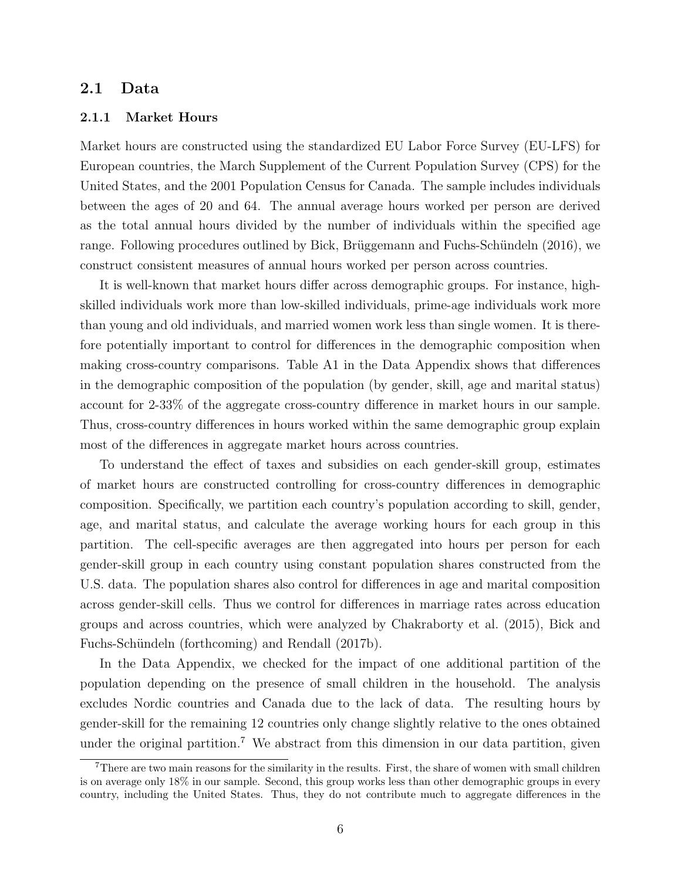## 2.1 Data

### 2.1.1 Market Hours

Market hours are constructed using the standardized EU Labor Force Survey (EU-LFS) for European countries, the March Supplement of the Current Population Survey (CPS) for the United States, and the 2001 Population Census for Canada. The sample includes individuals between the ages of 20 and 64. The annual average hours worked per person are derived as the total annual hours divided by the number of individuals within the specified age range. Following procedures outlined by Bick, Brüggemann and Fuchs-Schündeln (2016), we construct consistent measures of annual hours worked per person across countries.

It is well-known that market hours differ across demographic groups. For instance, high-skilled individuals work more than low-skilled individuals, prime-age individuals work more than young and old individuals, and married women work less than single women. It is therefore potentially important to control for differences in the demographic composition when making cross-country comparisons. Table A1 in the Data Appendix shows that differences in the demographic composition of the population (by gender, skill, age and marital status) account for 2-33% of the aggregate cross-country difference in market hours in our sample. Thus, cross-country differences in hours worked within the same demographic group explain most of the differences in aggregate market hours across countries.

To understand the effect of taxes and subsidies on each gender-skill group, estimates of market hours are constructed controlling for cross-country differences in demographic composition. Specifically, we partition each country's population according to skill, gender, age, and marital status, and calculate the average working hours for each group in this partition. The cell-specific averages are then aggregated into hours per person for each gender-skill group in each country using constant population shares constructed from the U.S. data. The population shares also control for differences in age and marital composition across gender-skill cells. Thus we control for differences in marriage rates across education groups and across countries, which were analyzed by Chakraborty et al. (2015), Bick and Fuchs-Schündeln (forthcoming) and Rendall (2017b).

In the Data Appendix, we checked for the impact of one additional partition of the population depending on the presence of small children in the household. The analysis excludes Nordic countries and Canada due to the lack of data. The resulting hours by gender-skill for the remaining 12 countries only change slightly relative to the ones obtained under the original partition.[7] We abstract from this dimension in our data partition, given

[7]There are two main reasons for the similarity in the results. First, the share of women with small children is on average only 18% in our sample. Second, this group works less than other demographic groups in every country, including the United States. Thus, they do not contribute much to aggregate differences in the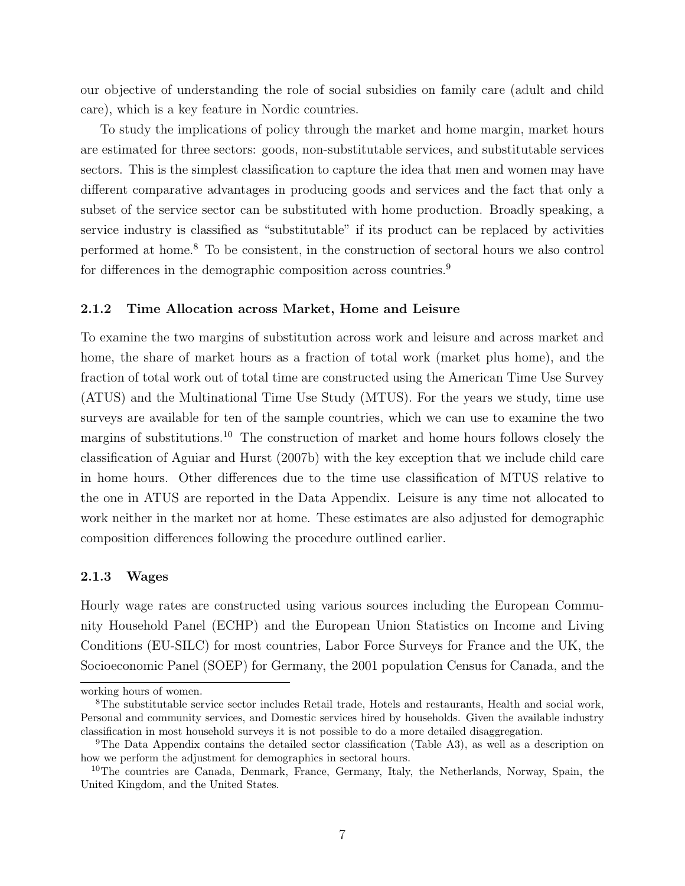our objective of understanding the role of social subsidies on family care (adult and child care), which is a key feature in Nordic countries.

To study the implications of policy through the market and home margin, market hours are estimated for three sectors: goods, non-substitutable services, and substitutable services sectors. This is the simplest classification to capture the idea that men and women may have different comparative advantages in producing goods and services and the fact that only a subset of the service sector can be substituted with home production. Broadly speaking, a service industry is classified as "substitutable" if its product can be replaced by activities performed at home.[8] To be consistent, in the construction of sectoral hours we also control for differences in the demographic composition across countries.[9]

### 2.1.2 Time Allocation across Market, Home and Leisure

To examine the two margins of substitution across work and leisure and across market and home, the share of market hours as a fraction of total work (market plus home), and the fraction of total work out of total time are constructed using the American Time Use Survey (ATUS) and the Multinational Time Use Study (MTUS). For the years we study, time use surveys are available for ten of the sample countries, which we can use to examine the two margins of substitutions.[10] The construction of market and home hours follows closely the classification of Aguiar and Hurst (2007b) with the key exception that we include child care in home hours. Other differences due to the time use classification of MTUS relative to the one in ATUS are reported in the Data Appendix. Leisure is any time not allocated to work neither in the market nor at home. These estimates are also adjusted for demographic composition differences following the procedure outlined earlier.

### 2.1.3 Wages

Hourly wage rates are constructed using various sources including the European Community Household Panel (ECHP) and the European Union Statistics on Income and Living Conditions (EU-SILC) for most countries, Labor Force Surveys for France and the UK, the Socioeconomic Panel (SOEP) for Germany, the 2001 population Census for Canada, and the

---

working hours of women.

[8] The substitutable service sector includes Retail trade, Hotels and restaurants, Health and social work, Personal and community services, and Domestic services hired by households. Given the available industry classification in most household surveys it is not possible to do a more detailed disaggregation.

[9] The Data Appendix contains the detailed sector classification (Table A3), as well as a description on how we perform the adjustment for demographics in sectoral hours.

[10] The countries are Canada, Denmark, France, Germany, Italy, the Netherlands, Norway, Spain, the United Kingdom, and the United States.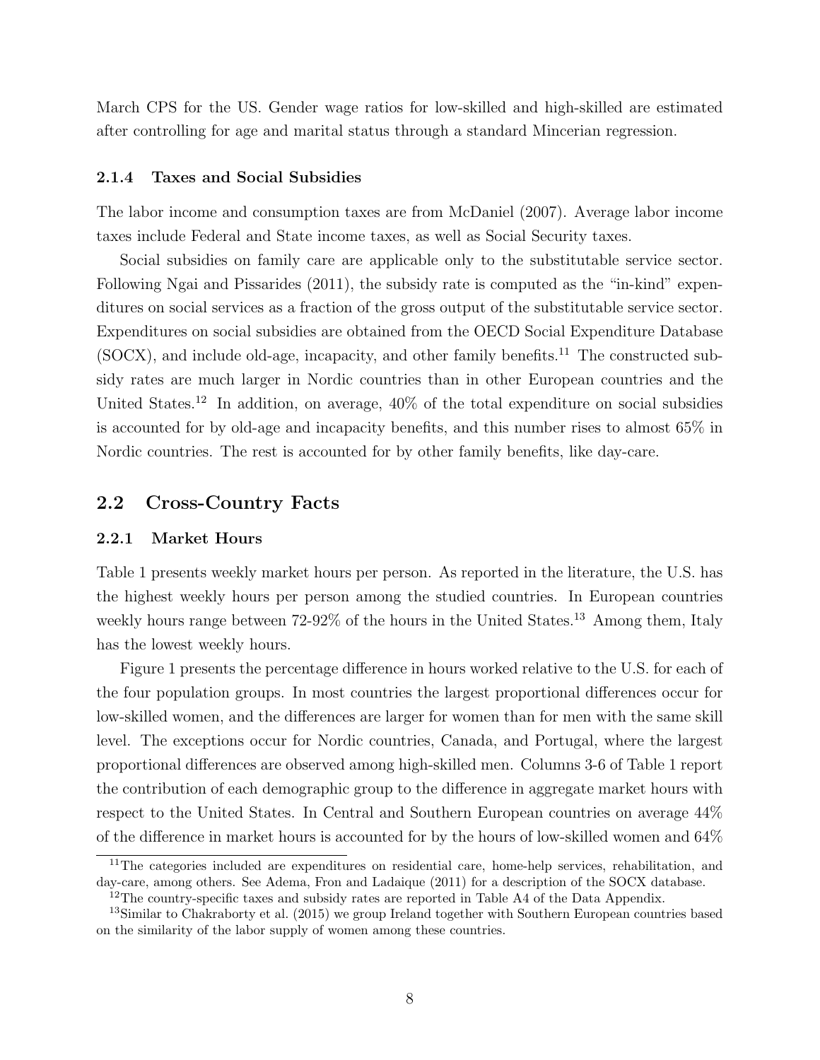March CPS for the US. Gender wage ratios for low-skilled and high-skilled are estimated after controlling for age and marital status through a standard Mincerian regression.

#### 2.1.4 Taxes and Social Subsidies

The labor income and consumption taxes are from McDaniel (2007). Average labor income taxes include Federal and State income taxes, as well as Social Security taxes.

Social subsidies on family care are applicable only to the substitutable service sector. Following Ngai and Pissarides (2011), the subsidy rate is computed as the "in-kind" expenditures on social services as a fraction of the gross output of the substitutable service sector. Expenditures on social subsidies are obtained from the OECD Social Expenditure Database (SOCX), and include old-age, incapacity, and other family benefits.[11] The constructed subsidy rates are much larger in Nordic countries than in other European countries and the United States.[12] In addition, on average, 40% of the total expenditure on social subsidies is accounted for by old-age and incapacity benefits, and this number rises to almost 65% in Nordic countries. The rest is accounted for by other family benefits, like day-care.

### 2.2 Cross-Country Facts

#### 2.2.1 Market Hours

Table 1 presents weekly market hours per person. As reported in the literature, the U.S. has the highest weekly hours per person among the studied countries. In European countries weekly hours range between 72-92% of the hours in the United States.[13] Among them, Italy has the lowest weekly hours.

Figure 1 presents the percentage difference in hours worked relative to the U.S. for each of the four population groups. In most countries the largest proportional differences occur for low-skilled women, and the differences are larger for women than for men with the same skill level. The exceptions occur for Nordic countries, Canada, and Portugal, where the largest proportional differences are observed among high-skilled men. Columns 3-6 of Table 1 report the contribution of each demographic group to the difference in aggregate market hours with respect to the United States. In Central and Southern European countries on average 44% of the difference in market hours is accounted for by the hours of low-skilled women and 64%

[11] The categories included are expenditures on residential care, home-help services, rehabilitation, and day-care, among others. See Adema, Fron and Ladaique (2011) for a description of the SOCX database.

[12] The country-specific taxes and subsidy rates are reported in Table A4 of the Data Appendix.

[13] Similar to Chakraborty et al. (2015) we group Ireland together with Southern European countries based on the similarity of the labor supply of women among these countries.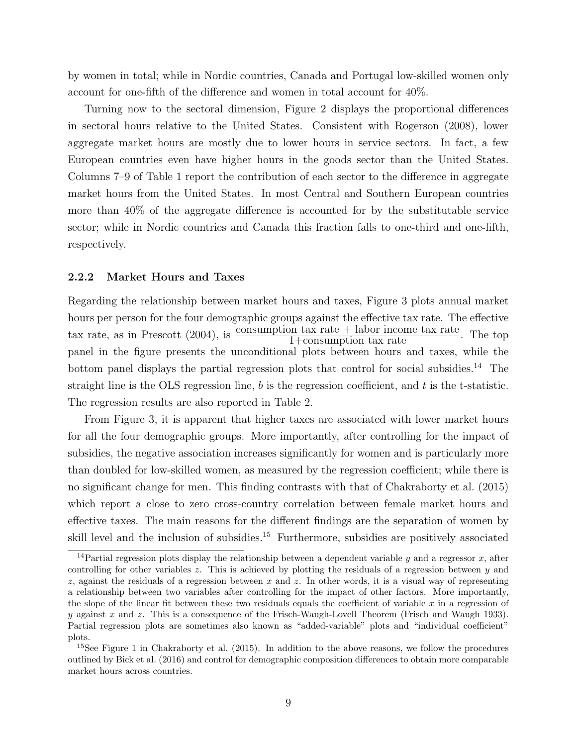by women in total; while in Nordic countries, Canada and Portugal low-skilled women only account for one-fifth of the difference and women in total account for 40%.

Turning now to the sectoral dimension, Figure 2 displays the proportional differences in sectoral hours relative to the United States. Consistent with Rogerson (2008), lower aggregate market hours are mostly due to lower hours in service sectors. In fact, a few European countries even have higher hours in the goods sector than the United States. Columns 7–9 of Table 1 report the contribution of each sector to the difference in aggregate market hours from the United States. In most Central and Southern European countries more than 40% of the aggregate difference is accounted for by the substitutable service sector; while in Nordic countries and Canada this fraction falls to one-third and one-fifth, respectively.

### 2.2.2 Market Hours and Taxes

Regarding the relationship between market hours and taxes, Figure 3 plots annual market hours per person for the four demographic groups against the effective tax rate. The effective tax rate, as in Prescott (2004), is $\frac{\text{consumption tax rate} + \text{labor income tax rate}}{1+\text{consumption tax rate}}$. The top panel in the figure presents the unconditional plots between hours and taxes, while the bottom panel displays the partial regression plots that control for social subsidies.[14] The straight line is the OLS regression line, $b$ is the regression coefficient, and $t$ is the t-statistic. The regression results are also reported in Table 2.

From Figure 3, it is apparent that higher taxes are associated with lower market hours for all the four demographic groups. More importantly, after controlling for the impact of subsidies, the negative association increases significantly for women and is particularly more than doubled for low-skilled women, as measured by the regression coefficient; while there is no significant change for men. This finding contrasts with that of Chakraborty et al. (2015) which report a close to zero cross-country correlation between female market hours and effective taxes. The main reasons for the different findings are the separation of women by skill level and the inclusion of subsidies.[15] Furthermore, subsidies are positively associated

---

[14] Partial regression plots display the relationship between a dependent variable $y$ and a regressor $x$, after controlling for other variables $z$. This is achieved by plotting the residuals of a regression between $y$ and $z$, against the residuals of a regression between $x$ and $z$. In other words, it is a visual way of representing a relationship between two variables after controlling for the impact of other factors. More importantly, the slope of the linear fit between these two residuals equals the coefficient of variable $x$ in a regression of $y$ against $x$ and $z$. This is a consequence of the Frisch-Waugh-Lovell Theorem (Frisch and Waugh 1933). Partial regression plots are sometimes also known as "added-variable" plots and "individual coefficient" plots.

[15] See Figure 1 in Chakraborty et al. (2015). In addition to the above reasons, we follow the procedures outlined by Bick et al. (2016) and control for demographic composition differences to obtain more comparable market hours across countries.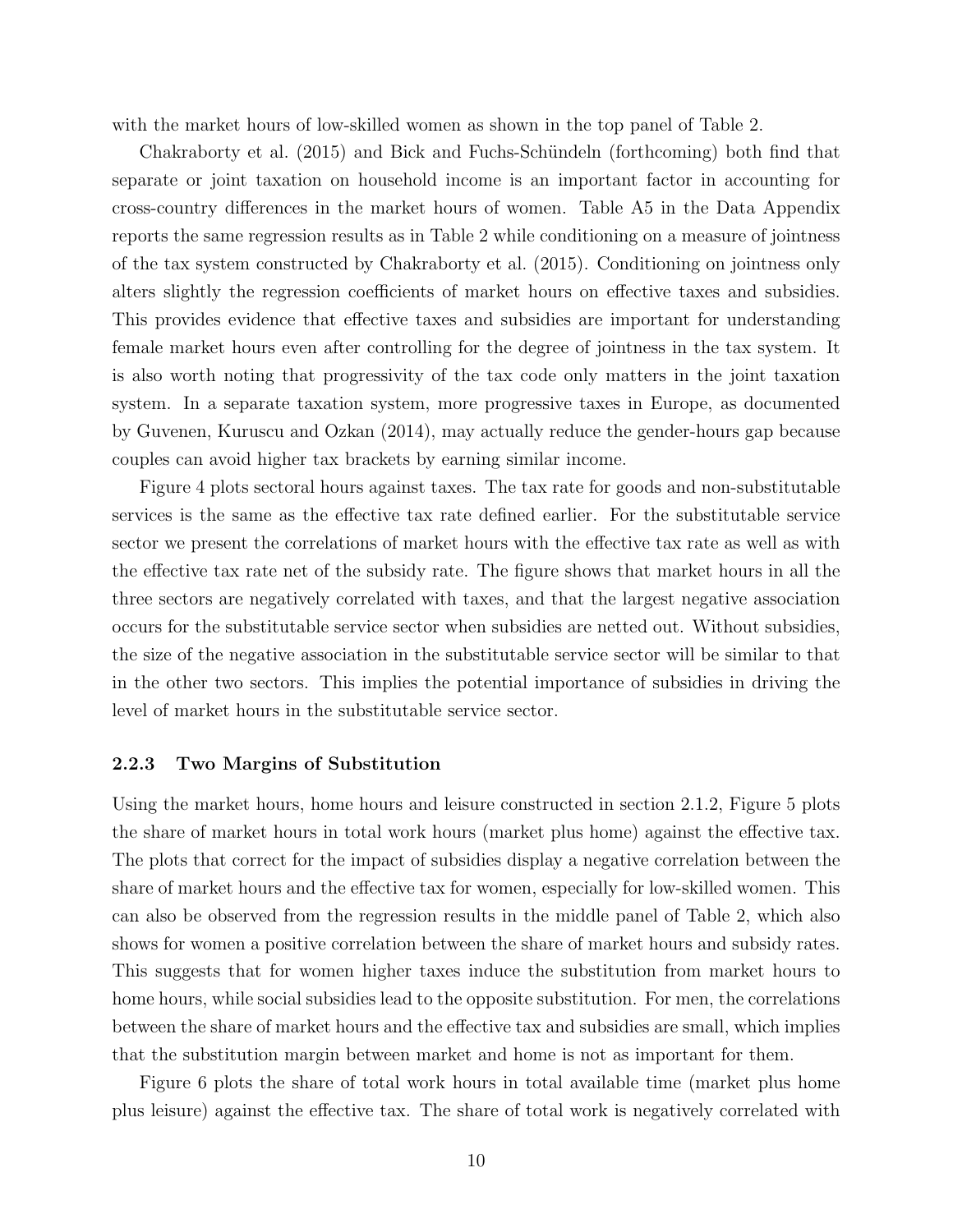with the market hours of low-skilled women as shown in the top panel of Table 2.

Chakraborty et al. (2015) and Bick and Fuchs-Schündeln (forthcoming) both find that separate or joint taxation on household income is an important factor in accounting for cross-country differences in the market hours of women. Table A5 in the Data Appendix reports the same regression results as in Table 2 while conditioning on a measure of jointness of the tax system constructed by Chakraborty et al. (2015). Conditioning on jointness only alters slightly the regression coefficients of market hours on effective taxes and subsidies. This provides evidence that effective taxes and subsidies are important for understanding female market hours even after controlling for the degree of jointness in the tax system. It is also worth noting that progressivity of the tax code only matters in the joint taxation system. In a separate taxation system, more progressive taxes in Europe, as documented by Guvenen, Kuruscu and Ozkan (2014), may actually reduce the gender-hours gap because couples can avoid higher tax brackets by earning similar income.

Figure 4 plots sectoral hours against taxes. The tax rate for goods and non-substitutable services is the same as the effective tax rate defined earlier. For the substitutable service sector we present the correlations of market hours with the effective tax rate as well as with the effective tax rate net of the subsidy rate. The figure shows that market hours in all the three sectors are negatively correlated with taxes, and that the largest negative association occurs for the substitutable service sector when subsidies are netted out. Without subsidies, the size of the negative association in the substitutable service sector will be similar to that in the other two sectors. This implies the potential importance of subsidies in driving the level of market hours in the substitutable service sector.

### 2.2.3 Two Margins of Substitution

Using the market hours, home hours and leisure constructed in section 2.1.2, Figure 5 plots the share of market hours in total work hours (market plus home) against the effective tax. The plots that correct for the impact of subsidies display a negative correlation between the share of market hours and the effective tax for women, especially for low-skilled women. This can also be observed from the regression results in the middle panel of Table 2, which also shows for women a positive correlation between the share of market hours and subsidy rates. This suggests that for women higher taxes induce the substitution from market hours to home hours, while social subsidies lead to the opposite substitution. For men, the correlations between the share of market hours and the effective tax and subsidies are small, which implies that the substitution margin between market and home is not as important for them.

Figure 6 plots the share of total work hours in total available time (market plus home plus leisure) against the effective tax. The share of total work is negatively correlated with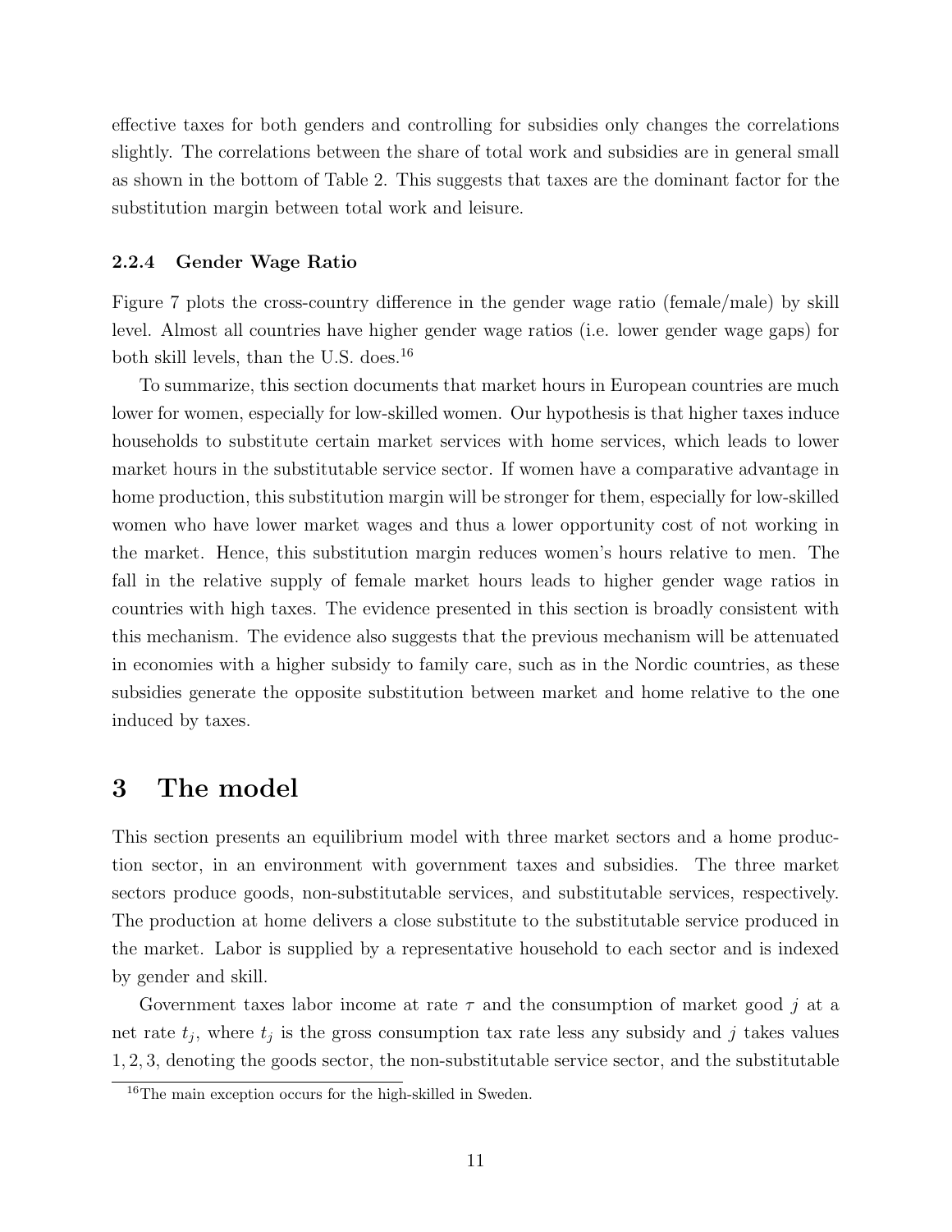effective taxes for both genders and controlling for subsidies only changes the correlations slightly. The correlations between the share of total work and subsidies are in general small as shown in the bottom of Table 2. This suggests that taxes are the dominant factor for the substitution margin between total work and leisure.

#### 2.2.4 Gender Wage Ratio

Figure 7 plots the cross-country difference in the gender wage ratio (female/male) by skill level. Almost all countries have higher gender wage ratios (i.e. lower gender wage gaps) for both skill levels, than the U.S. does.[16]

To summarize, this section documents that market hours in European countries are much lower for women, especially for low-skilled women. Our hypothesis is that higher taxes induce households to substitute certain market services with home services, which leads to lower market hours in the substitutable service sector. If women have a comparative advantage in home production, this substitution margin will be stronger for them, especially for low-skilled women who have lower market wages and thus a lower opportunity cost of not working in the market. Hence, this substitution margin reduces women's hours relative to men. The fall in the relative supply of female market hours leads to higher gender wage ratios in countries with high taxes. The evidence presented in this section is broadly consistent with this mechanism. The evidence also suggests that the previous mechanism will be attenuated in economies with a higher subsidy to family care, such as in the Nordic countries, as these subsidies generate the opposite substitution between market and home relative to the one induced by taxes.

# 3 The model

This section presents an equilibrium model with three market sectors and a home production sector, in an environment with government taxes and subsidies. The three market sectors produce goods, non-substitutable services, and substitutable services, respectively. The production at home delivers a close substitute to the substitutable service produced in the market. Labor is supplied by a representative household to each sector and is indexed by gender and skill.

Government taxes labor income at rate $\tau$ and the consumption of market good $j$ at a net rate $t_j$, where $t_j$ is the gross consumption tax rate less any subsidy and $j$ takes values $1, 2, 3$, denoting the goods sector, the non-substitutable service sector, and the substitutable

[16] The main exception occurs for the high-skilled in Sweden.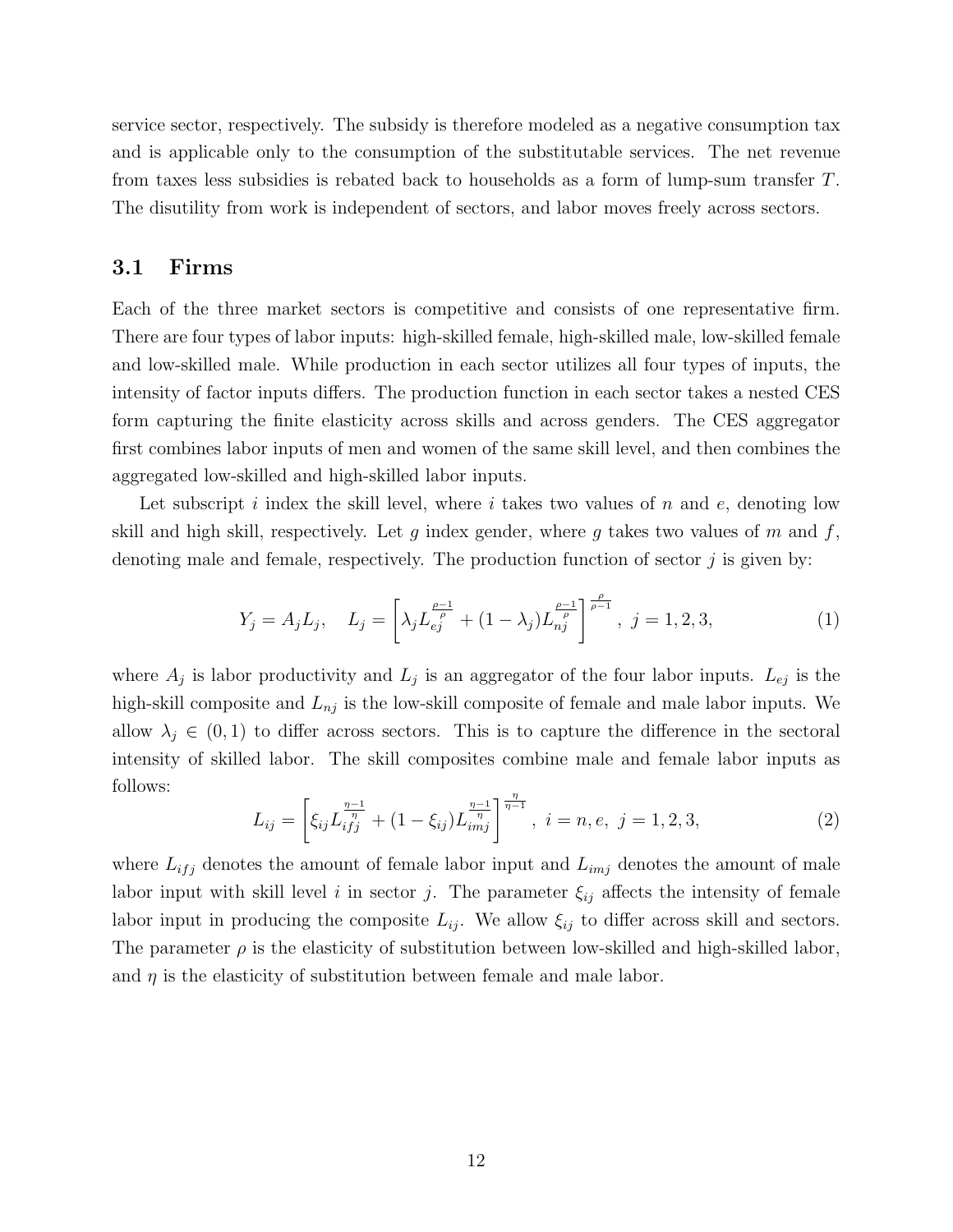service sector, respectively. The subsidy is therefore modeled as a negative consumption tax and is applicable only to the consumption of the substitutable services. The net revenue from taxes less subsidies is rebated back to households as a form of lump-sum transfer $T$. The disutility from work is independent of sectors, and labor moves freely across sectors.

## 3.1 Firms

Each of the three market sectors is competitive and consists of one representative firm. There are four types of labor inputs: high-skilled female, high-skilled male, low-skilled female and low-skilled male. While production in each sector utilizes all four types of inputs, the intensity of factor inputs differs. The production function in each sector takes a nested CES form capturing the finite elasticity across skills and across genders. The CES aggregator first combines labor inputs of men and women of the same skill level, and then combines the aggregated low-skilled and high-skilled labor inputs.

Let subscript $i$ index the skill level, where $i$ takes two values of $n$ and $e$, denoting low skill and high skill, respectively. Let $g$ index gender, where $g$ takes two values of $m$ and $f$, denoting male and female, respectively. The production function of sector $j$ is given by:

$$Y_j = A_j L_j, \quad L_j = \left[ \lambda_j L_{ej}^{\frac{\rho-1}{\rho}} + (1-\lambda_j) L_{nj}^{\frac{\rho-1}{\rho}} \right]^{\frac{\rho}{\rho-1}}, \; j = 1, 2, 3, \tag{1}$$

where $A_j$ is labor productivity and $L_j$ is an aggregator of the four labor inputs. $L_{ej}$ is the high-skill composite and $L_{nj}$ is the low-skill composite of female and male labor inputs. We allow $\lambda_j \in (0, 1)$ to differ across sectors. This is to capture the difference in the sectoral intensity of skilled labor. The skill composites combine male and female labor inputs as follows:

$$L_{ij} = \left[ \xi_{ij} L_{ifj}^{\frac{\eta-1}{\eta}} + (1-\xi_{ij}) L_{imj}^{\frac{\eta-1}{\eta}} \right]^{\frac{\eta}{\eta-1}}, \; i = n, e, \; j = 1, 2, 3, \tag{2}$$

where $L_{ifj}$ denotes the amount of female labor input and $L_{imj}$ denotes the amount of male labor input with skill level $i$ in sector $j$. The parameter $\xi_{ij}$ affects the intensity of female labor input in producing the composite $L_{ij}$. We allow $\xi_{ij}$ to differ across skill and sectors. The parameter $\rho$ is the elasticity of substitution between low-skilled and high-skilled labor, and $\eta$ is the elasticity of substitution between female and male labor.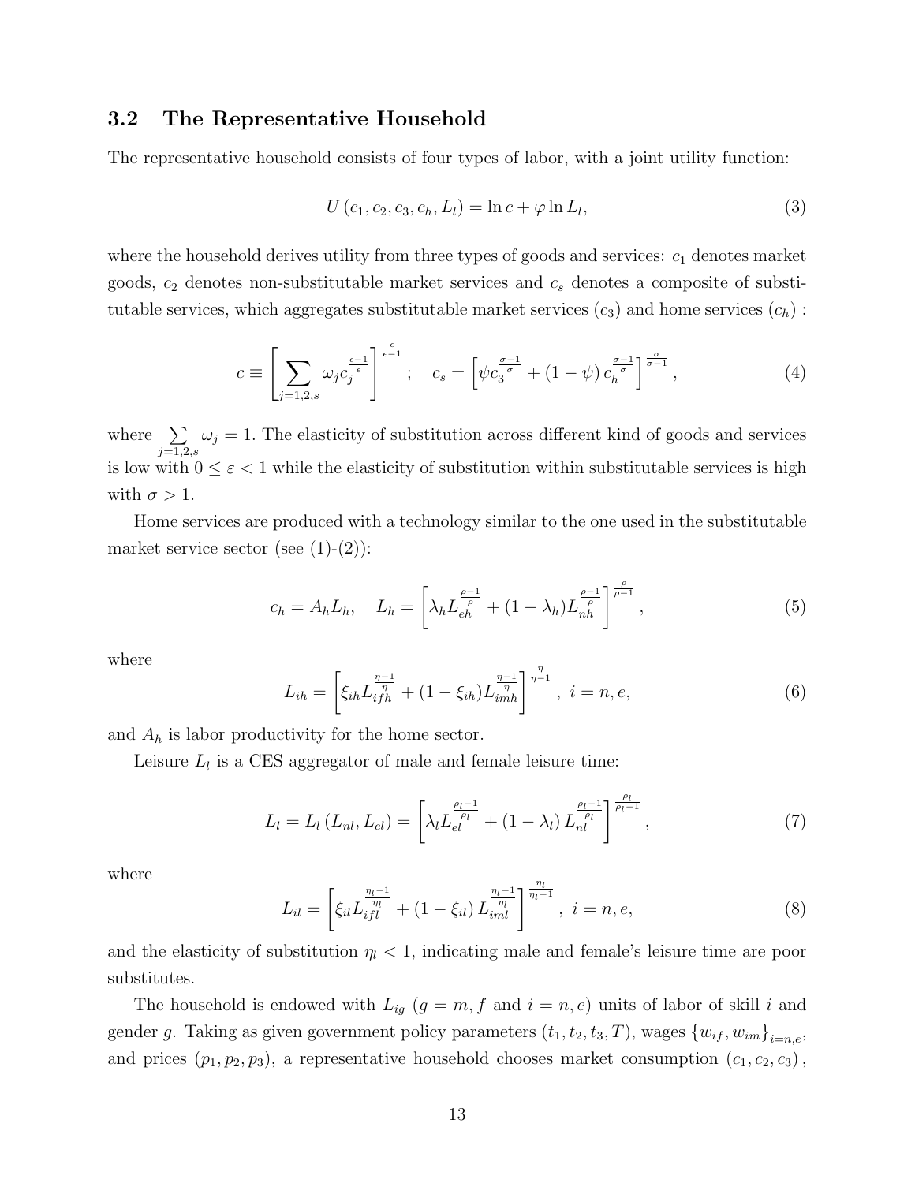### 3.2 The Representative Household

The representative household consists of four types of labor, with a joint utility function:

$$U(c_1, c_2, c_3, c_h, L_l) = \ln c + \varphi \ln L_l, \tag{3}$$

where the household derives utility from three types of goods and services: $c_1$ denotes market goods, $c_2$ denotes non-substitutable market services and $c_s$ denotes a composite of substitutable services, which aggregates substitutable market services ($c_3$) and home services ($c_h$) :

$$c \equiv \left[\sum_{j=1,2,s} \omega_j c_j^{\frac{\epsilon-1}{\epsilon}}\right]^{\frac{\epsilon}{\epsilon-1}}; \quad c_s = \left[\psi c_3^{\frac{\sigma-1}{\sigma}} + (1-\psi)\, c_h^{\frac{\sigma-1}{\sigma}}\right]^{\frac{\sigma}{\sigma-1}}, \tag{4}$$

where $\sum_{j=1,2,s} \omega_j = 1$. The elasticity of substitution across different kind of goods and services is low with $0 \leq \varepsilon < 1$ while the elasticity of substitution within substitutable services is high with $\sigma > 1$.

Home services are produced with a technology similar to the one used in the substitutable market service sector (see (1)-(2)):

$$c_h = A_h L_h, \quad L_h = \left[\lambda_h L_{eh}^{\frac{\rho-1}{\rho}} + (1-\lambda_h) L_{nh}^{\frac{\rho-1}{\rho}}\right]^{\frac{\rho}{\rho-1}}, \tag{5}$$

where

$$L_{ih} = \left[\xi_{ih} L_{ifh}^{\frac{\eta-1}{\eta}} + (1-\xi_{ih}) L_{imh}^{\frac{\eta-1}{\eta}}\right]^{\frac{\eta}{\eta-1}}, \; i = n, e, \tag{6}$$

and $A_h$ is labor productivity for the home sector.

Leisure $L_l$ is a CES aggregator of male and female leisure time:

$$L_l = L_l(L_{nl}, L_{el}) = \left[\lambda_l L_{el}^{\frac{\rho_l-1}{\rho_l}} + (1-\lambda_l)\, L_{nl}^{\frac{\rho_l-1}{\rho_l}}\right]^{\frac{\rho_l}{\rho_l-1}}, \tag{7}$$

where

$$L_{il} = \left[\xi_{il} L_{ifl}^{\frac{\eta_l-1}{\eta_l}} + (1-\xi_{il})\, L_{iml}^{\frac{\eta_l-1}{\eta_l}}\right]^{\frac{\eta_l}{\eta_l-1}}, \; i = n, e, \tag{8}$$

and the elasticity of substitution $\eta_l < 1$, indicating male and female's leisure time are poor substitutes.

The household is endowed with $L_{ig}$ ($g = m, f$ and $i = n, e$) units of labor of skill $i$ and gender $g$. Taking as given government policy parameters $(t_1, t_2, t_3, T)$, wages $\{w_{if}, w_{im}\}_{i=n,e}$, and prices $(p_1, p_2, p_3)$, a representative household chooses market consumption $(c_1, c_2, c_3)$,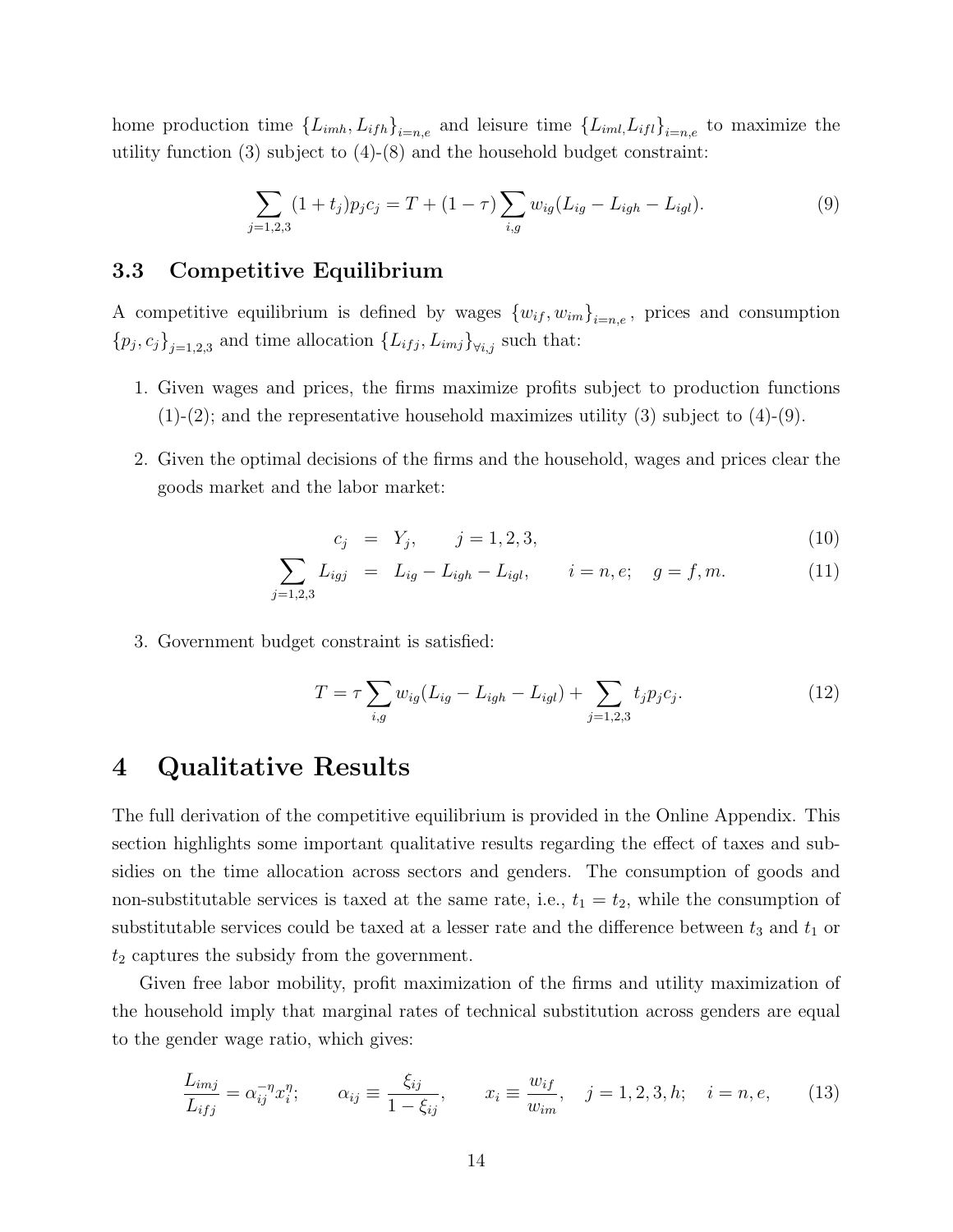home production time $\{L_{imh}, L_{ifh}\}_{i=n,e}$ and leisure time $\{L_{iml}, L_{ifl}\}_{i=n,e}$ to maximize the utility function (3) subject to (4)-(8) and the household budget constraint:

$$\sum_{j=1,2,3} (1+t_j)p_j c_j = T + (1-\tau)\sum_{i,g} w_{ig}(L_{ig} - L_{igh} - L_{igl}). \tag{9}$$

### 3.3 Competitive Equilibrium

A competitive equilibrium is defined by wages $\{w_{if}, w_{im}\}_{i=n,e}$, prices and consumption $\{p_j, c_j\}_{j=1,2,3}$ and time allocation $\{L_{ifj}, L_{imj}\}_{\forall i,j}$ such that:

1. Given wages and prices, the firms maximize profits subject to production functions (1)-(2); and the representative household maximizes utility (3) subject to (4)-(9).
2. Given the optimal decisions of the firms and the household, wages and prices clear the goods market and the labor market:

$$c_j = Y_j, \qquad j = 1,2,3, \tag{10}$$

$$\sum_{j=1,2,3} L_{igj} = L_{ig} - L_{igh} - L_{igl}, \qquad i = n,e; \quad g = f,m. \tag{11}$$

3. Government budget constraint is satisfied:

$$T = \tau \sum_{i,g} w_{ig}(L_{ig} - L_{igh} - L_{igl}) + \sum_{j=1,2,3} t_j p_j c_j. \tag{12}$$

# 4 Qualitative Results

The full derivation of the competitive equilibrium is provided in the Online Appendix. This section highlights some important qualitative results regarding the effect of taxes and subsidies on the time allocation across sectors and genders. The consumption of goods and non-substitutable services is taxed at the same rate, i.e., $t_1 = t_2$, while the consumption of substitutable services could be taxed at a lesser rate and the difference between $t_3$ and $t_1$ or $t_2$ captures the subsidy from the government.

Given free labor mobility, profit maximization of the firms and utility maximization of the household imply that marginal rates of technical substitution across genders are equal to the gender wage ratio, which gives:

$$\frac{L_{imj}}{L_{ifj}} = \alpha_{ij}^{-\eta} x_i^{\eta}; \qquad \alpha_{ij} \equiv \frac{\xi_{ij}}{1-\xi_{ij}}, \qquad x_i \equiv \frac{w_{if}}{w_{im}}, \quad j = 1,2,3,h; \quad i = n,e, \tag{13}$$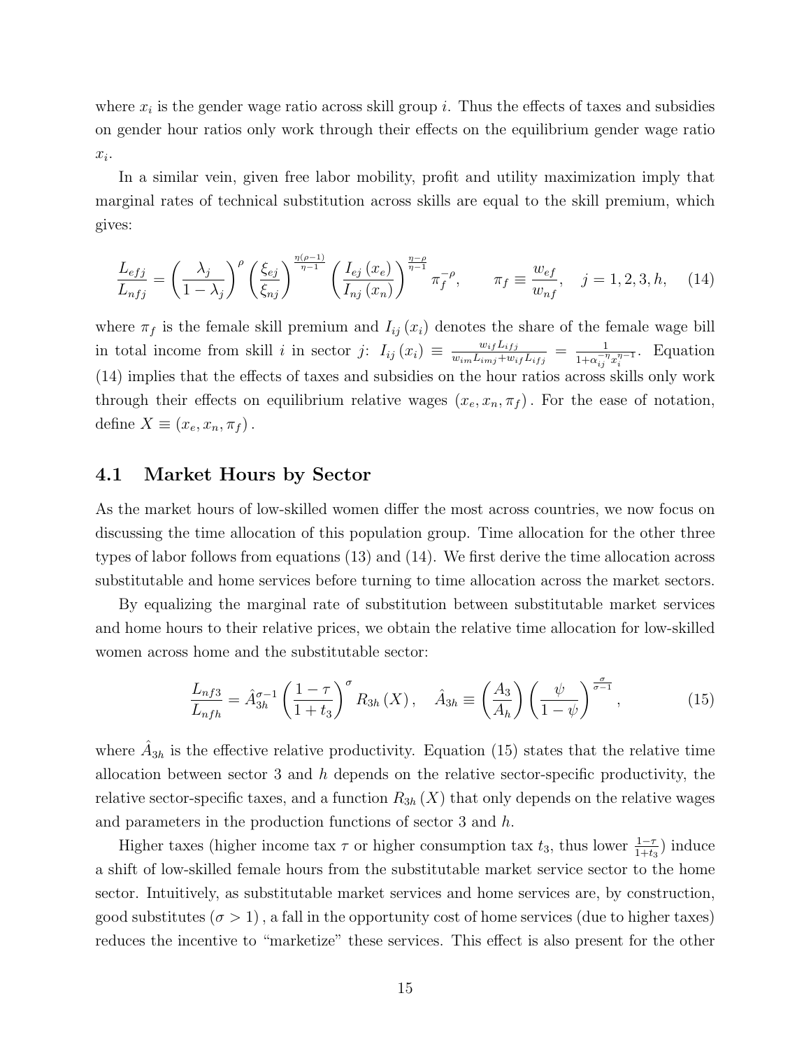where $x_i$ is the gender wage ratio across skill group $i$. Thus the effects of taxes and subsidies on gender hour ratios only work through their effects on the equilibrium gender wage ratio $x_i$.

In a similar vein, given free labor mobility, profit and utility maximization imply that marginal rates of technical substitution across skills are equal to the skill premium, which gives:

$$\frac{L_{efj}}{L_{nfj}} = \left(\frac{\lambda_j}{1-\lambda_j}\right)^{\rho} \left(\frac{\xi_{ej}}{\xi_{nj}}\right)^{\frac{\eta(\rho-1)}{\eta-1}} \left(\frac{I_{ej}(x_e)}{I_{nj}(x_n)}\right)^{\frac{\eta-\rho}{\eta-1}} \pi_f^{-\rho}, \qquad \pi_f \equiv \frac{w_{ef}}{w_{nf}}, \quad j = 1, 2, 3, h, \tag{14}$$

where $\pi_f$ is the female skill premium and $I_{ij}(x_i)$ denotes the share of the female wage bill in total income from skill $i$ in sector $j$: $I_{ij}(x_i) \equiv \frac{w_{if}L_{ifj}}{w_{im}L_{imj}+w_{if}L_{ifj}} = \frac{1}{1+\alpha_{ij}^{-\eta}x_i^{\eta-1}}$. Equation (14) implies that the effects of taxes and subsidies on the hour ratios across skills only work through their effects on equilibrium relative wages $(x_e, x_n, \pi_f)$. For the ease of notation, define $X \equiv (x_e, x_n, \pi_f)$.

## 4.1 Market Hours by Sector

As the market hours of low-skilled women differ the most across countries, we now focus on discussing the time allocation of this population group. Time allocation for the other three types of labor follows from equations (13) and (14). We first derive the time allocation across substitutable and home services before turning to time allocation across the market sectors.

By equalizing the marginal rate of substitution between substitutable market services and home hours to their relative prices, we obtain the relative time allocation for low-skilled women across home and the substitutable sector:

$$\frac{L_{nf3}}{L_{nfh}} = \hat{A}_{3h}^{\sigma-1} \left(\frac{1-\tau}{1+t_3}\right)^{\sigma} R_{3h}(X), \quad \hat{A}_{3h} \equiv \left(\frac{A_3}{A_h}\right)\left(\frac{\psi}{1-\psi}\right)^{\frac{\sigma}{\sigma-1}}, \tag{15}$$

where $\hat{A}_{3h}$ is the effective relative productivity. Equation (15) states that the relative time allocation between sector 3 and $h$ depends on the relative sector-specific productivity, the relative sector-specific taxes, and a function $R_{3h}(X)$ that only depends on the relative wages and parameters in the production functions of sector 3 and $h$.

Higher taxes (higher income tax $\tau$ or higher consumption tax $t_3$, thus lower $\frac{1-\tau}{1+t_3}$) induce a shift of low-skilled female hours from the substitutable market service sector to the home sector. Intuitively, as substitutable market services and home services are, by construction, good substitutes $(\sigma > 1)$, a fall in the opportunity cost of home services (due to higher taxes) reduces the incentive to "marketize" these services. This effect is also present for the other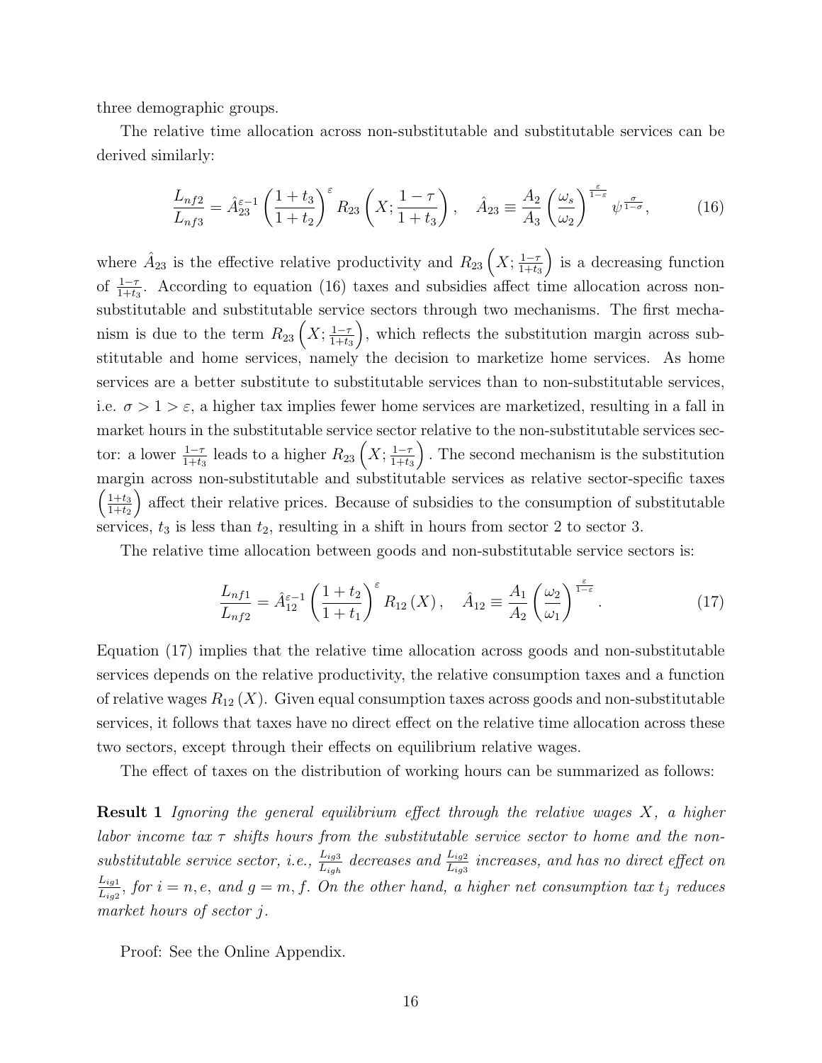three demographic groups.

The relative time allocation across non-substitutable and substitutable services can be derived similarly:

$$\frac{L_{nf2}}{L_{nf3}} = \hat{A}_{23}^{\varepsilon-1}\left(\frac{1+t_3}{1+t_2}\right)^{\varepsilon} R_{23}\left(X; \frac{1-\tau}{1+t_3}\right), \quad \hat{A}_{23} \equiv \frac{A_2}{A_3}\left(\frac{\omega_s}{\omega_2}\right)^{\frac{\varepsilon}{1-\varepsilon}} \psi^{\frac{\sigma}{1-\sigma}}, \tag{16}$$

where $\hat{A}_{23}$ is the effective relative productivity and $R_{23}\left(X; \frac{1-\tau}{1+t_3}\right)$ is a decreasing function of $\frac{1-\tau}{1+t_3}$. According to equation (16) taxes and subsidies affect time allocation across non-substitutable and substitutable service sectors through two mechanisms. The first mechanism is due to the term $R_{23}\left(X; \frac{1-\tau}{1+t_3}\right)$, which reflects the substitution margin across substitutable and home services, namely the decision to marketize home services. As home services are a better substitute to substitutable services than to non-substitutable services, i.e. $\sigma > 1 > \varepsilon$, a higher tax implies fewer home services are marketized, resulting in a fall in market hours in the substitutable service sector relative to the non-substitutable services sector: a lower $\frac{1-\tau}{1+t_3}$ leads to a higher $R_{23}\left(X; \frac{1-\tau}{1+t_3}\right)$. The second mechanism is the substitution margin across non-substitutable and substitutable services as relative sector-specific taxes $\left(\frac{1+t_3}{1+t_2}\right)$ affect their relative prices. Because of subsidies to the consumption of substitutable services, $t_3$ is less than $t_2$, resulting in a shift in hours from sector 2 to sector 3.

The relative time allocation between goods and non-substitutable service sectors is:

$$\frac{L_{nf1}}{L_{nf2}} = \hat{A}_{12}^{\varepsilon-1}\left(\frac{1+t_2}{1+t_1}\right)^{\varepsilon} R_{12}(X), \quad \hat{A}_{12} \equiv \frac{A_1}{A_2}\left(\frac{\omega_2}{\omega_1}\right)^{\frac{\varepsilon}{1-\varepsilon}}. \tag{17}$$

Equation (17) implies that the relative time allocation across goods and non-substitutable services depends on the relative productivity, the relative consumption taxes and a function of relative wages $R_{12}(X)$. Given equal consumption taxes across goods and non-substitutable services, it follows that taxes have no direct effect on the relative time allocation across these two sectors, except through their effects on equilibrium relative wages.

The effect of taxes on the distribution of working hours can be summarized as follows:

**Result 1** *Ignoring the general equilibrium effect through the relative wages $X$, a higher labor income tax $\tau$ shifts hours from the substitutable service sector to home and the non-substitutable service sector, i.e., $\frac{L_{ig3}}{L_{igh}}$ decreases and $\frac{L_{ig2}}{L_{ig3}}$ increases, and has no direct effect on $\frac{L_{ig1}}{L_{ig2}}$, for $i = n, e$, and $g = m, f$. On the other hand, a higher net consumption tax $t_j$ reduces market hours of sector $j$.*

Proof: See the Online Appendix.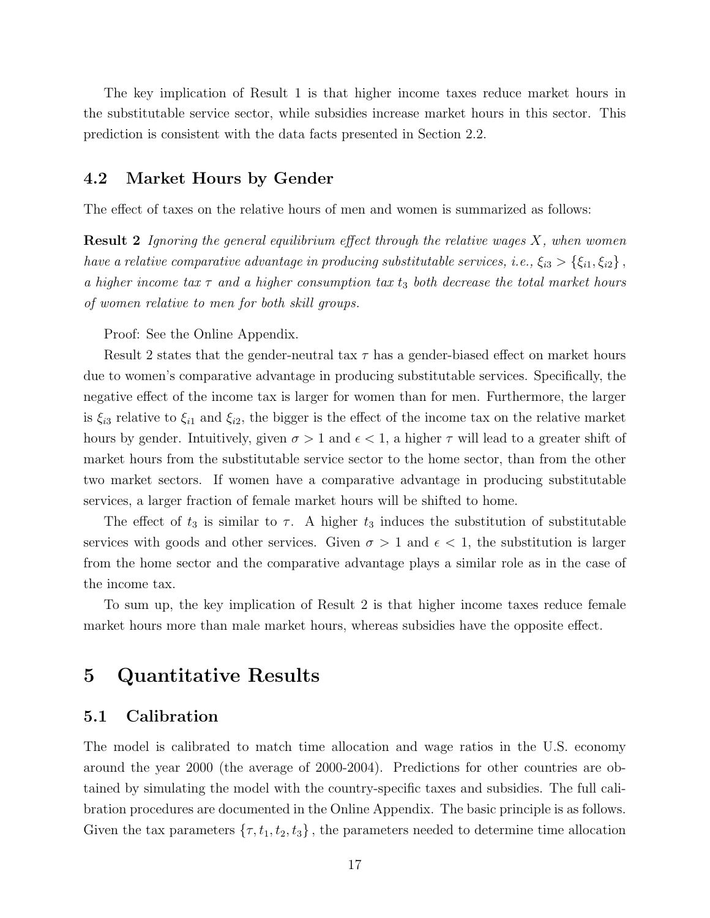The key implication of Result 1 is that higher income taxes reduce market hours in the substitutable service sector, while subsidies increase market hours in this sector. This prediction is consistent with the data facts presented in Section 2.2.

## 4.2 Market Hours by Gender

The effect of taxes on the relative hours of men and women is summarized as follows:

**Result 2** *Ignoring the general equilibrium effect through the relative wages $X$, when women have a relative comparative advantage in producing substitutable services, i.e., $\xi_{i3} > \{\xi_{i1}, \xi_{i2}\}$, a higher income tax $\tau$ and a higher consumption tax $t_3$ both decrease the total market hours of women relative to men for both skill groups.*

Proof: See the Online Appendix.

Result 2 states that the gender-neutral tax $\tau$ has a gender-biased effect on market hours due to women's comparative advantage in producing substitutable services. Specifically, the negative effect of the income tax is larger for women than for men. Furthermore, the larger is $\xi_{i3}$ relative to $\xi_{i1}$ and $\xi_{i2}$, the bigger is the effect of the income tax on the relative market hours by gender. Intuitively, given $\sigma > 1$ and $\epsilon < 1$, a higher $\tau$ will lead to a greater shift of market hours from the substitutable service sector to the home sector, than from the other two market sectors. If women have a comparative advantage in producing substitutable services, a larger fraction of female market hours will be shifted to home.

The effect of $t_3$ is similar to $\tau$. A higher $t_3$ induces the substitution of substitutable services with goods and other services. Given $\sigma > 1$ and $\epsilon < 1$, the substitution is larger from the home sector and the comparative advantage plays a similar role as in the case of the income tax.

To sum up, the key implication of Result 2 is that higher income taxes reduce female market hours more than male market hours, whereas subsidies have the opposite effect.

# 5 Quantitative Results

## 5.1 Calibration

The model is calibrated to match time allocation and wage ratios in the U.S. economy around the year 2000 (the average of 2000-2004). Predictions for other countries are obtained by simulating the model with the country-specific taxes and subsidies. The full calibration procedures are documented in the Online Appendix. The basic principle is as follows. Given the tax parameters $\{\tau, t_1, t_2, t_3\}$, the parameters needed to determine time allocation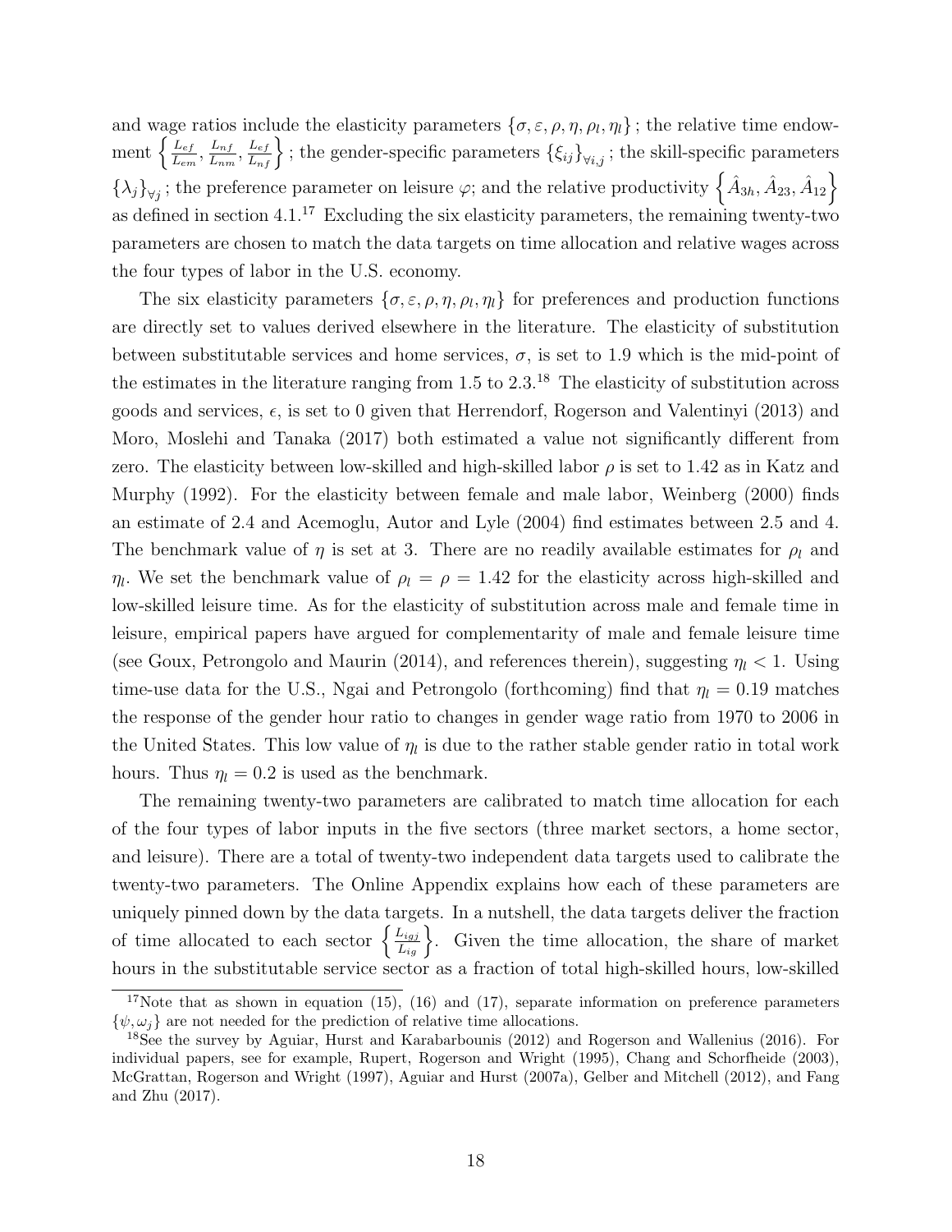and wage ratios include the elasticity parameters $\{\sigma, \varepsilon, \rho, \eta, \rho_l, \eta_l\}$ ; the relative time endowment $\left\{\frac{L_{ef}}{L_{em}}, \frac{L_{nf}}{L_{nm}}, \frac{L_{ef}}{L_{nf}}\right\}$ ; the gender-specific parameters $\{\xi_{ij}\}_{\forall i,j}$ ; the skill-specific parameters $\{\lambda_j\}_{\forall j}$ ; the preference parameter on leisure $\varphi$; and the relative productivity $\left\{\hat{A}_{3h}, \hat{A}_{23}, \hat{A}_{12}\right\}$ as defined in section 4.1.[17] Excluding the six elasticity parameters, the remaining twenty-two parameters are chosen to match the data targets on time allocation and relative wages across the four types of labor in the U.S. economy.

The six elasticity parameters $\{\sigma, \varepsilon, \rho, \eta, \rho_l, \eta_l\}$ for preferences and production functions are directly set to values derived elsewhere in the literature. The elasticity of substitution between substitutable services and home services, $\sigma$, is set to 1.9 which is the mid-point of the estimates in the literature ranging from 1.5 to 2.3.[18] The elasticity of substitution across goods and services, $\epsilon$, is set to 0 given that Herrendorf, Rogerson and Valentinyi (2013) and Moro, Moslehi and Tanaka (2017) both estimated a value not significantly different from zero. The elasticity between low-skilled and high-skilled labor $\rho$ is set to 1.42 as in Katz and Murphy (1992). For the elasticity between female and male labor, Weinberg (2000) finds an estimate of 2.4 and Acemoglu, Autor and Lyle (2004) find estimates between 2.5 and 4. The benchmark value of $\eta$ is set at 3. There are no readily available estimates for $\rho_l$ and $\eta_l$. We set the benchmark value of $\rho_l = \rho = 1.42$ for the elasticity across high-skilled and low-skilled leisure time. As for the elasticity of substitution across male and female time in leisure, empirical papers have argued for complementarity of male and female leisure time (see Goux, Petrongolo and Maurin (2014), and references therein), suggesting $\eta_l < 1$. Using time-use data for the U.S., Ngai and Petrongolo (forthcoming) find that $\eta_l = 0.19$ matches the response of the gender hour ratio to changes in gender wage ratio from 1970 to 2006 in the United States. This low value of $\eta_l$ is due to the rather stable gender ratio in total work hours. Thus $\eta_l = 0.2$ is used as the benchmark.

The remaining twenty-two parameters are calibrated to match time allocation for each of the four types of labor inputs in the five sectors (three market sectors, a home sector, and leisure). There are a total of twenty-two independent data targets used to calibrate the twenty-two parameters. The Online Appendix explains how each of these parameters are uniquely pinned down by the data targets. In a nutshell, the data targets deliver the fraction of time allocated to each sector $\left\{\frac{L_{igj}}{L_{ig}}\right\}$. Given the time allocation, the share of market hours in the substitutable service sector as a fraction of total high-skilled hours, low-skilled

[17] Note that as shown in equation (15), (16) and (17), separate information on preference parameters $\{\psi, \omega_j\}$ are not needed for the prediction of relative time allocations.

[18] See the survey by Aguiar, Hurst and Karabarbounis (2012) and Rogerson and Wallenius (2016). For individual papers, see for example, Rupert, Rogerson and Wright (1995), Chang and Schorfheide (2003), McGrattan, Rogerson and Wright (1997), Aguiar and Hurst (2007a), Gelber and Mitchell (2012), and Fang and Zhu (2017).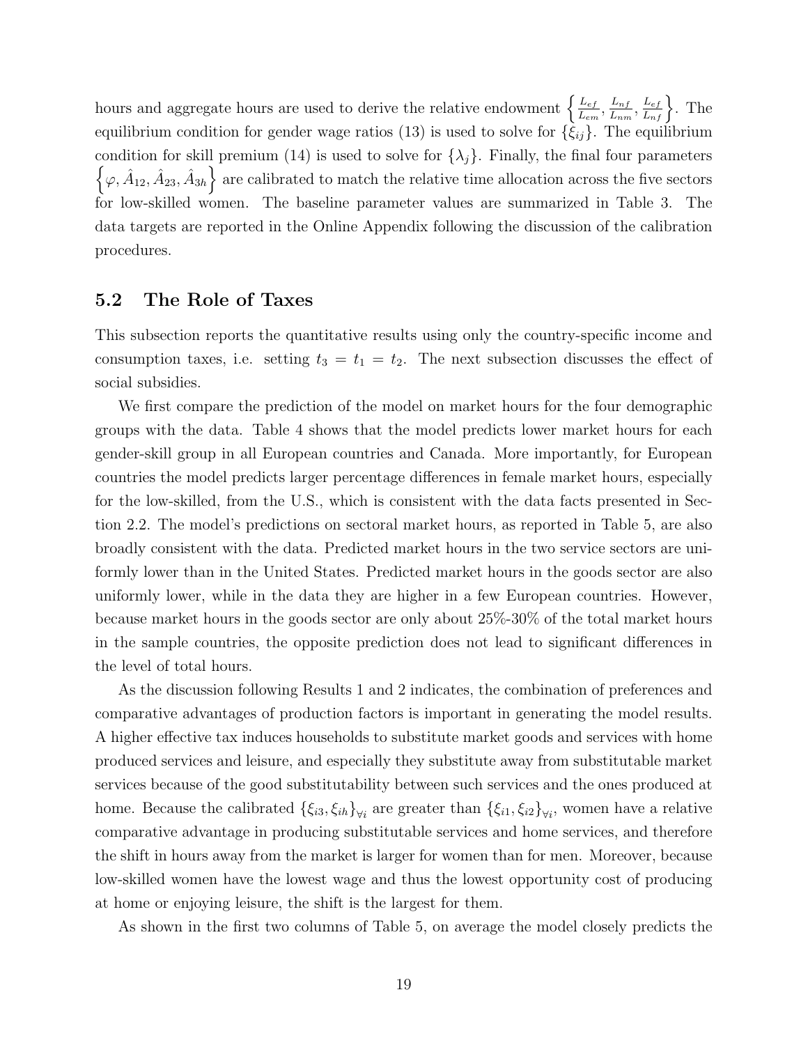hours and aggregate hours are used to derive the relative endowment $\left\{ \frac{L_{ef}}{L_{em}}, \frac{L_{nf}}{L_{nm}}, \frac{L_{ef}}{L_{nf}} \right\}$. The equilibrium condition for gender wage ratios (13) is used to solve for $\{\xi_{ij}\}$. The equilibrium condition for skill premium (14) is used to solve for $\{\lambda_j\}$. Finally, the final four parameters $\left\{ \varphi, \hat{A}_{12}, \hat{A}_{23}, \hat{A}_{3h} \right\}$ are calibrated to match the relative time allocation across the five sectors for low-skilled women. The baseline parameter values are summarized in Table 3. The data targets are reported in the Online Appendix following the discussion of the calibration procedures.

## 5.2 The Role of Taxes

This subsection reports the quantitative results using only the country-specific income and consumption taxes, i.e. setting $t_3 = t_1 = t_2$. The next subsection discusses the effect of social subsidies.

We first compare the prediction of the model on market hours for the four demographic groups with the data. Table 4 shows that the model predicts lower market hours for each gender-skill group in all European countries and Canada. More importantly, for European countries the model predicts larger percentage differences in female market hours, especially for the low-skilled, from the U.S., which is consistent with the data facts presented in Section 2.2. The model's predictions on sectoral market hours, as reported in Table 5, are also broadly consistent with the data. Predicted market hours in the two service sectors are uniformly lower than in the United States. Predicted market hours in the goods sector are also uniformly lower, while in the data they are higher in a few European countries. However, because market hours in the goods sector are only about 25%-30% of the total market hours in the sample countries, the opposite prediction does not lead to significant differences in the level of total hours.

As the discussion following Results 1 and 2 indicates, the combination of preferences and comparative advantages of production factors is important in generating the model results. A higher effective tax induces households to substitute market goods and services with home produced services and leisure, and especially they substitute away from substitutable market services because of the good substitutability between such services and the ones produced at home. Because the calibrated $\{\xi_{i3}, \xi_{ih}\}_{\forall i}$ are greater than $\{\xi_{i1}, \xi_{i2}\}_{\forall i}$, women have a relative comparative advantage in producing substitutable services and home services, and therefore the shift in hours away from the market is larger for women than for men. Moreover, because low-skilled women have the lowest wage and thus the lowest opportunity cost of producing at home or enjoying leisure, the shift is the largest for them.

As shown in the first two columns of Table 5, on average the model closely predicts the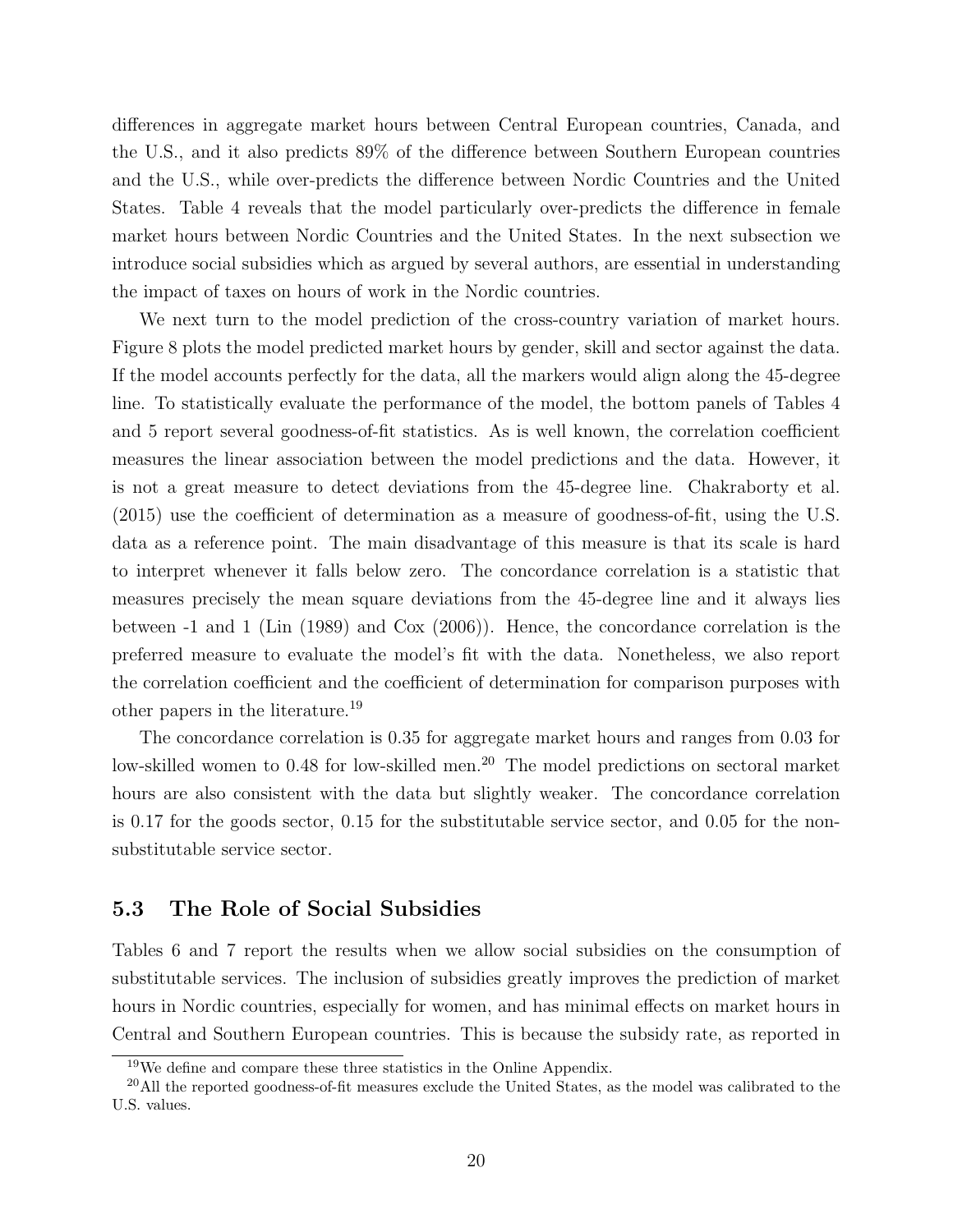differences in aggregate market hours between Central European countries, Canada, and the U.S., and it also predicts 89% of the difference between Southern European countries and the U.S., while over-predicts the difference between Nordic Countries and the United States. Table 4 reveals that the model particularly over-predicts the difference in female market hours between Nordic Countries and the United States. In the next subsection we introduce social subsidies which as argued by several authors, are essential in understanding the impact of taxes on hours of work in the Nordic countries.

We next turn to the model prediction of the cross-country variation of market hours. Figure 8 plots the model predicted market hours by gender, skill and sector against the data. If the model accounts perfectly for the data, all the markers would align along the 45-degree line. To statistically evaluate the performance of the model, the bottom panels of Tables 4 and 5 report several goodness-of-fit statistics. As is well known, the correlation coefficient measures the linear association between the model predictions and the data. However, it is not a great measure to detect deviations from the 45-degree line. Chakraborty et al. (2015) use the coefficient of determination as a measure of goodness-of-fit, using the U.S. data as a reference point. The main disadvantage of this measure is that its scale is hard to interpret whenever it falls below zero. The concordance correlation is a statistic that measures precisely the mean square deviations from the 45-degree line and it always lies between -1 and 1 (Lin (1989) and Cox (2006)). Hence, the concordance correlation is the preferred measure to evaluate the model's fit with the data. Nonetheless, we also report the correlation coefficient and the coefficient of determination for comparison purposes with other papers in the literature.[19]

The concordance correlation is 0.35 for aggregate market hours and ranges from 0.03 for low-skilled women to 0.48 for low-skilled men.[20] The model predictions on sectoral market hours are also consistent with the data but slightly weaker. The concordance correlation is 0.17 for the goods sector, 0.15 for the substitutable service sector, and 0.05 for the non-substitutable service sector.

## 5.3 The Role of Social Subsidies

Tables 6 and 7 report the results when we allow social subsidies on the consumption of substitutable services. The inclusion of subsidies greatly improves the prediction of market hours in Nordic countries, especially for women, and has minimal effects on market hours in Central and Southern European countries. This is because the subsidy rate, as reported in

[19] We define and compare these three statistics in the Online Appendix.

[20] All the reported goodness-of-fit measures exclude the United States, as the model was calibrated to the U.S. values.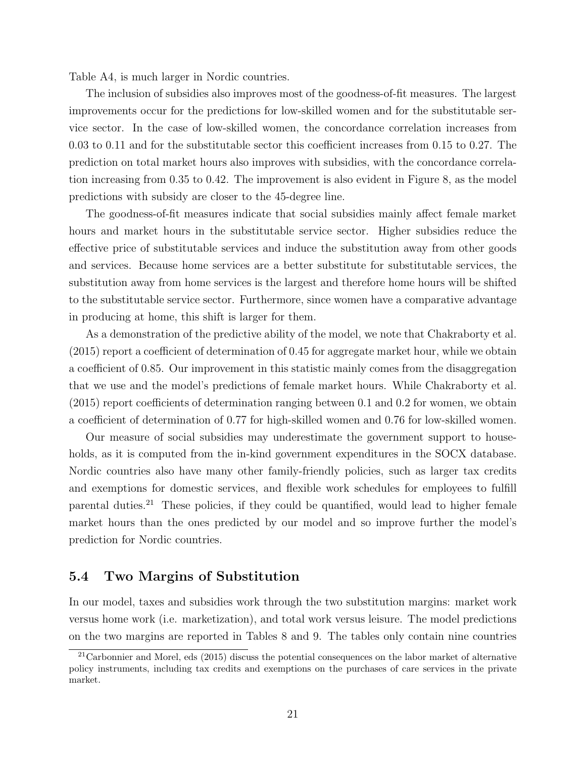Table A4, is much larger in Nordic countries.

The inclusion of subsidies also improves most of the goodness-of-fit measures. The largest improvements occur for the predictions for low-skilled women and for the substitutable service sector. In the case of low-skilled women, the concordance correlation increases from 0.03 to 0.11 and for the substitutable sector this coefficient increases from 0.15 to 0.27. The prediction on total market hours also improves with subsidies, with the concordance correlation increasing from 0.35 to 0.42. The improvement is also evident in Figure 8, as the model predictions with subsidy are closer to the 45-degree line.

The goodness-of-fit measures indicate that social subsidies mainly affect female market hours and market hours in the substitutable service sector. Higher subsidies reduce the effective price of substitutable services and induce the substitution away from other goods and services. Because home services are a better substitute for substitutable services, the substitution away from home services is the largest and therefore home hours will be shifted to the substitutable service sector. Furthermore, since women have a comparative advantage in producing at home, this shift is larger for them.

As a demonstration of the predictive ability of the model, we note that Chakraborty et al. (2015) report a coefficient of determination of 0.45 for aggregate market hour, while we obtain a coefficient of 0.85. Our improvement in this statistic mainly comes from the disaggregation that we use and the model's predictions of female market hours. While Chakraborty et al. (2015) report coefficients of determination ranging between 0.1 and 0.2 for women, we obtain a coefficient of determination of 0.77 for high-skilled women and 0.76 for low-skilled women.

Our measure of social subsidies may underestimate the government support to households, as it is computed from the in-kind government expenditures in the SOCX database. Nordic countries also have many other family-friendly policies, such as larger tax credits and exemptions for domestic services, and flexible work schedules for employees to fulfill parental duties.[21] These policies, if they could be quantified, would lead to higher female market hours than the ones predicted by our model and so improve further the model's prediction for Nordic countries.

## 5.4 Two Margins of Substitution

In our model, taxes and subsidies work through the two substitution margins: market work versus home work (i.e. marketization), and total work versus leisure. The model predictions on the two margins are reported in Tables 8 and 9. The tables only contain nine countries

[21] Carbonnier and Morel, eds (2015) discuss the potential consequences on the labor market of alternative policy instruments, including tax credits and exemptions on the purchases of care services in the private market.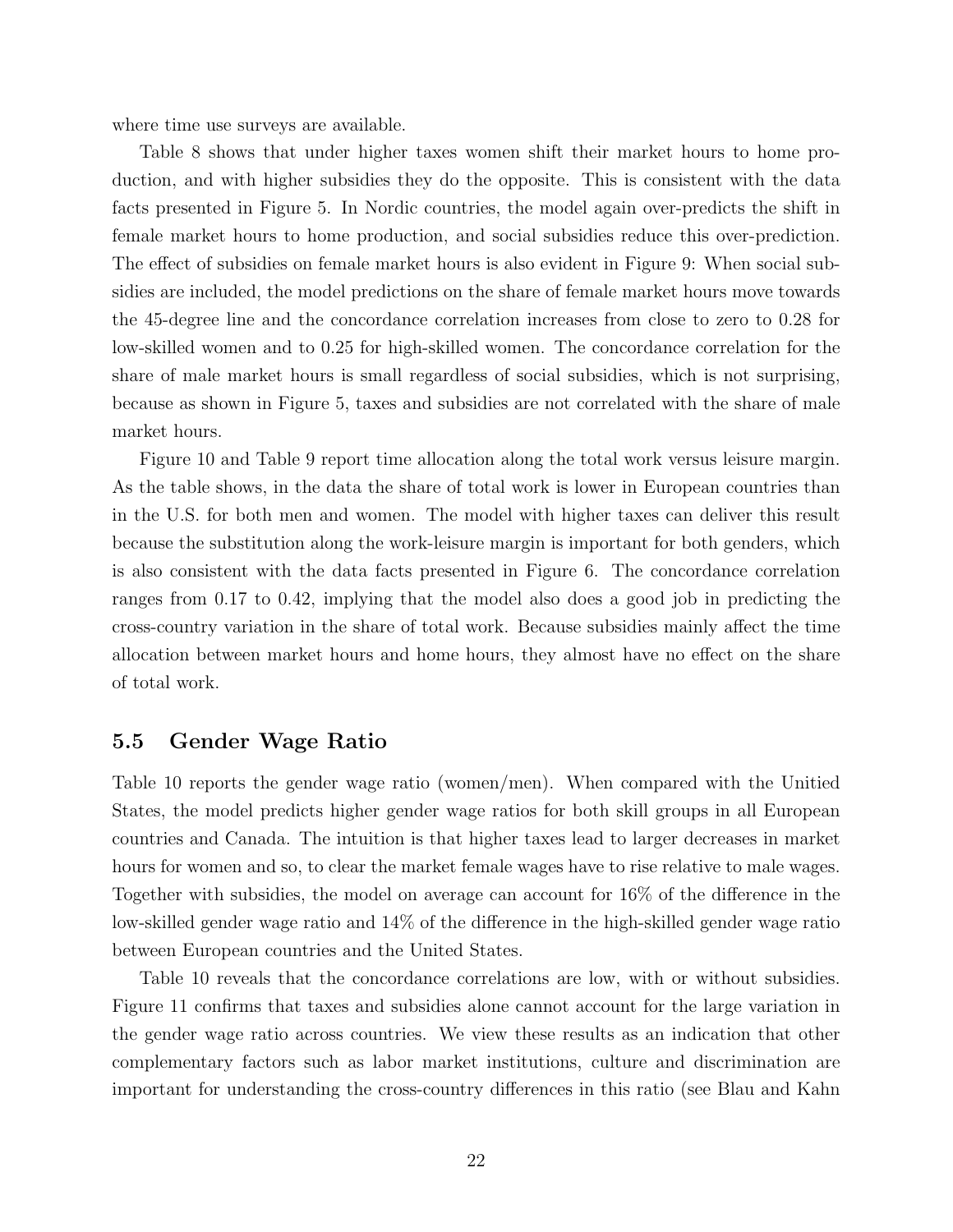where time use surveys are available.

Table 8 shows that under higher taxes women shift their market hours to home production, and with higher subsidies they do the opposite. This is consistent with the data facts presented in Figure 5. In Nordic countries, the model again over-predicts the shift in female market hours to home production, and social subsidies reduce this over-prediction. The effect of subsidies on female market hours is also evident in Figure 9: When social subsidies are included, the model predictions on the share of female market hours move towards the 45-degree line and the concordance correlation increases from close to zero to 0.28 for low-skilled women and to 0.25 for high-skilled women. The concordance correlation for the share of male market hours is small regardless of social subsidies, which is not surprising, because as shown in Figure 5, taxes and subsidies are not correlated with the share of male market hours.

Figure 10 and Table 9 report time allocation along the total work versus leisure margin. As the table shows, in the data the share of total work is lower in European countries than in the U.S. for both men and women. The model with higher taxes can deliver this result because the substitution along the work-leisure margin is important for both genders, which is also consistent with the data facts presented in Figure 6. The concordance correlation ranges from 0.17 to 0.42, implying that the model also does a good job in predicting the cross-country variation in the share of total work. Because subsidies mainly affect the time allocation between market hours and home hours, they almost have no effect on the share of total work.

## 5.5 Gender Wage Ratio

Table 10 reports the gender wage ratio (women/men). When compared with the Unitied States, the model predicts higher gender wage ratios for both skill groups in all European countries and Canada. The intuition is that higher taxes lead to larger decreases in market hours for women and so, to clear the market female wages have to rise relative to male wages. Together with subsidies, the model on average can account for 16% of the difference in the low-skilled gender wage ratio and 14% of the difference in the high-skilled gender wage ratio between European countries and the United States.

Table 10 reveals that the concordance correlations are low, with or without subsidies. Figure 11 confirms that taxes and subsidies alone cannot account for the large variation in the gender wage ratio across countries. We view these results as an indication that other complementary factors such as labor market institutions, culture and discrimination are important for understanding the cross-country differences in this ratio (see Blau and Kahn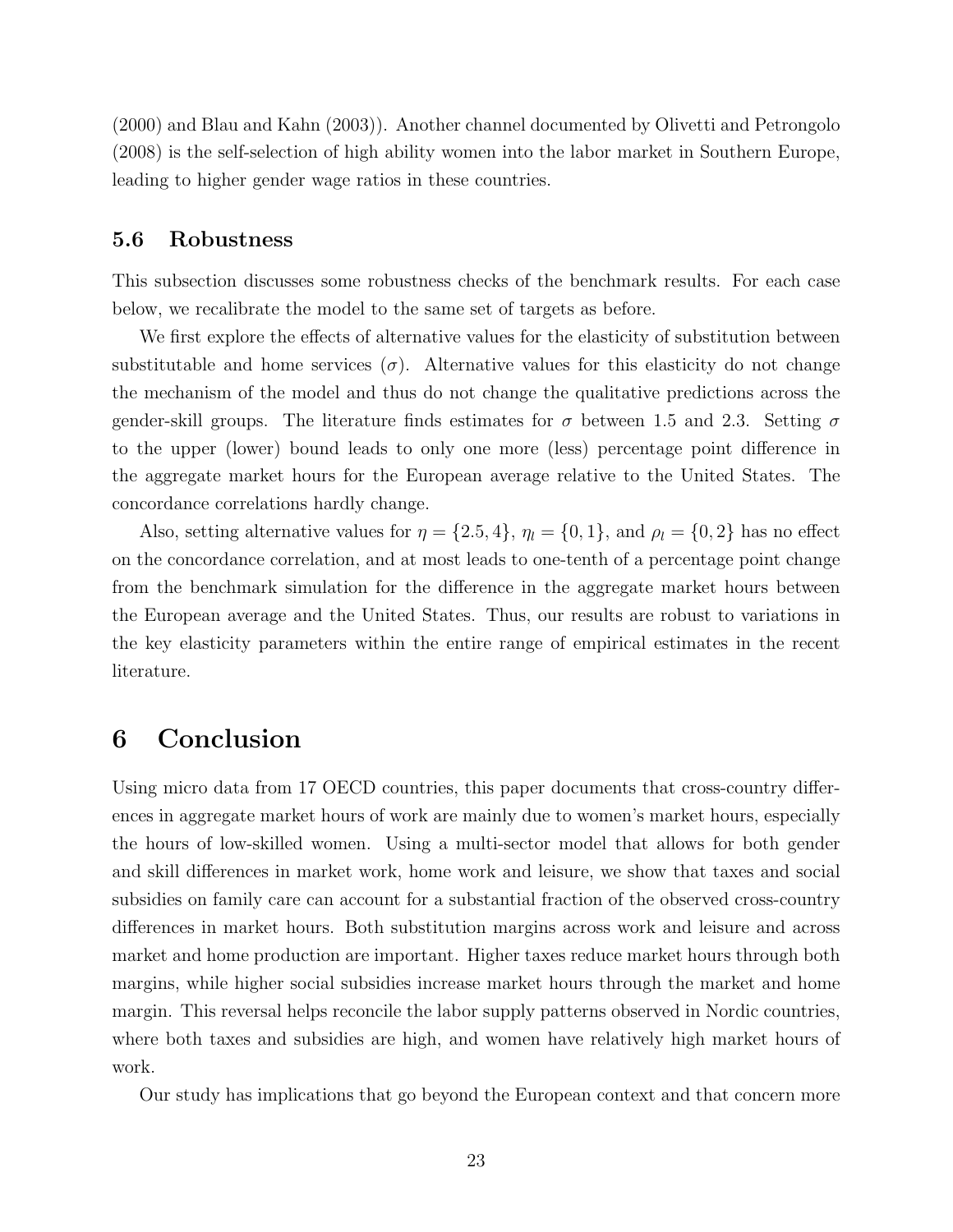(2000) and Blau and Kahn (2003)). Another channel documented by Olivetti and Petrongolo (2008) is the self-selection of high ability women into the labor market in Southern Europe, leading to higher gender wage ratios in these countries.

### 5.6 Robustness

This subsection discusses some robustness checks of the benchmark results. For each case below, we recalibrate the model to the same set of targets as before.

We first explore the effects of alternative values for the elasticity of substitution between substitutable and home services ($\sigma$). Alternative values for this elasticity do not change the mechanism of the model and thus do not change the qualitative predictions across the gender-skill groups. The literature finds estimates for $\sigma$ between 1.5 and 2.3. Setting $\sigma$ to the upper (lower) bound leads to only one more (less) percentage point difference in the aggregate market hours for the European average relative to the United States. The concordance correlations hardly change.

Also, setting alternative values for $\eta = \{2.5, 4\}$, $\eta_l = \{0, 1\}$, and $\rho_l = \{0, 2\}$ has no effect on the concordance correlation, and at most leads to one-tenth of a percentage point change from the benchmark simulation for the difference in the aggregate market hours between the European average and the United States. Thus, our results are robust to variations in the key elasticity parameters within the entire range of empirical estimates in the recent literature.

## 6 Conclusion

Using micro data from 17 OECD countries, this paper documents that cross-country differences in aggregate market hours of work are mainly due to women's market hours, especially the hours of low-skilled women. Using a multi-sector model that allows for both gender and skill differences in market work, home work and leisure, we show that taxes and social subsidies on family care can account for a substantial fraction of the observed cross-country differences in market hours. Both substitution margins across work and leisure and across market and home production are important. Higher taxes reduce market hours through both margins, while higher social subsidies increase market hours through the market and home margin. This reversal helps reconcile the labor supply patterns observed in Nordic countries, where both taxes and subsidies are high, and women have relatively high market hours of work.

Our study has implications that go beyond the European context and that concern more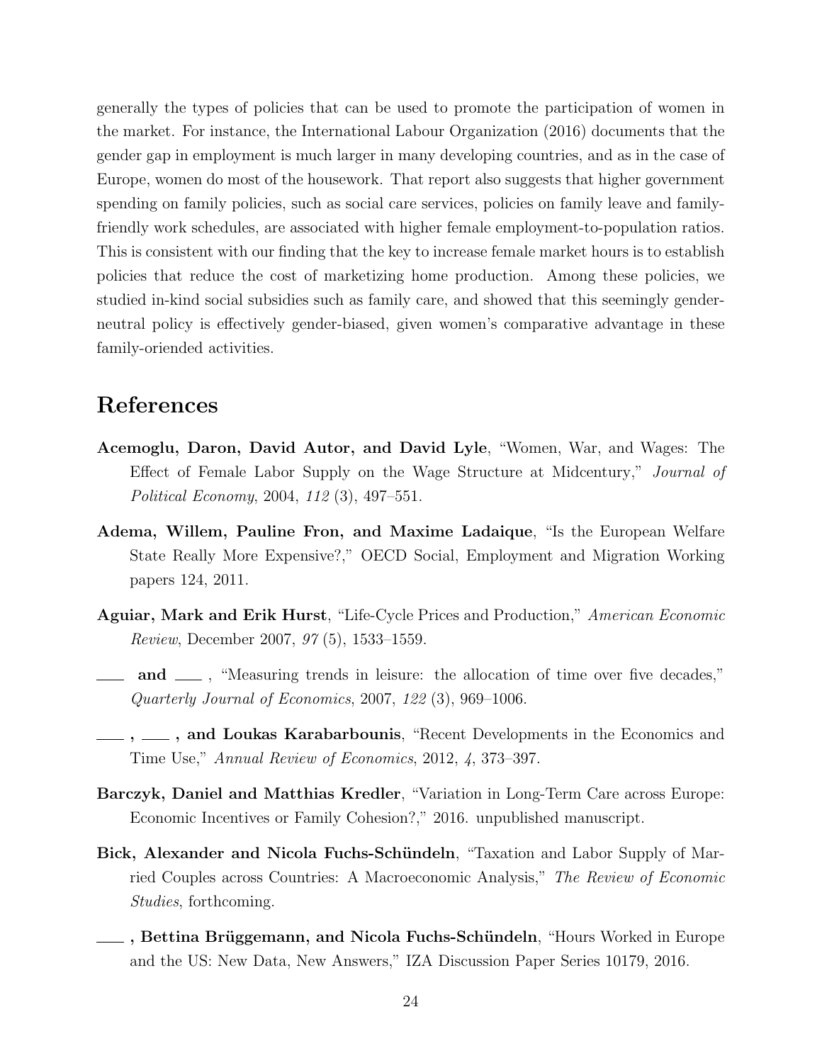generally the types of policies that can be used to promote the participation of women in the market. For instance, the International Labour Organization (2016) documents that the gender gap in employment is much larger in many developing countries, and as in the case of Europe, women do most of the housework. That report also suggests that higher government spending on family policies, such as social care services, policies on family leave and family-friendly work schedules, are associated with higher female employment-to-population ratios. This is consistent with our finding that the key to increase female market hours is to establish policies that reduce the cost of marketizing home production. Among these policies, we studied in-kind social subsidies such as family care, and showed that this seemingly gender-neutral policy is effectively gender-biased, given women's comparative advantage in these family-oriented activities.

# References

**Acemoglu, Daron, David Autor, and David Lyle**, "Women, War, and Wages: The Effect of Female Labor Supply on the Wage Structure at Midcentury," *Journal of Political Economy*, 2004, *112* (3), 497–551.

**Adema, Willem, Pauline Fron, and Maxime Ladaique**, "Is the European Welfare State Really More Expensive?," OECD Social, Employment and Migration Working papers 124, 2011.

**Aguiar, Mark and Erik Hurst**, "Life-Cycle Prices and Production," *American Economic Review*, December 2007, *97* (5), 1533–1559.

**___ and ___** , "Measuring trends in leisure: the allocation of time over five decades," *Quarterly Journal of Economics*, 2007, *122* (3), 969–1006.

**___ , ___ , and Loukas Karabarbounis**, "Recent Developments in the Economics and Time Use," *Annual Review of Economics*, 2012, *4*, 373–397.

**Barczyk, Daniel and Matthias Kredler**, "Variation in Long-Term Care across Europe: Economic Incentives or Family Cohesion?," 2016. unpublished manuscript.

**Bick, Alexander and Nicola Fuchs-Schündeln**, "Taxation and Labor Supply of Married Couples across Countries: A Macroeconomic Analysis," *The Review of Economic Studies*, forthcoming.

**___ , Bettina Brüggemann, and Nicola Fuchs-Schündeln**, "Hours Worked in Europe and the US: New Data, New Answers," IZA Discussion Paper Series 10179, 2016.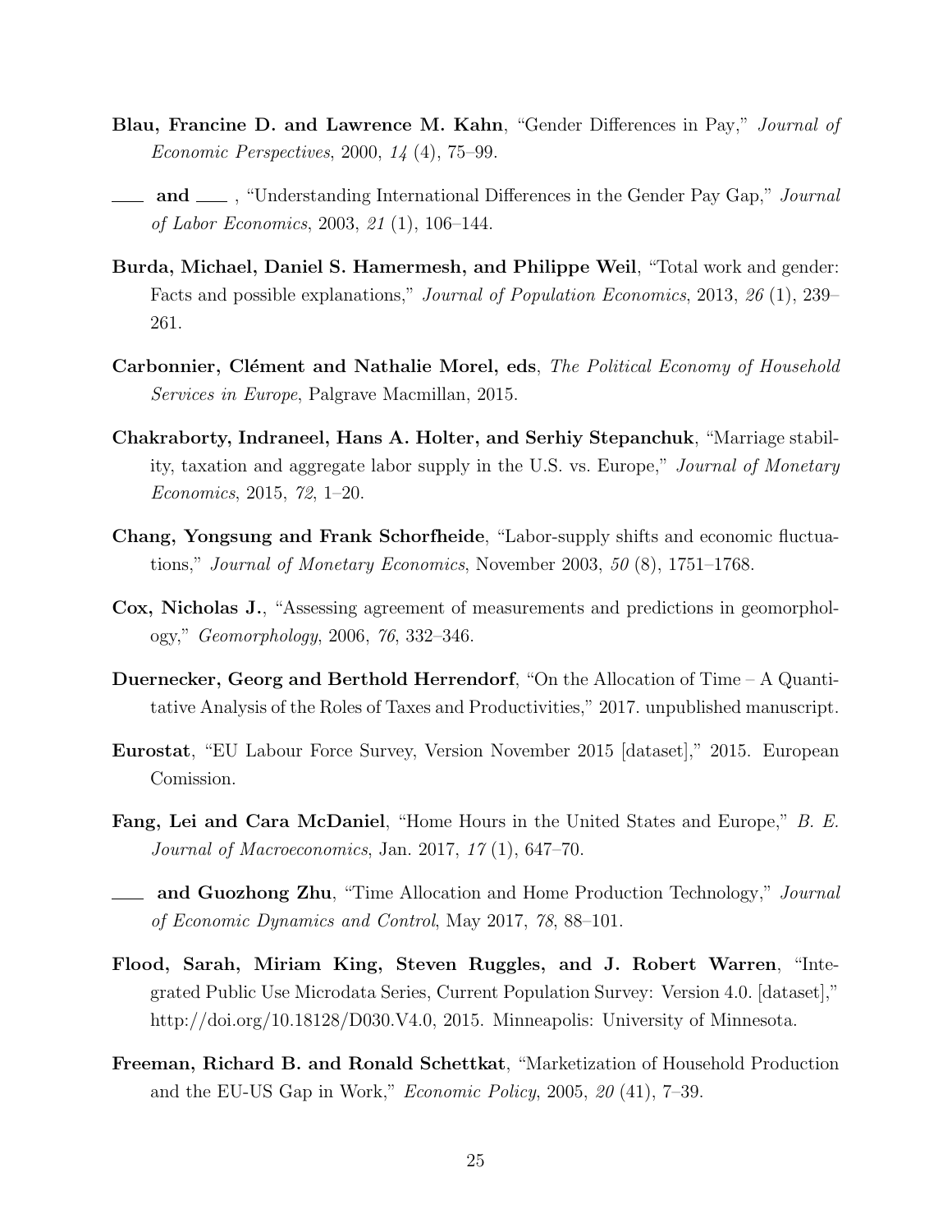**Blau, Francine D. and Lawrence M. Kahn**, "Gender Differences in Pay," *Journal of Economic Perspectives*, 2000, *14* (4), 75–99.

**\_\_\_ and \_\_\_** , "Understanding International Differences in the Gender Pay Gap," *Journal of Labor Economics*, 2003, *21* (1), 106–144.

**Burda, Michael, Daniel S. Hamermesh, and Philippe Weil**, "Total work and gender: Facts and possible explanations," *Journal of Population Economics*, 2013, *26* (1), 239–261.

**Carbonnier, Clément and Nathalie Morel, eds**, *The Political Economy of Household Services in Europe*, Palgrave Macmillan, 2015.

**Chakraborty, Indraneel, Hans A. Holter, and Serhiy Stepanchuk**, "Marriage stability, taxation and aggregate labor supply in the U.S. vs. Europe," *Journal of Monetary Economics*, 2015, *72*, 1–20.

**Chang, Yongsung and Frank Schorfheide**, "Labor-supply shifts and economic fluctuations," *Journal of Monetary Economics*, November 2003, *50* (8), 1751–1768.

**Cox, Nicholas J.**, "Assessing agreement of measurements and predictions in geomorphology," *Geomorphology*, 2006, *76*, 332–346.

**Duernecker, Georg and Berthold Herrendorf**, "On the Allocation of Time – A Quantitative Analysis of the Roles of Taxes and Productivities," 2017. unpublished manuscript.

**Eurostat**, "EU Labour Force Survey, Version November 2015 [dataset]," 2015. European Comission.

**Fang, Lei and Cara McDaniel**, "Home Hours in the United States and Europe," *B. E. Journal of Macroeconomics*, Jan. 2017, *17* (1), 647–70.

**\_\_\_ and Guozhong Zhu**, "Time Allocation and Home Production Technology," *Journal of Economic Dynamics and Control*, May 2017, *78*, 88–101.

**Flood, Sarah, Miriam King, Steven Ruggles, and J. Robert Warren**, "Integrated Public Use Microdata Series, Current Population Survey: Version 4.0. [dataset]," http://doi.org/10.18128/D030.V4.0, 2015. Minneapolis: University of Minnesota.

**Freeman, Richard B. and Ronald Schettkat**, "Marketization of Household Production and the EU-US Gap in Work," *Economic Policy*, 2005, *20* (41), 7–39.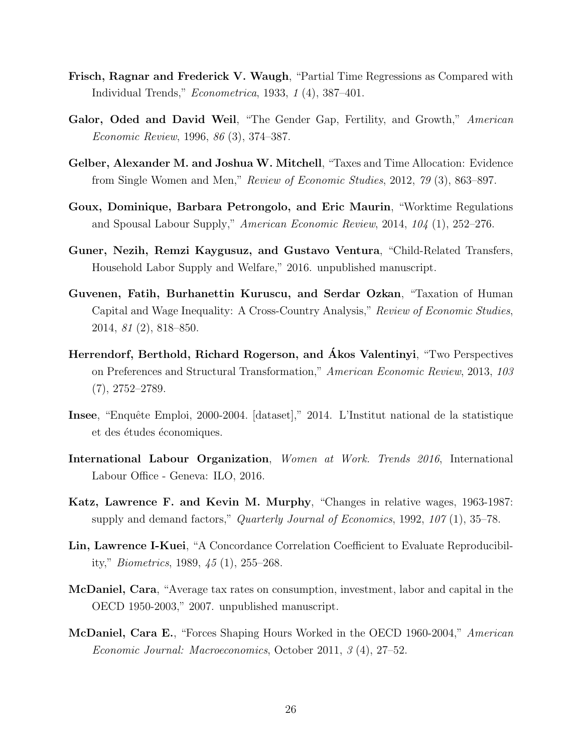**Frisch, Ragnar and Frederick V. Waugh**, "Partial Time Regressions as Compared with Individual Trends," *Econometrica*, 1933, *1* (4), 387–401.

**Galor, Oded and David Weil**, "The Gender Gap, Fertility, and Growth," *American Economic Review*, 1996, *86* (3), 374–387.

**Gelber, Alexander M. and Joshua W. Mitchell**, "Taxes and Time Allocation: Evidence from Single Women and Men," *Review of Economic Studies*, 2012, *79* (3), 863–897.

**Goux, Dominique, Barbara Petrongolo, and Eric Maurin**, "Worktime Regulations and Spousal Labour Supply," *American Economic Review*, 2014, *104* (1), 252–276.

**Guner, Nezih, Remzi Kaygusuz, and Gustavo Ventura**, "Child-Related Transfers, Household Labor Supply and Welfare," 2016. unpublished manuscript.

**Guvenen, Fatih, Burhanettin Kuruscu, and Serdar Ozkan**, "Taxation of Human Capital and Wage Inequality: A Cross-Country Analysis," *Review of Economic Studies*, 2014, *81* (2), 818–850.

**Herrendorf, Berthold, Richard Rogerson, and Ákos Valentinyi**, "Two Perspectives on Preferences and Structural Transformation," *American Economic Review*, 2013, *103* (7), 2752–2789.

**Insee**, "Enquête Emploi, 2000-2004. [dataset]," 2014. L'Institut national de la statistique et des études économiques.

**International Labour Organization**, *Women at Work. Trends 2016*, International Labour Office - Geneva: ILO, 2016.

**Katz, Lawrence F. and Kevin M. Murphy**, "Changes in relative wages, 1963-1987: supply and demand factors," *Quarterly Journal of Economics*, 1992, *107* (1), 35–78.

**Lin, Lawrence I-Kuei**, "A Concordance Correlation Coefficient to Evaluate Reproducibility," *Biometrics*, 1989, *45* (1), 255–268.

**McDaniel, Cara**, "Average tax rates on consumption, investment, labor and capital in the OECD 1950-2003," 2007. unpublished manuscript.

**McDaniel, Cara E.**, "Forces Shaping Hours Worked in the OECD 1960-2004," *American Economic Journal: Macroeconomics*, October 2011, *3* (4), 27–52.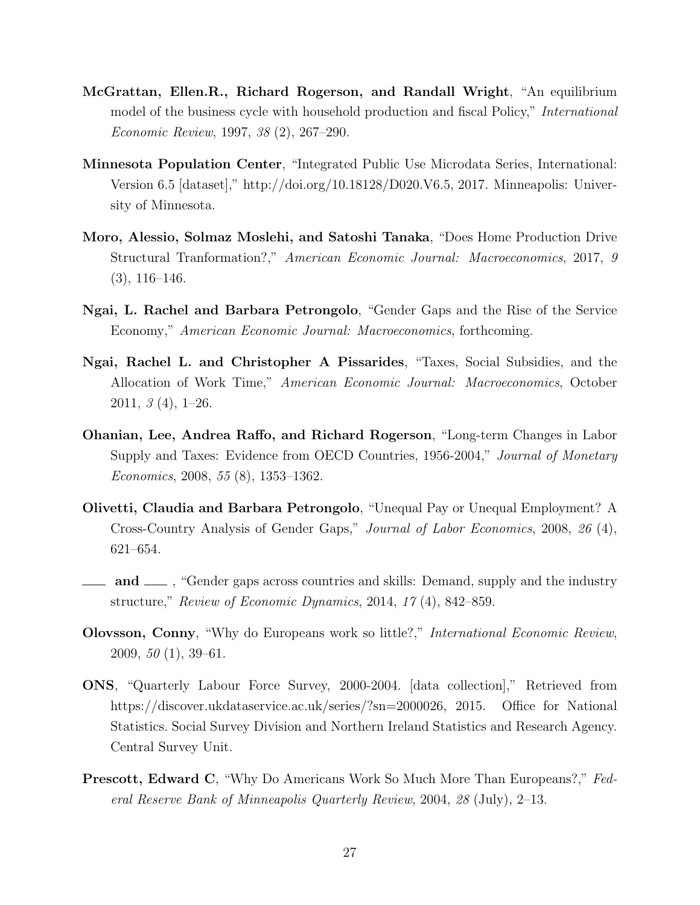**McGrattan, Ellen.R., Richard Rogerson, and Randall Wright**, "An equilibrium model of the business cycle with household production and fiscal Policy," *International Economic Review*, 1997, *38* (2), 267–290.

**Minnesota Population Center**, "Integrated Public Use Microdata Series, International: Version 6.5 [dataset]," http://doi.org/10.18128/D020.V6.5, 2017. Minneapolis: University of Minnesota.

**Moro, Alessio, Solmaz Moslehi, and Satoshi Tanaka**, "Does Home Production Drive Structural Tranformation?," *American Economic Journal: Macroeconomics*, 2017, *9* (3), 116–146.

**Ngai, L. Rachel and Barbara Petrongolo**, "Gender Gaps and the Rise of the Service Economy," *American Economic Journal: Macroeconomics*, forthcoming.

**Ngai, Rachel L. and Christopher A Pissarides**, "Taxes, Social Subsidies, and the Allocation of Work Time," *American Economic Journal: Macroeconomics*, October 2011, *3* (4), 1–26.

**Ohanian, Lee, Andrea Raffo, and Richard Rogerson**, "Long-term Changes in Labor Supply and Taxes: Evidence from OECD Countries, 1956-2004," *Journal of Monetary Economics*, 2008, *55* (8), 1353–1362.

**Olivetti, Claudia and Barbara Petrongolo**, "Unequal Pay or Unequal Employment? A Cross-Country Analysis of Gender Gaps," *Journal of Labor Economics*, 2008, *26* (4), 621–654.

**___ and ___**, "Gender gaps across countries and skills: Demand, supply and the industry structure," *Review of Economic Dynamics*, 2014, *17* (4), 842–859.

**Olovsson, Conny**, "Why do Europeans work so little?," *International Economic Review*, 2009, *50* (1), 39–61.

**ONS**, "Quarterly Labour Force Survey, 2000-2004. [data collection]," Retrieved from https://discover.ukdataservice.ac.uk/series/?sn=2000026, 2015. Office for National Statistics. Social Survey Division and Northern Ireland Statistics and Research Agency. Central Survey Unit.

**Prescott, Edward C**, "Why Do Americans Work So Much More Than Europeans?," *Federal Reserve Bank of Minneapolis Quarterly Review*, 2004, *28* (July), 2–13.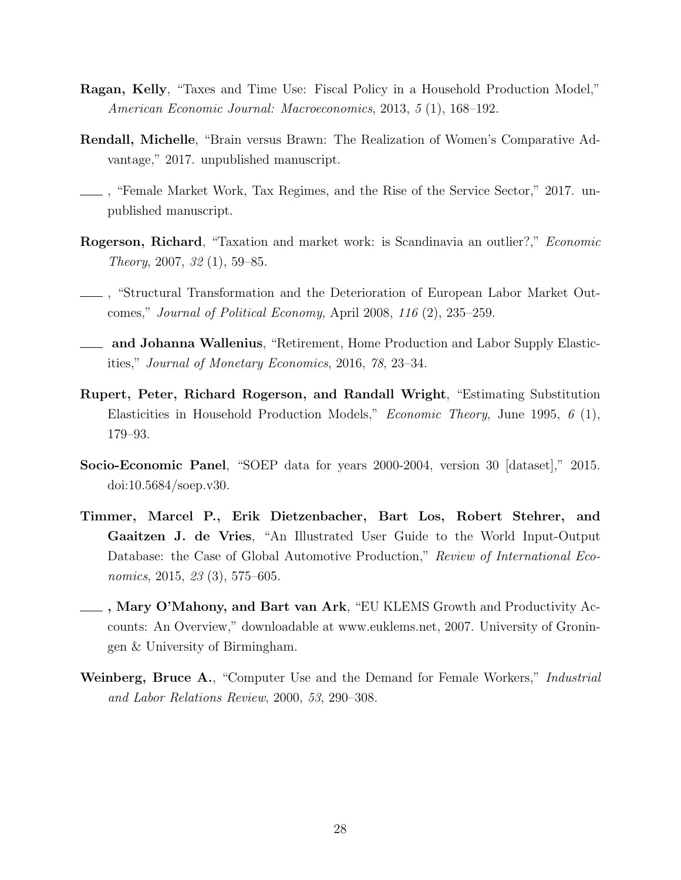**Ragan, Kelly**, "Taxes and Time Use: Fiscal Policy in a Household Production Model," *American Economic Journal: Macroeconomics*, 2013, *5* (1), 168–192.

**Rendall, Michelle**, "Brain versus Brawn: The Realization of Women's Comparative Advantage," 2017. unpublished manuscript.

\_\_\_\_, "Female Market Work, Tax Regimes, and the Rise of the Service Sector," 2017. unpublished manuscript.

**Rogerson, Richard**, "Taxation and market work: is Scandinavia an outlier?," *Economic Theory*, 2007, *32* (1), 59–85.

\_\_\_\_, "Structural Transformation and the Deterioration of European Labor Market Outcomes," *Journal of Political Economy*, April 2008, *116* (2), 235–259.

\_\_\_\_ **and Johanna Wallenius**, "Retirement, Home Production and Labor Supply Elasticities," *Journal of Monetary Economics*, 2016, *78*, 23–34.

**Rupert, Peter, Richard Rogerson, and Randall Wright**, "Estimating Substitution Elasticities in Household Production Models," *Economic Theory*, June 1995, *6* (1), 179–93.

**Socio-Economic Panel**, "SOEP data for years 2000-2004, version 30 [dataset]," 2015. doi:10.5684/soep.v30.

**Timmer, Marcel P., Erik Dietzenbacher, Bart Los, Robert Stehrer, and Gaaitzen J. de Vries**, "An Illustrated User Guide to the World Input-Output Database: the Case of Global Automotive Production," *Review of International Economics*, 2015, *23* (3), 575–605.

\_\_\_\_**, Mary O'Mahony, and Bart van Ark**, "EU KLEMS Growth and Productivity Accounts: An Overview," downloadable at www.euklems.net, 2007. University of Groningen & University of Birmingham.

**Weinberg, Bruce A.**, "Computer Use and the Demand for Female Workers," *Industrial and Labor Relations Review*, 2000, *53*, 290–308.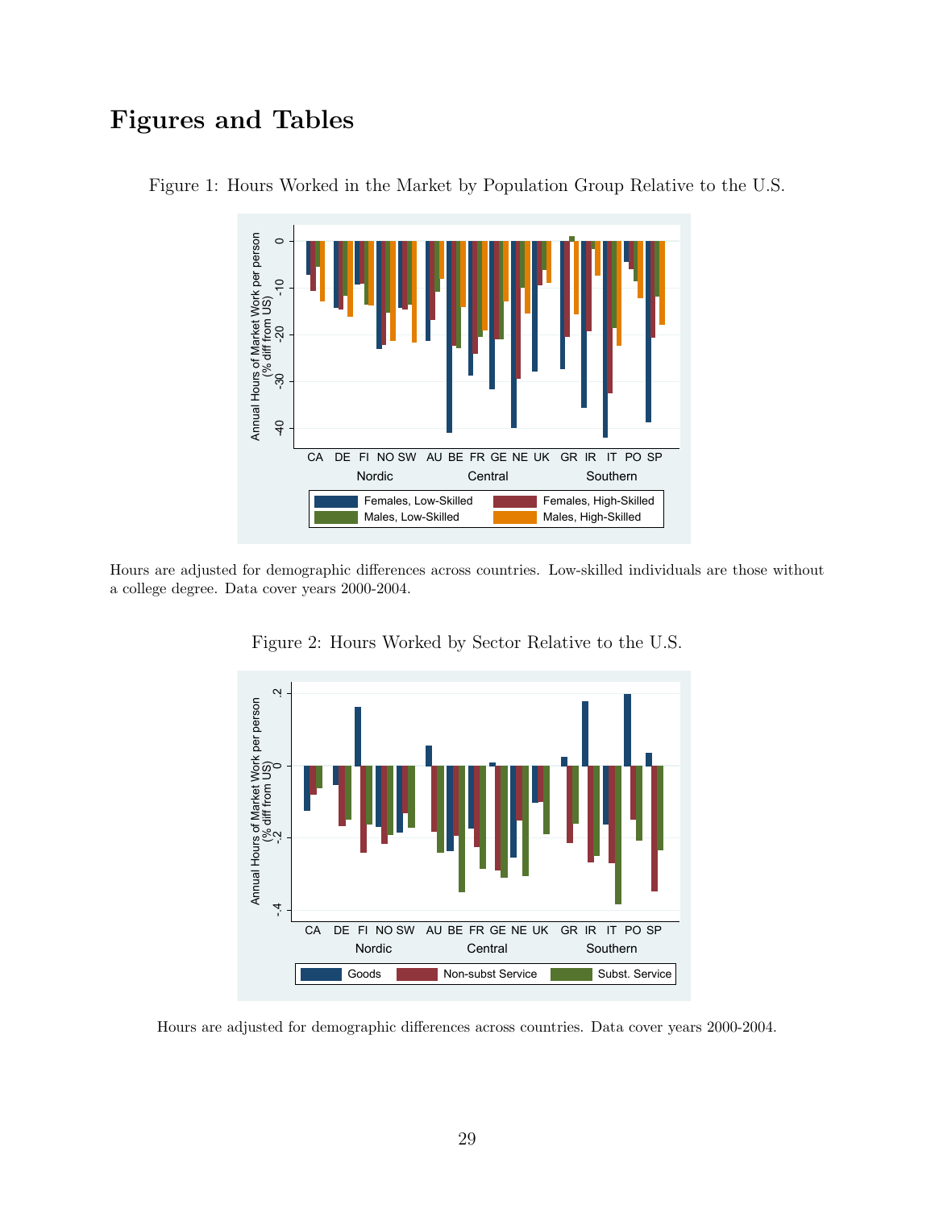# Figures and Tables

Figure 1: Hours Worked in the Market by Population Group Relative to the U.S.

Hours are adjusted for demographic differences across countries. Low-skilled individuals are those without a college degree. Data cover years 2000-2004.

Figure 2: Hours Worked by Sector Relative to the U.S.

Hours are adjusted for demographic differences across countries. Data cover years 2000-2004.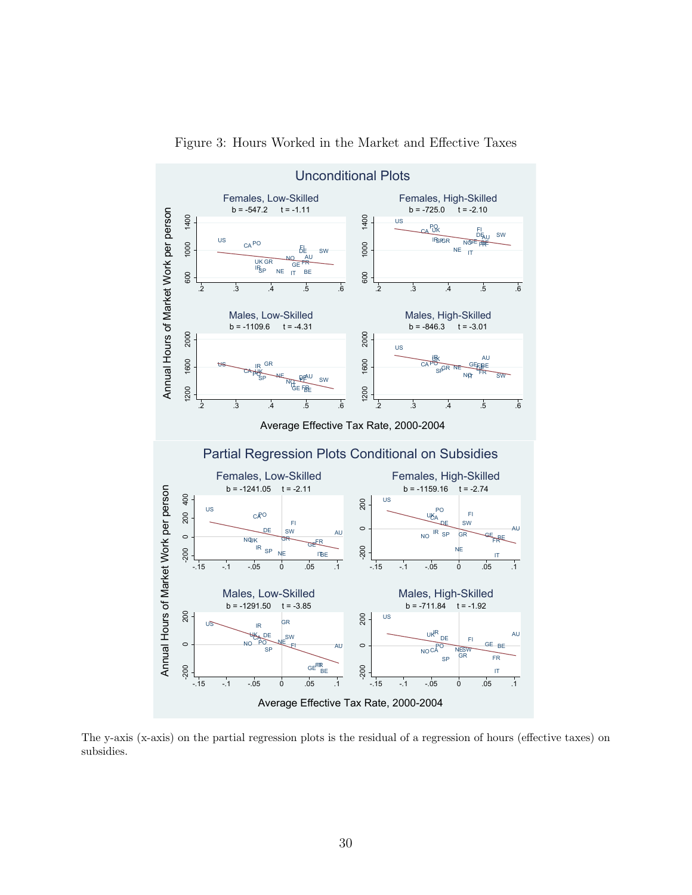Figure 3: Hours Worked in the Market and Effective Taxes

The y-axis (x-axis) on the partial regression plots is the residual of a regression of hours (effective taxes) on subsidies.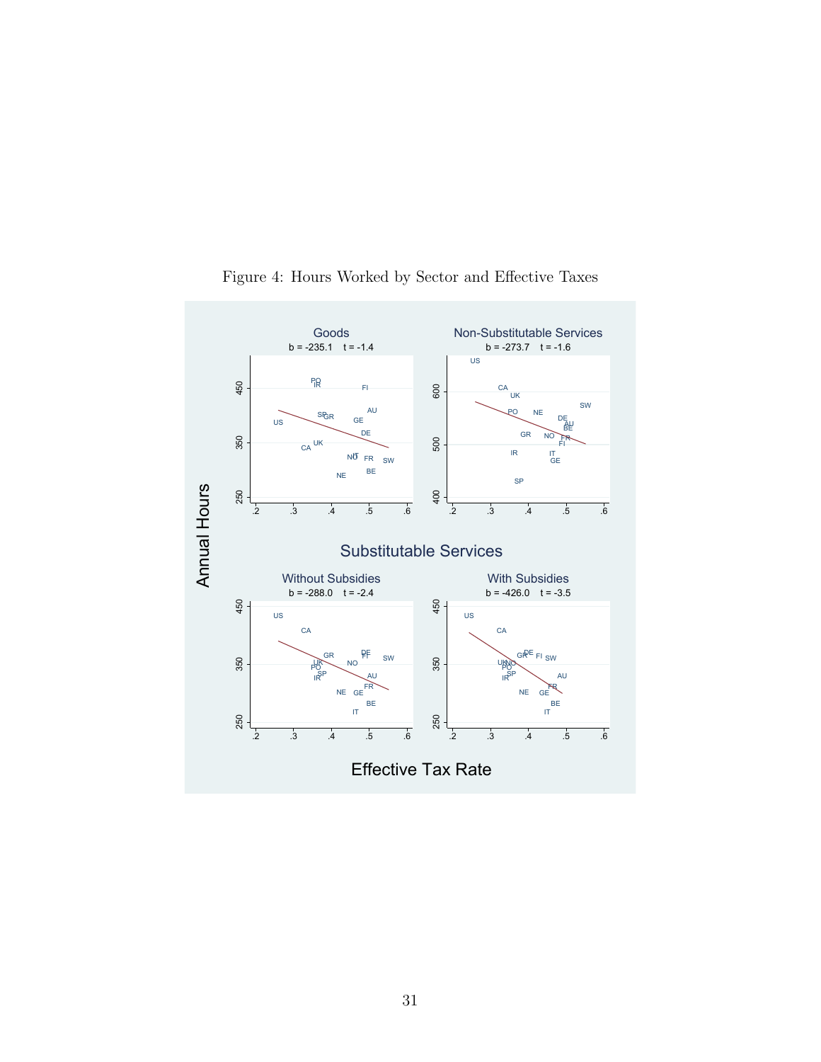Figure 4: Hours Worked by Sector and Effective Taxes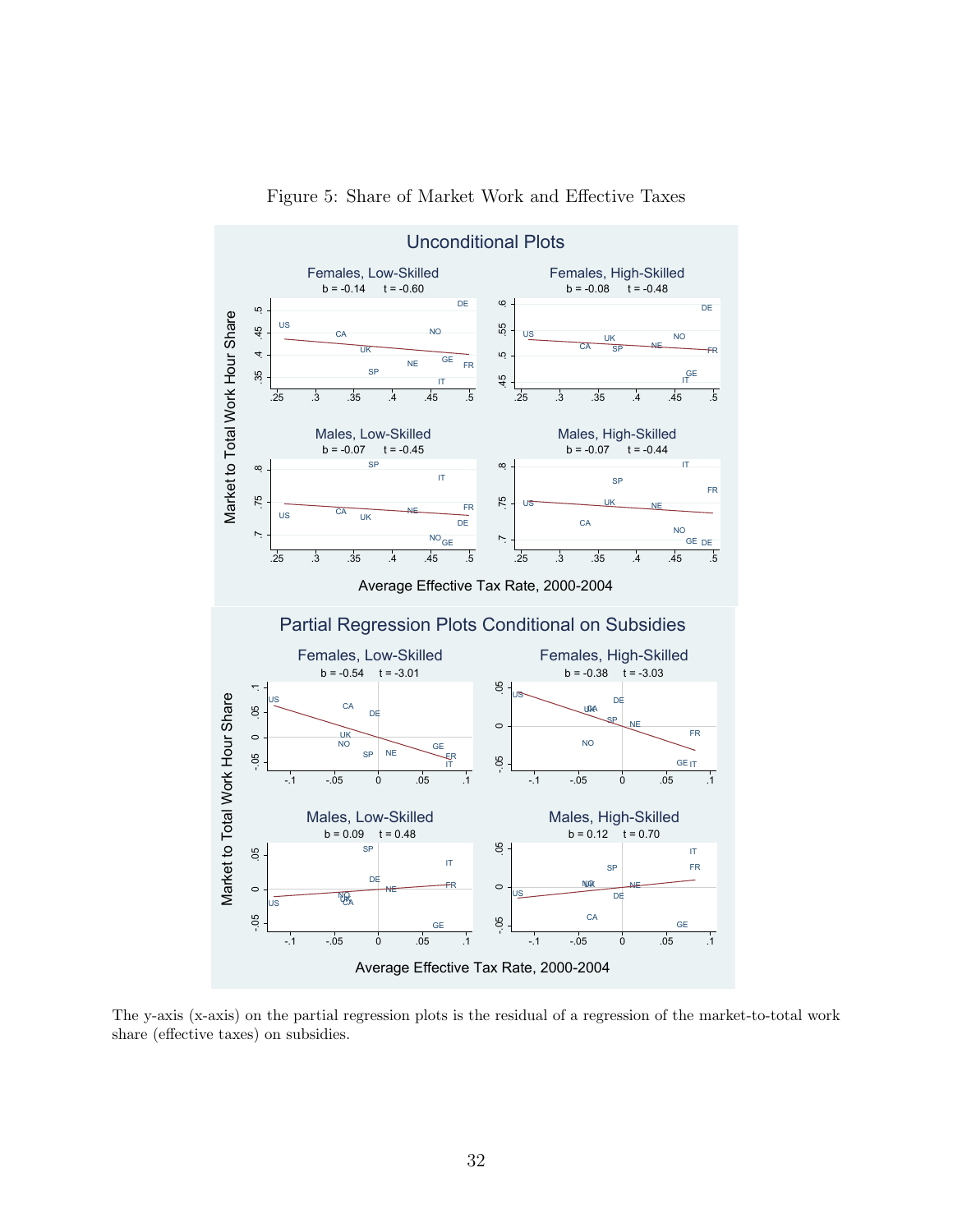Figure 5: Share of Market Work and Effective Taxes

The y-axis (x-axis) on the partial regression plots is the residual of a regression of the market-to-total work share (effective taxes) on subsidies.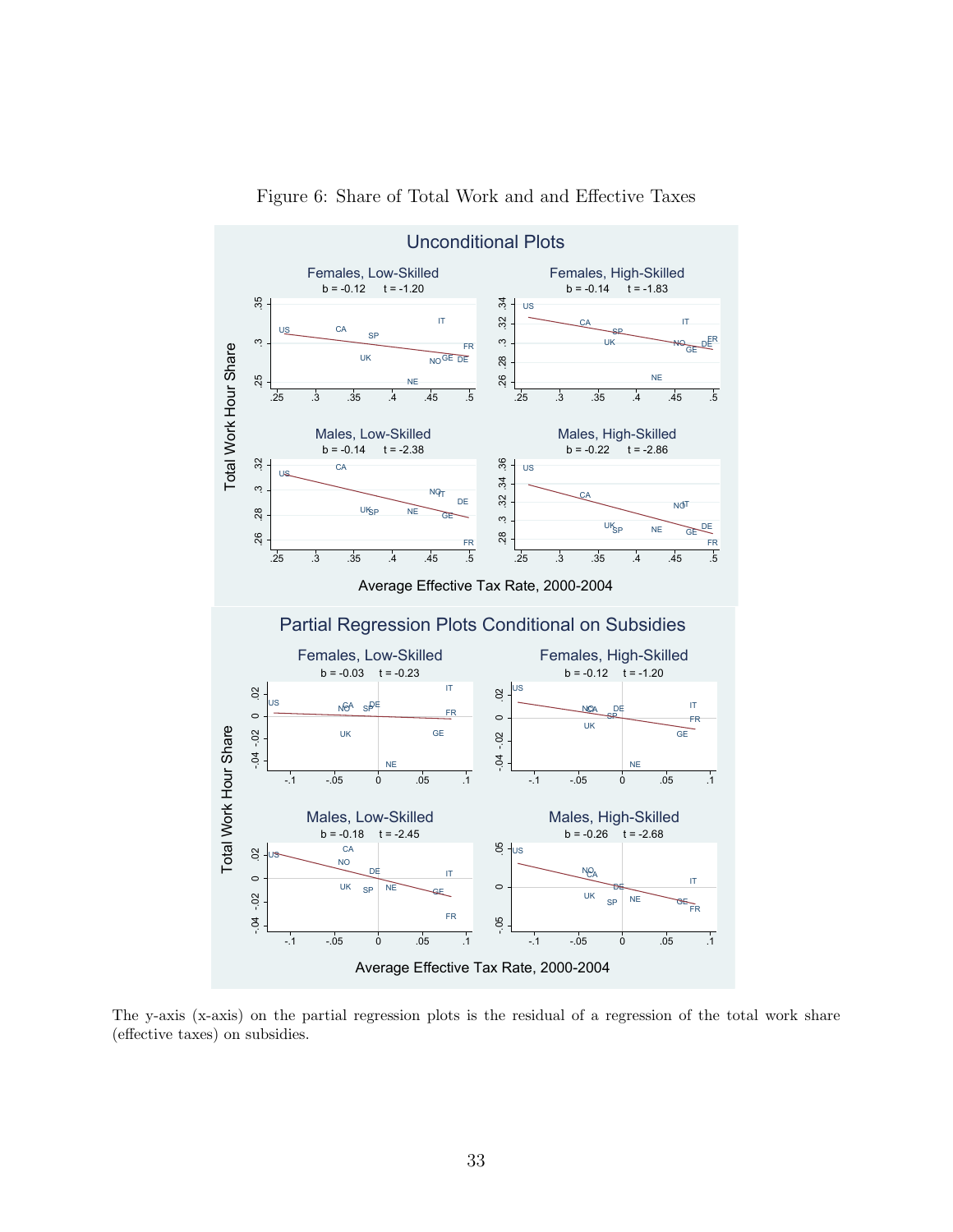Figure 6: Share of Total Work and and Effective Taxes

The y-axis (x-axis) on the partial regression plots is the residual of a regression of the total work share (effective taxes) on subsidies.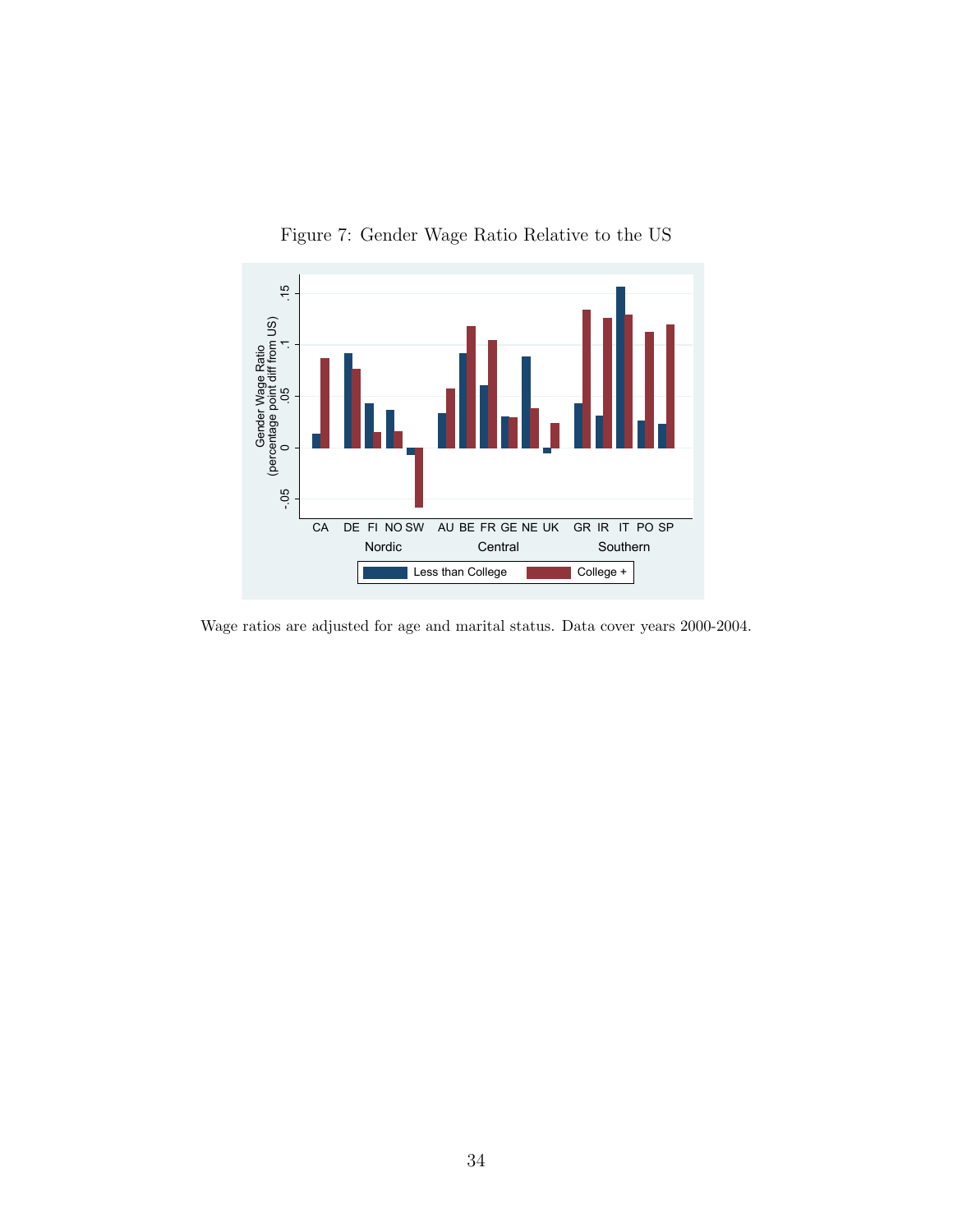Figure 7: Gender Wage Ratio Relative to the US

Wage ratios are adjusted for age and marital status. Data cover years 2000-2004.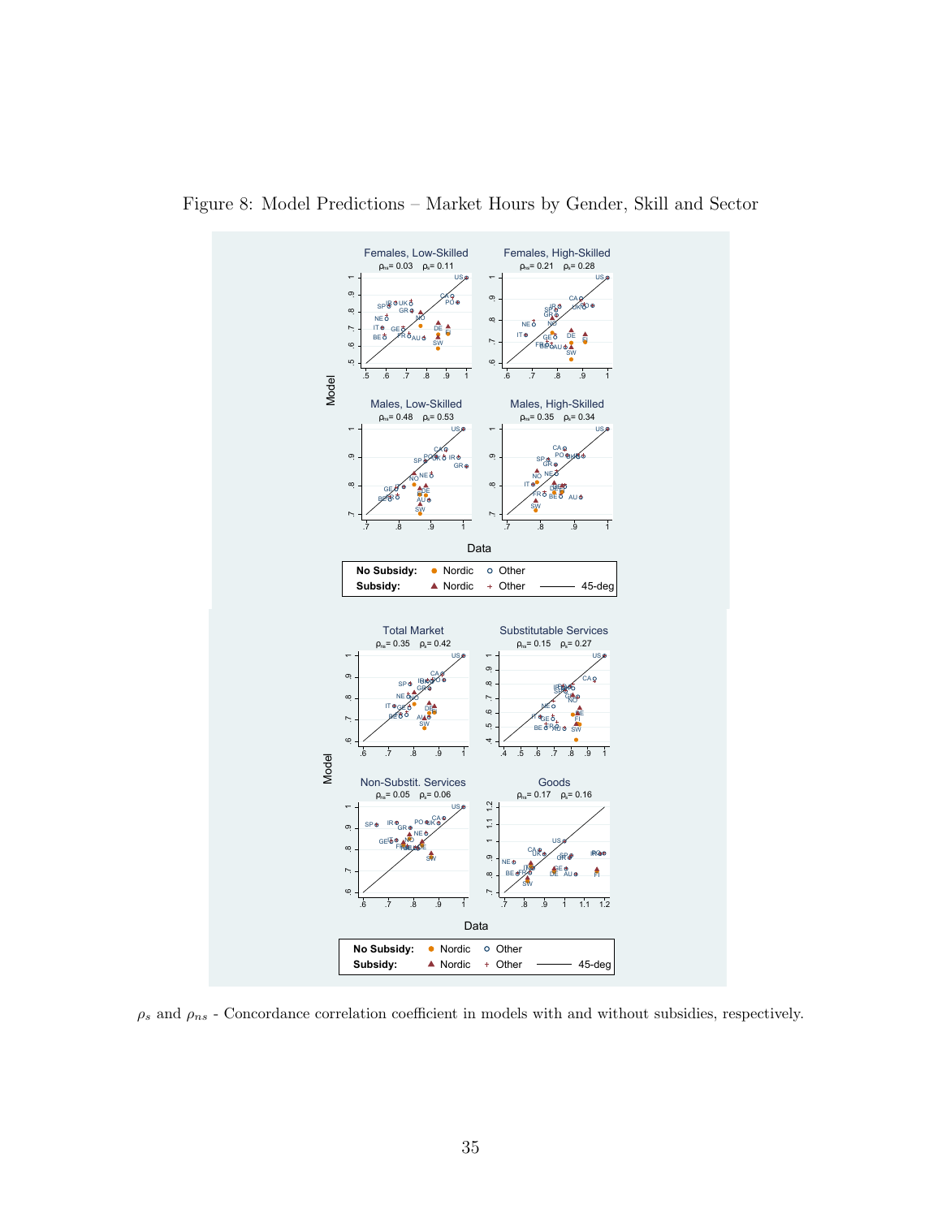Figure 8: Model Predictions – Market Hours by Gender, Skill and Sector

$\rho_s$ and $\rho_{ns}$ - Concordance correlation coefficient in models with and without subsidies, respectively.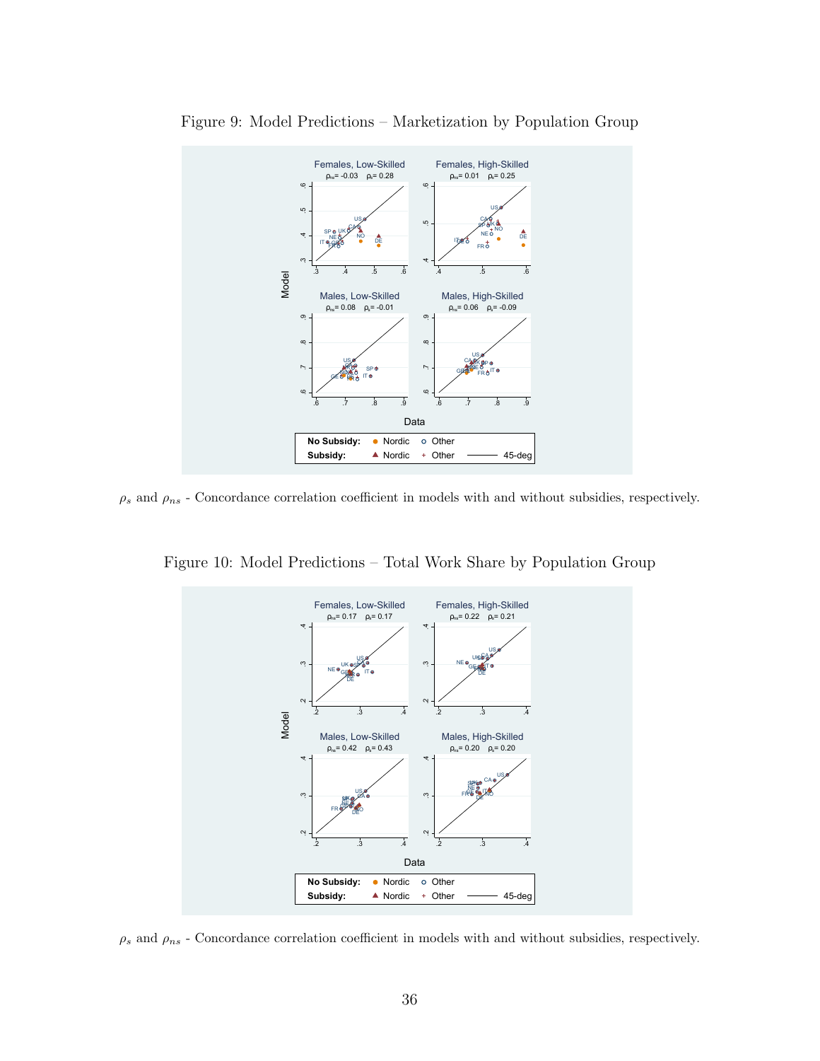Figure 9: Model Predictions – Marketization by Population Group

$\rho_s$ and $\rho_{ns}$ - Concordance correlation coefficient in models with and without subsidies, respectively.

Figure 10: Model Predictions – Total Work Share by Population Group

$\rho_s$ and $\rho_{ns}$ - Concordance correlation coefficient in models with and without subsidies, respectively.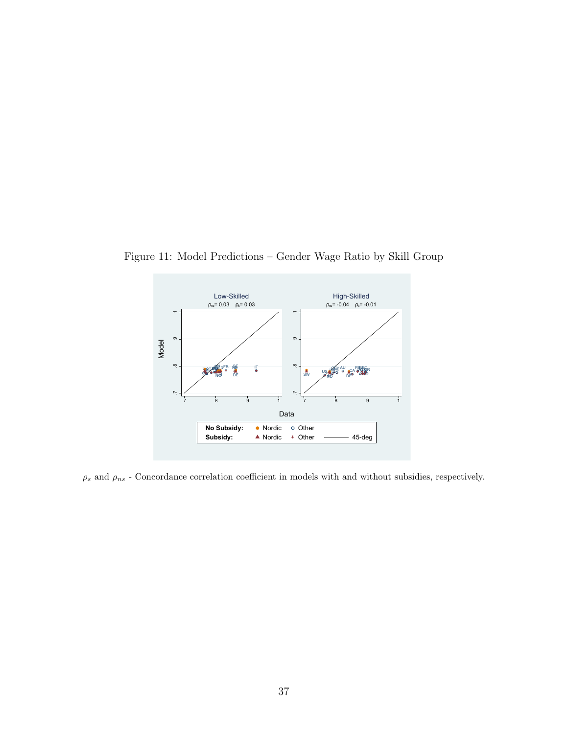Figure 11: Model Predictions – Gender Wage Ratio by Skill Group

$\rho_s$ and $\rho_{ns}$ - Concordance correlation coefficient in models with and without subsidies, respectively.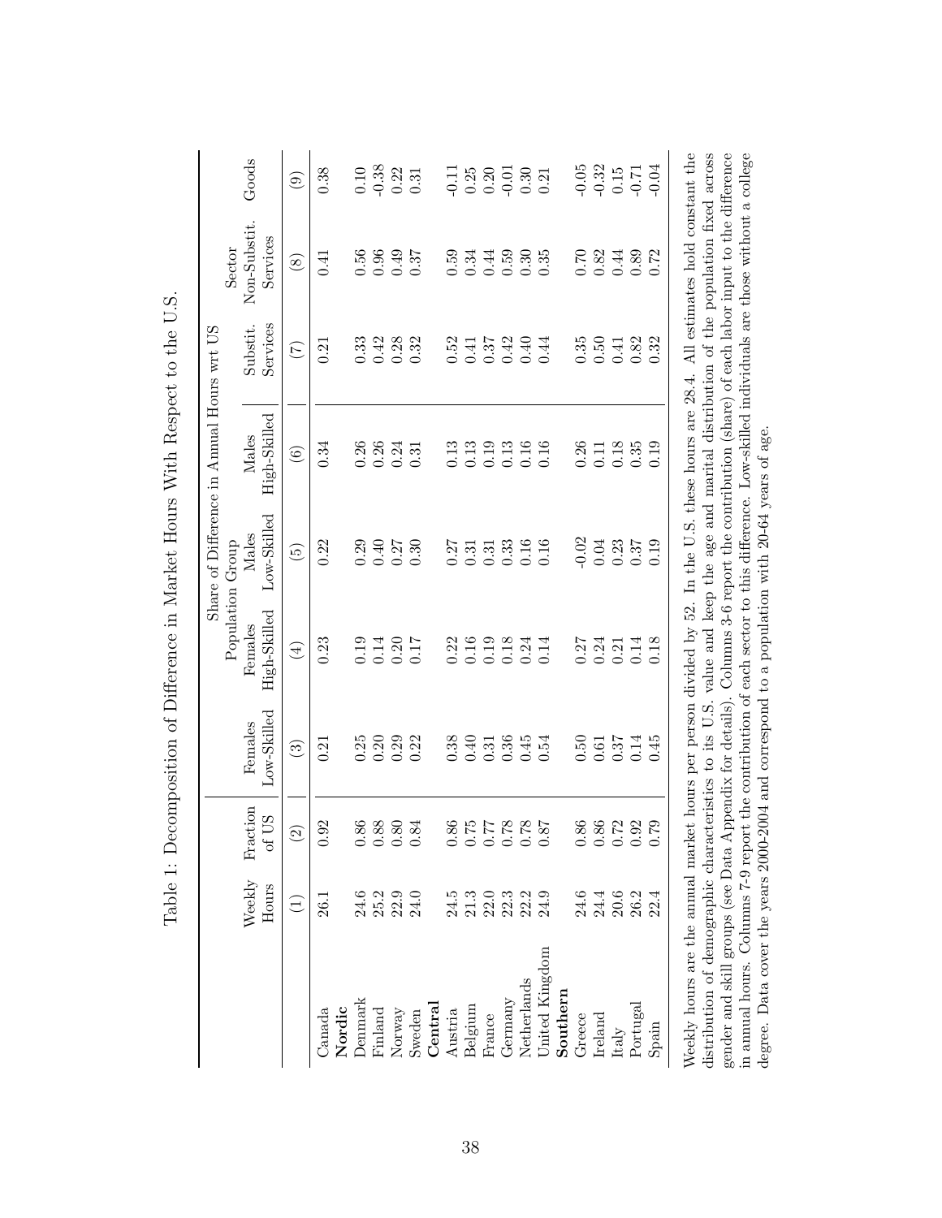Table 1: Decomposition of Difference in Market Hours With Respect to the U.S.

| | Weekly Hours | Fraction of US | Share of Difference in Annual Hours wrt US | | | | | | |
|---|---|---|---|---|---|---|---|---|---|
| | | | Population Group | | | | Sector | | |
| | | | Females Low-Skilled | Females High-Skilled | Males Low-Skilled | Males High-Skilled | Substit. Services | Non-Substit. Services | Goods |
| | (1) | (2) | (3) | (4) | (5) | (6) | (7) | (8) | (9) |
| Canada | 26.1 | 0.92 | 0.21 | 0.23 | 0.22 | 0.34 | 0.21 | 0.41 | 0.38 |
| **Nordic** | | | | | | | | | |
| Denmark | 24.6 | 0.86 | 0.25 | 0.19 | 0.29 | 0.26 | 0.33 | 0.56 | 0.10 |
| Finland | 25.2 | 0.88 | 0.20 | 0.14 | 0.40 | 0.26 | 0.42 | 0.96 | -0.38 |
| Norway | 22.9 | 0.80 | 0.29 | 0.20 | 0.27 | 0.24 | 0.28 | 0.49 | 0.22 |
| Sweden | 24.0 | 0.84 | 0.22 | 0.17 | 0.30 | 0.31 | 0.32 | 0.37 | 0.31 |
| **Central** | | | | | | | | | |
| Austria | 24.5 | 0.86 | 0.38 | 0.22 | 0.27 | 0.13 | 0.52 | 0.59 | -0.11 |
| Belgium | 21.3 | 0.75 | 0.40 | 0.16 | 0.31 | 0.13 | 0.41 | 0.34 | 0.25 |
| France | 22.0 | 0.77 | 0.31 | 0.19 | 0.31 | 0.19 | 0.37 | 0.44 | 0.20 |
| Germany | 22.3 | 0.78 | 0.36 | 0.18 | 0.33 | 0.13 | 0.42 | 0.59 | -0.01 |
| Netherlands | 22.2 | 0.78 | 0.45 | 0.24 | 0.16 | 0.16 | 0.40 | 0.30 | 0.30 |
| United Kingdom | 24.9 | 0.87 | 0.54 | 0.14 | 0.16 | 0.16 | 0.44 | 0.35 | 0.21 |
| **Southern** | | | | | | | | | |
| Greece | 24.6 | 0.86 | 0.50 | 0.27 | -0.02 | 0.26 | 0.35 | 0.70 | -0.05 |
| Ireland | 24.4 | 0.86 | 0.61 | 0.24 | 0.04 | 0.11 | 0.50 | 0.82 | -0.32 |
| Italy | 20.6 | 0.72 | 0.37 | 0.21 | 0.23 | 0.18 | 0.41 | 0.44 | 0.15 |
| Portugal | 26.2 | 0.92 | 0.14 | 0.14 | 0.37 | 0.35 | 0.82 | 0.89 | -0.71 |
| Spain | 22.4 | 0.79 | 0.45 | 0.18 | 0.19 | 0.19 | 0.32 | 0.72 | -0.04 |

Weekly hours are the annual market hours per person divided by 52. In the U.S. these hours are 28.4. All estimates hold constant the distribution of demographic characteristics to its U.S. value and keep the age and marital distribution of the population fixed across gender and skill groups (see Data Appendix for details). Columns 3-6 report the contribution (share) of each labor input to the difference in annual hours. Columns 7-9 report the contribution of each sector to this difference. Low-skilled individuals are those without a college degree. Data cover the years 2000-2004 and correspond to a population with 20-64 years of age.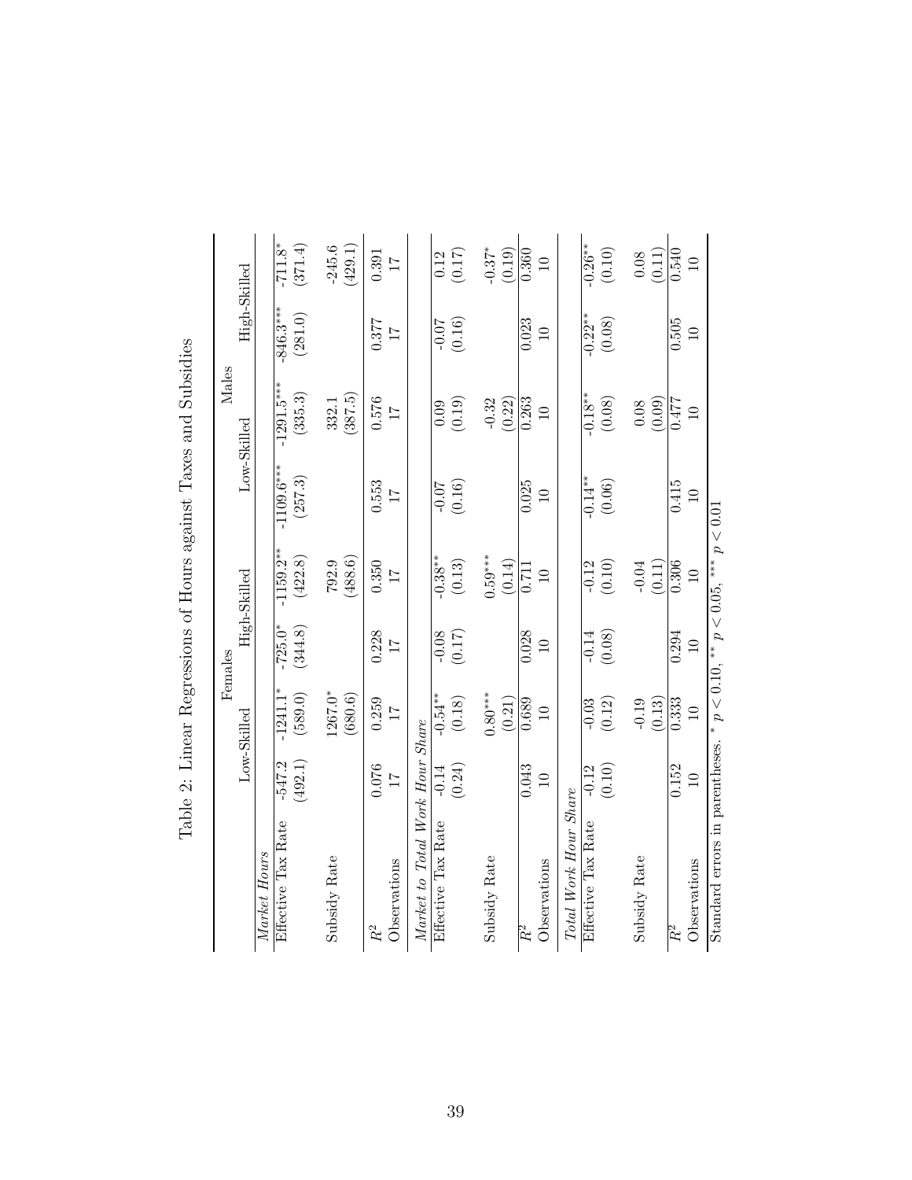Table 2: Linear Regressions of Hours against Taxes and Subsidies

| | Females | | | | Males | | | |
|---|---|---|---|---|---|---|---|---|
| | Low-Skilled | | High-Skilled | | Low-Skilled | | High-Skilled | |
| *Market Hours* | | | | | | | | |
| Effective Tax Rate | -547.2 | -1241.1$^{*}$ | -725.0$^{*}$ | -1159.2$^{**}$ | -1109.6$^{***}$ | -1291.5$^{***}$ | -846.3$^{***}$ | -711.8$^{*}$ |
| | (492.1) | (589.0) | (344.8) | (422.8) | (257.3) | (335.3) | (281.0) | (371.4) |
| Subsidy Rate | | 1267.0$^{*}$ | | 792.9 | | 332.1 | | -245.6 |
| | | (680.6) | | (488.6) | | (387.5) | | (429.1) |
| $R^2$ | 0.076 | 0.259 | 0.228 | 0.350 | 0.553 | 0.576 | 0.377 | 0.391 |
| Observations | 17 | 17 | 17 | 17 | 17 | 17 | 17 | 17 |
| *Market to Total Work Hour Share* | | | | | | | | |
| Effective Tax Rate | -0.14 | -0.54$^{**}$ | -0.08 | -0.38$^{**}$ | -0.07 | 0.09 | -0.07 | 0.12 |
| | (0.24) | (0.18) | (0.17) | (0.13) | (0.16) | (0.19) | (0.16) | (0.17) |
| Subsidy Rate | | 0.80$^{***}$ | | 0.59$^{***}$ | | -0.32 | | -0.37$^{*}$ |
| | | (0.21) | | (0.14) | | (0.22) | | (0.19) |
| $R^2$ | 0.043 | 0.689 | 0.028 | 0.711 | 0.025 | 0.263 | 0.023 | 0.360 |
| Observations | 10 | 10 | 10 | 10 | 10 | 10 | 10 | 10 |
| *Total Work Hour Share* | | | | | | | | |
| Effective Tax Rate | -0.12 | -0.03 | -0.14 | -0.12 | -0.14$^{**}$ | -0.18$^{**}$ | -0.22$^{**}$ | -0.26$^{**}$ |
| | (0.10) | (0.12) | (0.08) | (0.10) | (0.06) | (0.08) | (0.08) | (0.10) |
| Subsidy Rate | | -0.19 | | -0.04 | | 0.08 | | 0.08 |
| | | (0.13) | | (0.11) | | (0.09) | | (0.11) |
| $R^2$ | 0.152 | 0.333 | 0.294 | 0.306 | 0.415 | 0.477 | 0.505 | 0.540 |
| Observations | 10 | 10 | 10 | 10 | 10 | 10 | 10 | 10 |

Standard errors in parentheses. $^{*}$ $p < 0.10$, $^{**}$ $p < 0.05$, $^{***}$ $p < 0.01$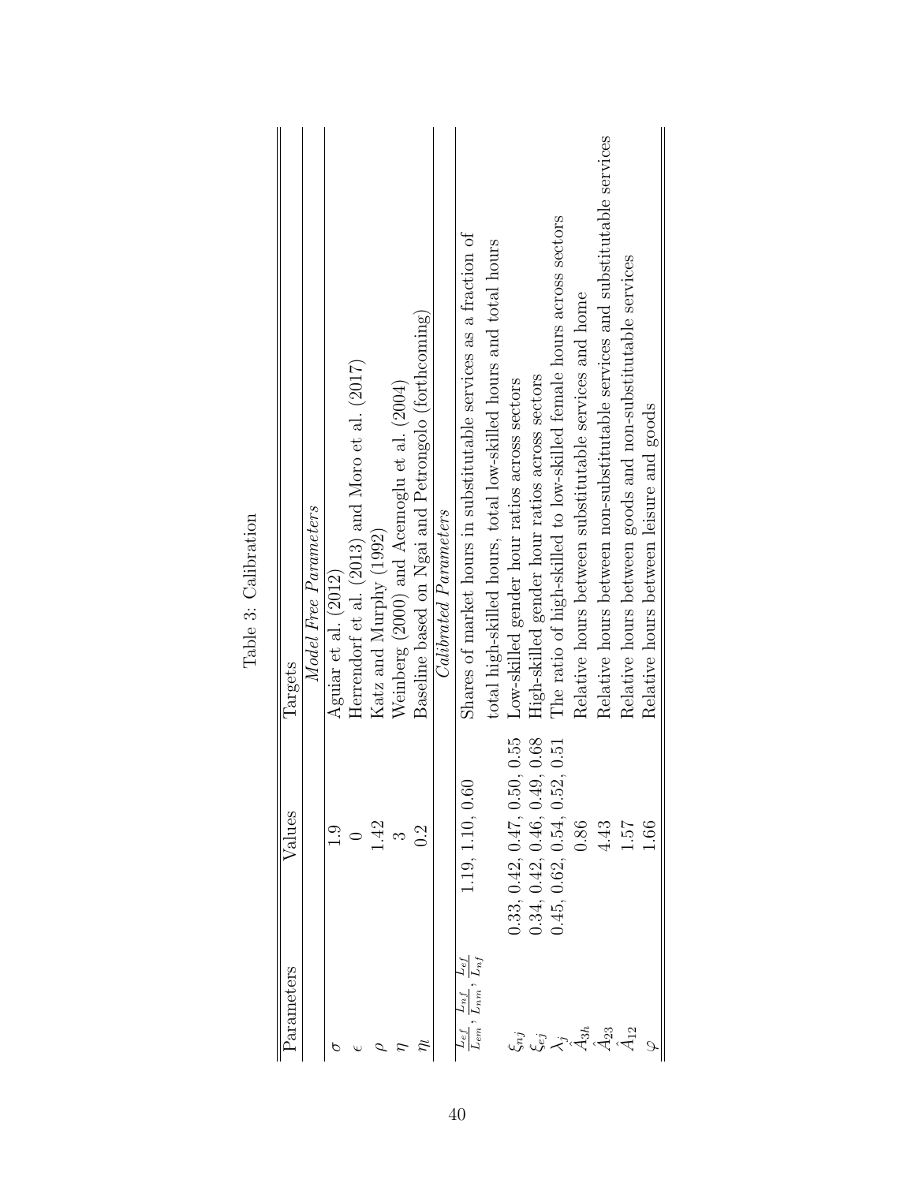Table 3: Calibration

| Parameters | Values | Targets |
|---|---|---|
| | | *Model Free Parameters* |
| $\sigma$ | 1.9 | Aguiar et al. (2012) |
| $\epsilon$ | 0 | Herrendorf et al. (2013) and Moro et al. (2017) |
| $\rho$ | 1.42 | Katz and Murphy (1992) |
| $\eta$ | 3 | Weinberg (2000) and Acemoglu et al. (2004) |
| $\eta_l$ | 0.2 | Baseline based on Ngai and Petrongolo (forthcoming) |
| | | *Calibrated Parameters* |
| $\frac{L_{ef}}{L_{em}}, \frac{L_{nf}}{L_{nm}}, \frac{L_{ef}}{L_{nf}}$ | 1.19, 1.10, 0.60 | Shares of market hours in substitutable services as a fraction of total high-skilled hours, total low-skilled hours and total hours |
| $\xi_{nj}$ | 0.33, 0.42, 0.47, 0.50, 0.55 | Low-skilled gender hour ratios across sectors |
| $\xi_{ej}$ | 0.34, 0.42, 0.46, 0.49, 0.68 | High-skilled gender hour ratios across sectors |
| $\lambda_j$ | 0.45, 0.62, 0.54, 0.52, 0.51 | The ratio of high-skilled to low-skilled female hours across sectors |
| $\hat{A}_{3h}$ | 0.86 | Relative hours between substitutable services and home |
| $\hat{A}_{23}$ | 4.43 | Relative hours between non-substitutable services and substitutable services |
| $\hat{A}_{12}$ | 1.57 | Relative hours between goods and non-substitutable services |
| $\varphi$ | 1.66 | Relative hours between leisure and goods |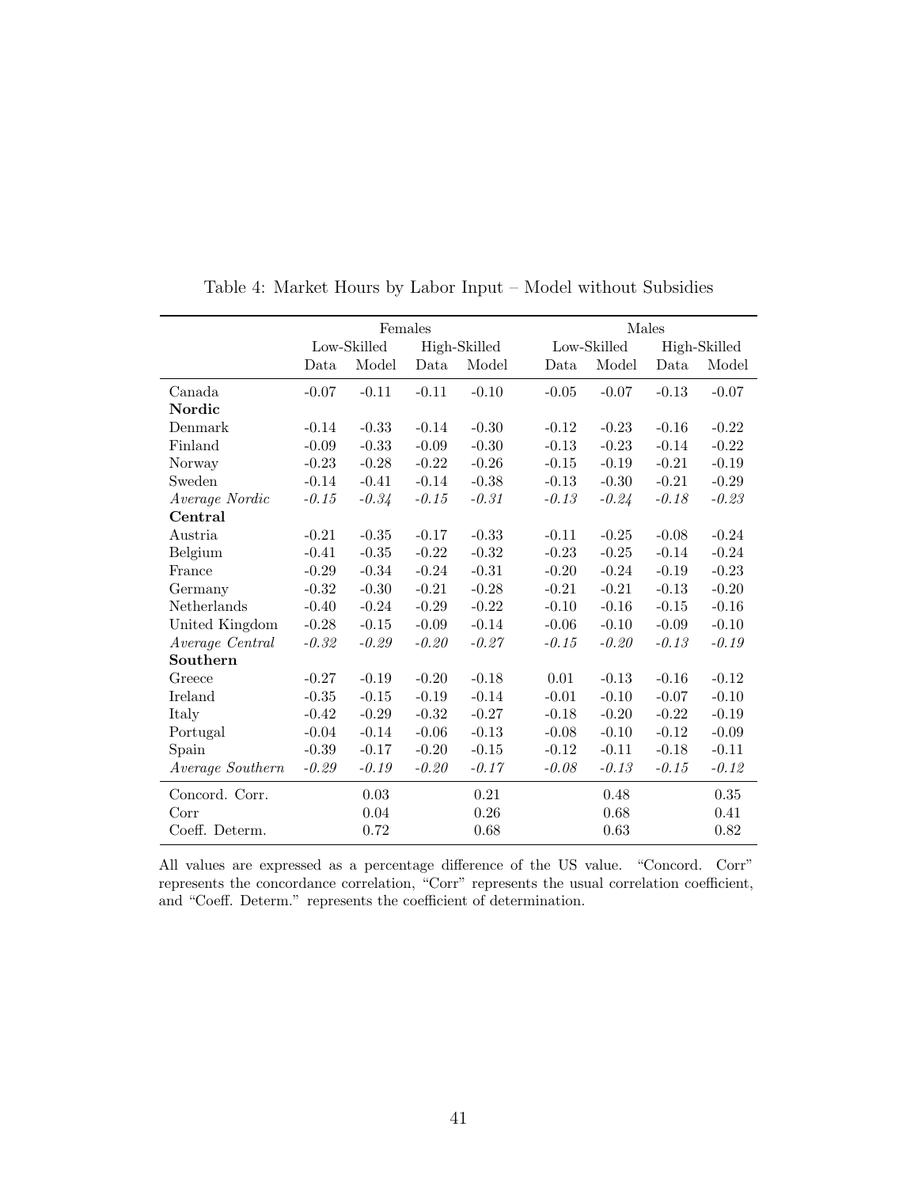Table 4: Market Hours by Labor Input – Model without Subsidies

| | Females | | | | Males | | | |
|---|---|---|---|---|---|---|---|---|
| | Low-Skilled | | High-Skilled | | Low-Skilled | | High-Skilled | |
| | Data | Model | Data | Model | Data | Model | Data | Model |
| Canada | -0.07 | -0.11 | -0.11 | -0.10 | -0.05 | -0.07 | -0.13 | -0.07 |
| **Nordic** | | | | | | | | |
| Denmark | -0.14 | -0.33 | -0.14 | -0.30 | -0.12 | -0.23 | -0.16 | -0.22 |
| Finland | -0.09 | -0.33 | -0.09 | -0.30 | -0.13 | -0.23 | -0.14 | -0.22 |
| Norway | -0.23 | -0.28 | -0.22 | -0.26 | -0.15 | -0.19 | -0.21 | -0.19 |
| Sweden | -0.14 | -0.41 | -0.14 | -0.38 | -0.13 | -0.30 | -0.21 | -0.29 |
| *Average Nordic* | *-0.15* | *-0.34* | *-0.15* | *-0.31* | *-0.13* | *-0.24* | *-0.18* | *-0.23* |
| **Central** | | | | | | | | |
| Austria | -0.21 | -0.35 | -0.17 | -0.33 | -0.11 | -0.25 | -0.08 | -0.24 |
| Belgium | -0.41 | -0.35 | -0.22 | -0.32 | -0.23 | -0.25 | -0.14 | -0.24 |
| France | -0.29 | -0.34 | -0.24 | -0.31 | -0.20 | -0.24 | -0.19 | -0.23 |
| Germany | -0.32 | -0.30 | -0.21 | -0.28 | -0.21 | -0.21 | -0.13 | -0.20 |
| Netherlands | -0.40 | -0.24 | -0.29 | -0.22 | -0.10 | -0.16 | -0.15 | -0.16 |
| United Kingdom | -0.28 | -0.15 | -0.09 | -0.14 | -0.06 | -0.10 | -0.09 | -0.10 |
| *Average Central* | *-0.32* | *-0.29* | *-0.20* | *-0.27* | *-0.15* | *-0.20* | *-0.13* | *-0.19* |
| **Southern** | | | | | | | | |
| Greece | -0.27 | -0.19 | -0.20 | -0.18 | 0.01 | -0.13 | -0.16 | -0.12 |
| Ireland | -0.35 | -0.15 | -0.19 | -0.14 | -0.01 | -0.10 | -0.07 | -0.10 |
| Italy | -0.42 | -0.29 | -0.32 | -0.27 | -0.18 | -0.20 | -0.22 | -0.19 |
| Portugal | -0.04 | -0.14 | -0.06 | -0.13 | -0.08 | -0.10 | -0.12 | -0.09 |
| Spain | -0.39 | -0.17 | -0.20 | -0.15 | -0.12 | -0.11 | -0.18 | -0.11 |
| *Average Southern* | *-0.29* | *-0.19* | *-0.20* | *-0.17* | *-0.08* | *-0.13* | *-0.15* | *-0.12* |
| Concord. Corr. | | 0.03 | | 0.21 | | 0.48 | | 0.35 |
| Corr | | 0.04 | | 0.26 | | 0.68 | | 0.41 |
| Coeff. Determ. | | 0.72 | | 0.68 | | 0.63 | | 0.82 |

All values are expressed as a percentage difference of the US value. "Concord. Corr" represents the concordance correlation, "Corr" represents the usual correlation coefficient, and "Coeff. Determ." represents the coefficient of determination.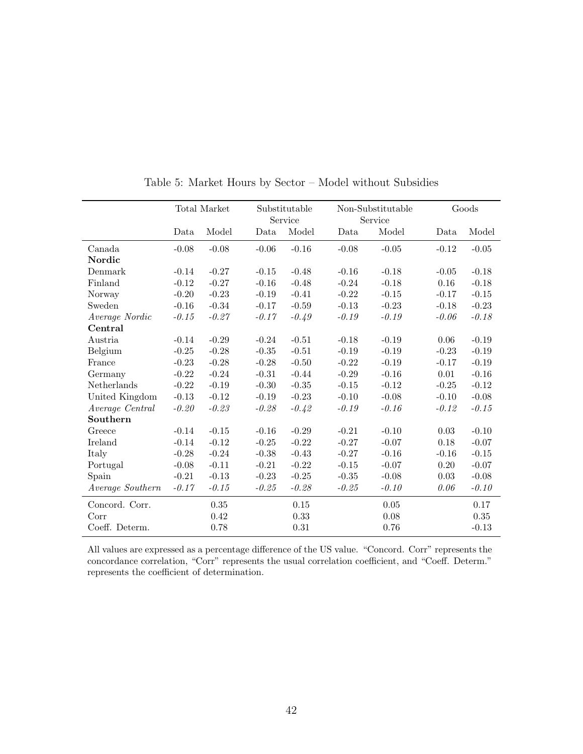Table 5: Market Hours by Sector – Model without Subsidies

| | Total Market | | Substitutable Service | | Non-Substitutable Service | | Goods | |
|---|---|---|---|---|---|---|---|---|
| | Data | Model | Data | Model | Data | Model | Data | Model |
| Canada | -0.08 | -0.08 | -0.06 | -0.16 | -0.08 | -0.05 | -0.12 | -0.05 |
| **Nordic** | | | | | | | | |
| Denmark | -0.14 | -0.27 | -0.15 | -0.48 | -0.16 | -0.18 | -0.05 | -0.18 |
| Finland | -0.12 | -0.27 | -0.16 | -0.48 | -0.24 | -0.18 | 0.16 | -0.18 |
| Norway | -0.20 | -0.23 | -0.19 | -0.41 | -0.22 | -0.15 | -0.17 | -0.15 |
| Sweden | -0.16 | -0.34 | -0.17 | -0.59 | -0.13 | -0.23 | -0.18 | -0.23 |
| *Average Nordic* | *-0.15* | *-0.27* | *-0.17* | *-0.49* | *-0.19* | *-0.19* | *-0.06* | *-0.18* |
| **Central** | | | | | | | | |
| Austria | -0.14 | -0.29 | -0.24 | -0.51 | -0.18 | -0.19 | 0.06 | -0.19 |
| Belgium | -0.25 | -0.28 | -0.35 | -0.51 | -0.19 | -0.19 | -0.23 | -0.19 |
| France | -0.23 | -0.28 | -0.28 | -0.50 | -0.22 | -0.19 | -0.17 | -0.19 |
| Germany | -0.22 | -0.24 | -0.31 | -0.44 | -0.29 | -0.16 | 0.01 | -0.16 |
| Netherlands | -0.22 | -0.19 | -0.30 | -0.35 | -0.15 | -0.12 | -0.25 | -0.12 |
| United Kingdom | -0.13 | -0.12 | -0.19 | -0.23 | -0.10 | -0.08 | -0.10 | -0.08 |
| *Average Central* | *-0.20* | *-0.23* | *-0.28* | *-0.42* | *-0.19* | *-0.16* | *-0.12* | *-0.15* |
| **Southern** | | | | | | | | |
| Greece | -0.14 | -0.15 | -0.16 | -0.29 | -0.21 | -0.10 | 0.03 | -0.10 |
| Ireland | -0.14 | -0.12 | -0.25 | -0.22 | -0.27 | -0.07 | 0.18 | -0.07 |
| Italy | -0.28 | -0.24 | -0.38 | -0.43 | -0.27 | -0.16 | -0.16 | -0.15 |
| Portugal | -0.08 | -0.11 | -0.21 | -0.22 | -0.15 | -0.07 | 0.20 | -0.07 |
| Spain | -0.21 | -0.13 | -0.23 | -0.25 | -0.35 | -0.08 | 0.03 | -0.08 |
| *Average Southern* | *-0.17* | *-0.15* | *-0.25* | *-0.28* | *-0.25* | *-0.10* | *0.06* | *-0.10* |
| Concord. Corr. | | 0.35 | | 0.15 | | 0.05 | | 0.17 |
| Corr | | 0.42 | | 0.33 | | 0.08 | | 0.35 |
| Coeff. Determ. | | 0.78 | | 0.31 | | 0.76 | | -0.13 |

All values are expressed as a percentage difference of the US value. "Concord. Corr" represents the concordance correlation, "Corr" represents the usual correlation coefficient, and "Coeff. Determ." represents the coefficient of determination.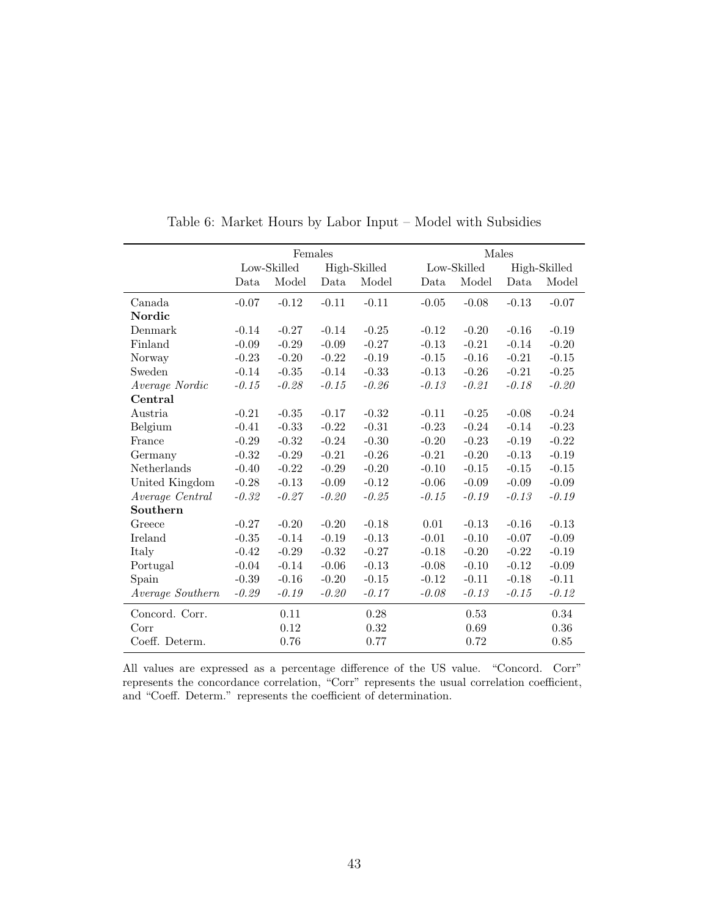Table 6: Market Hours by Labor Input – Model with Subsidies

| | Females | | | | Males | | | |
|---|---|---|---|---|---|---|---|---|
| | Low-Skilled | | High-Skilled | | Low-Skilled | | High-Skilled | |
| | Data | Model | Data | Model | Data | Model | Data | Model |
| Canada | -0.07 | -0.12 | -0.11 | -0.11 | -0.05 | -0.08 | -0.13 | -0.07 |
| **Nordic** | | | | | | | | |
| Denmark | -0.14 | -0.27 | -0.14 | -0.25 | -0.12 | -0.20 | -0.16 | -0.19 |
| Finland | -0.09 | -0.29 | -0.09 | -0.27 | -0.13 | -0.21 | -0.14 | -0.20 |
| Norway | -0.23 | -0.20 | -0.22 | -0.19 | -0.15 | -0.16 | -0.21 | -0.15 |
| Sweden | -0.14 | -0.35 | -0.14 | -0.33 | -0.13 | -0.26 | -0.21 | -0.25 |
| *Average Nordic* | *-0.15* | *-0.28* | *-0.15* | *-0.26* | *-0.13* | *-0.21* | *-0.18* | *-0.20* |
| **Central** | | | | | | | | |
| Austria | -0.21 | -0.35 | -0.17 | -0.32 | -0.11 | -0.25 | -0.08 | -0.24 |
| Belgium | -0.41 | -0.33 | -0.22 | -0.31 | -0.23 | -0.24 | -0.14 | -0.23 |
| France | -0.29 | -0.32 | -0.24 | -0.30 | -0.20 | -0.23 | -0.19 | -0.22 |
| Germany | -0.32 | -0.29 | -0.21 | -0.26 | -0.21 | -0.20 | -0.13 | -0.19 |
| Netherlands | -0.40 | -0.22 | -0.29 | -0.20 | -0.10 | -0.15 | -0.15 | -0.15 |
| United Kingdom | -0.28 | -0.13 | -0.09 | -0.12 | -0.06 | -0.09 | -0.09 | -0.09 |
| *Average Central* | *-0.32* | *-0.27* | *-0.20* | *-0.25* | *-0.15* | *-0.19* | *-0.13* | *-0.19* |
| **Southern** | | | | | | | | |
| Greece | -0.27 | -0.20 | -0.20 | -0.18 | 0.01 | -0.13 | -0.16 | -0.13 |
| Ireland | -0.35 | -0.14 | -0.19 | -0.13 | -0.01 | -0.10 | -0.07 | -0.09 |
| Italy | -0.42 | -0.29 | -0.32 | -0.27 | -0.18 | -0.20 | -0.22 | -0.19 |
| Portugal | -0.04 | -0.14 | -0.06 | -0.13 | -0.08 | -0.10 | -0.12 | -0.09 |
| Spain | -0.39 | -0.16 | -0.20 | -0.15 | -0.12 | -0.11 | -0.18 | -0.11 |
| *Average Southern* | *-0.29* | *-0.19* | *-0.20* | *-0.17* | *-0.08* | *-0.13* | *-0.15* | *-0.12* |
| Concord. Corr. | | 0.11 | | 0.28 | | 0.53 | | 0.34 |
| Corr | | 0.12 | | 0.32 | | 0.69 | | 0.36 |
| Coeff. Determ. | | 0.76 | | 0.77 | | 0.72 | | 0.85 |

All values are expressed as a percentage difference of the US value. "Concord. Corr" represents the concordance correlation, "Corr" represents the usual correlation coefficient, and "Coeff. Determ." represents the coefficient of determination.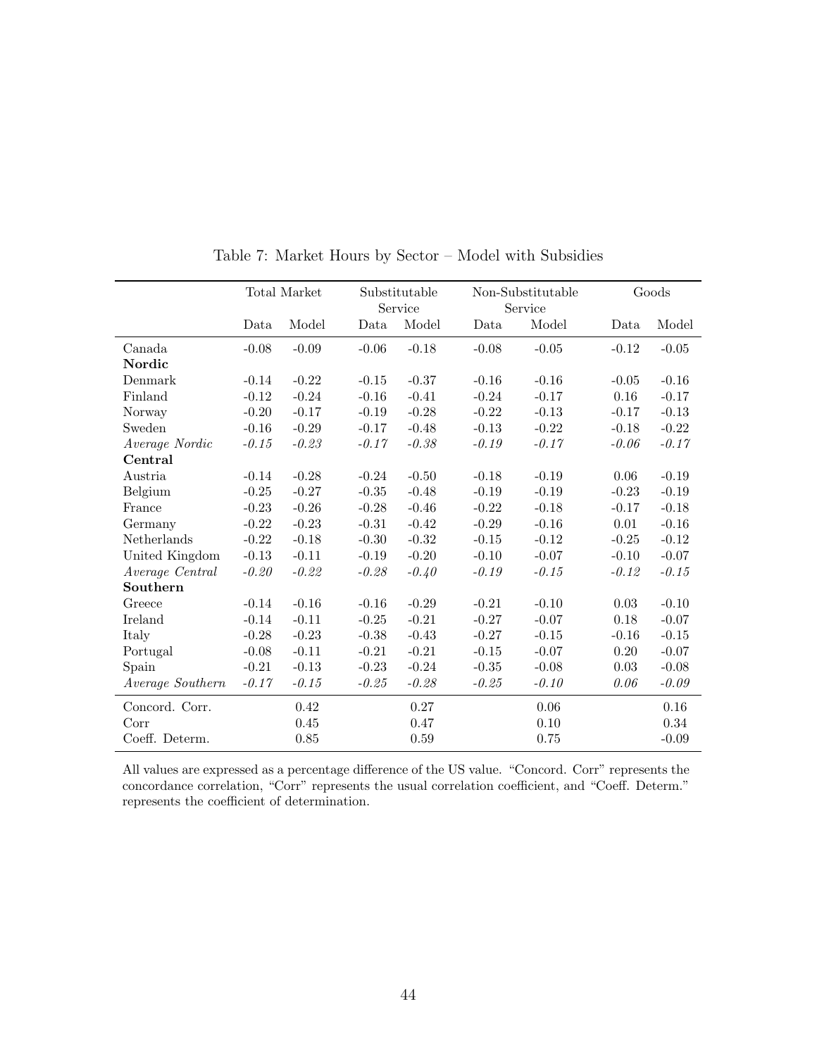Table 7: Market Hours by Sector – Model with Subsidies

| | Total Market | | Substitutable Service | | Non-Substitutable Service | | Goods | |
|---|---|---|---|---|---|---|---|---|
| | Data | Model | Data | Model | Data | Model | Data | Model |
| Canada | -0.08 | -0.09 | -0.06 | -0.18 | -0.08 | -0.05 | -0.12 | -0.05 |
| **Nordic** | | | | | | | | |
| Denmark | -0.14 | -0.22 | -0.15 | -0.37 | -0.16 | -0.16 | -0.05 | -0.16 |
| Finland | -0.12 | -0.24 | -0.16 | -0.41 | -0.24 | -0.17 | 0.16 | -0.17 |
| Norway | -0.20 | -0.17 | -0.19 | -0.28 | -0.22 | -0.13 | -0.17 | -0.13 |
| Sweden | -0.16 | -0.29 | -0.17 | -0.48 | -0.13 | -0.22 | -0.18 | -0.22 |
| *Average Nordic* | *-0.15* | *-0.23* | *-0.17* | *-0.38* | *-0.19* | *-0.17* | *-0.06* | *-0.17* |
| **Central** | | | | | | | | |
| Austria | -0.14 | -0.28 | -0.24 | -0.50 | -0.18 | -0.19 | 0.06 | -0.19 |
| Belgium | -0.25 | -0.27 | -0.35 | -0.48 | -0.19 | -0.19 | -0.23 | -0.19 |
| France | -0.23 | -0.26 | -0.28 | -0.46 | -0.22 | -0.18 | -0.17 | -0.18 |
| Germany | -0.22 | -0.23 | -0.31 | -0.42 | -0.29 | -0.16 | 0.01 | -0.16 |
| Netherlands | -0.22 | -0.18 | -0.30 | -0.32 | -0.15 | -0.12 | -0.25 | -0.12 |
| United Kingdom | -0.13 | -0.11 | -0.19 | -0.20 | -0.10 | -0.07 | -0.10 | -0.07 |
| *Average Central* | *-0.20* | *-0.22* | *-0.28* | *-0.40* | *-0.19* | *-0.15* | *-0.12* | *-0.15* |
| **Southern** | | | | | | | | |
| Greece | -0.14 | -0.16 | -0.16 | -0.29 | -0.21 | -0.10 | 0.03 | -0.10 |
| Ireland | -0.14 | -0.11 | -0.25 | -0.21 | -0.27 | -0.07 | 0.18 | -0.07 |
| Italy | -0.28 | -0.23 | -0.38 | -0.43 | -0.27 | -0.15 | -0.16 | -0.15 |
| Portugal | -0.08 | -0.11 | -0.21 | -0.21 | -0.15 | -0.07 | 0.20 | -0.07 |
| Spain | -0.21 | -0.13 | -0.23 | -0.24 | -0.35 | -0.08 | 0.03 | -0.08 |
| *Average Southern* | *-0.17* | *-0.15* | *-0.25* | *-0.28* | *-0.25* | *-0.10* | *0.06* | *-0.09* |
| Concord. Corr. | | 0.42 | | 0.27 | | 0.06 | | 0.16 |
| Corr | | 0.45 | | 0.47 | | 0.10 | | 0.34 |
| Coeff. Determ. | | 0.85 | | 0.59 | | 0.75 | | -0.09 |

All values are expressed as a percentage difference of the US value. "Concord. Corr" represents the concordance correlation, "Corr" represents the usual correlation coefficient, and "Coeff. Determ." represents the coefficient of determination.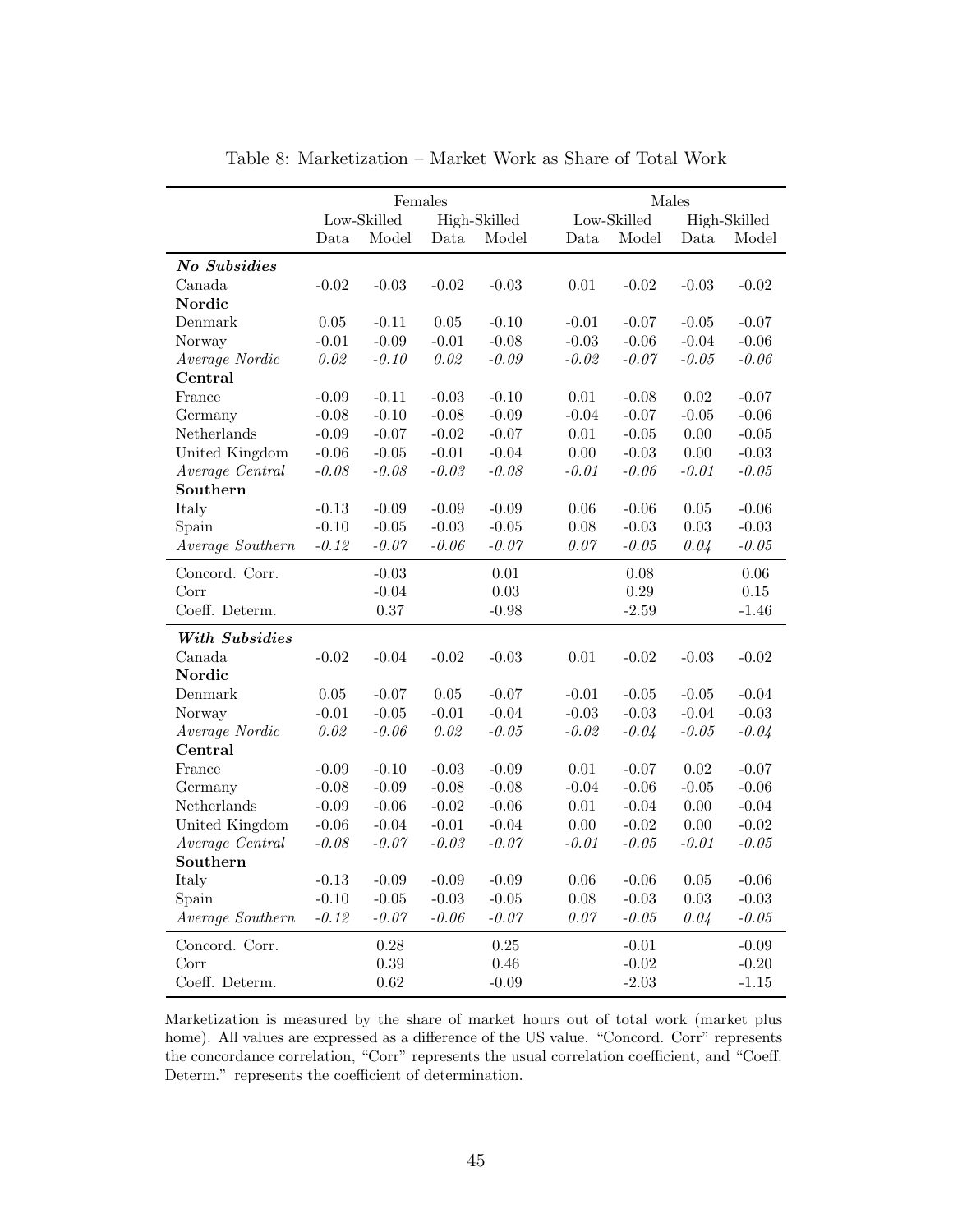Table 8: Marketization – Market Work as Share of Total Work

| | Females | | | | Males | | | |
|---|---|---|---|---|---|---|---|---|
| | Low-Skilled | | High-Skilled | | Low-Skilled | | High-Skilled | |
| | Data | Model | Data | Model | Data | Model | Data | Model |
| ***No Subsidies*** | | | | | | | | |
| Canada | -0.02 | -0.03 | -0.02 | -0.03 | 0.01 | -0.02 | -0.03 | -0.02 |
| **Nordic** | | | | | | | | |
| Denmark | 0.05 | -0.11 | 0.05 | -0.10 | -0.01 | -0.07 | -0.05 | -0.07 |
| Norway | -0.01 | -0.09 | -0.01 | -0.08 | -0.03 | -0.06 | -0.04 | -0.06 |
| *Average Nordic* | *0.02* | *-0.10* | *0.02* | *-0.09* | *-0.02* | *-0.07* | *-0.05* | *-0.06* |
| **Central** | | | | | | | | |
| France | -0.09 | -0.11 | -0.03 | -0.10 | 0.01 | -0.08 | 0.02 | -0.07 |
| Germany | -0.08 | -0.10 | -0.08 | -0.09 | -0.04 | -0.07 | -0.05 | -0.06 |
| Netherlands | -0.09 | -0.07 | -0.02 | -0.07 | 0.01 | -0.05 | 0.00 | -0.05 |
| United Kingdom | -0.06 | -0.05 | -0.01 | -0.04 | 0.00 | -0.03 | 0.00 | -0.03 |
| *Average Central* | *-0.08* | *-0.08* | *-0.03* | *-0.08* | *-0.01* | *-0.06* | *-0.01* | *-0.05* |
| **Southern** | | | | | | | | |
| Italy | -0.13 | -0.09 | -0.09 | -0.09 | 0.06 | -0.06 | 0.05 | -0.06 |
| Spain | -0.10 | -0.05 | -0.03 | -0.05 | 0.08 | -0.03 | 0.03 | -0.03 |
| *Average Southern* | *-0.12* | *-0.07* | *-0.06* | *-0.07* | *0.07* | *-0.05* | *0.04* | *-0.05* |
| Concord. Corr. | | -0.03 | | 0.01 | | 0.08 | | 0.06 |
| Corr | | -0.04 | | 0.03 | | 0.29 | | 0.15 |
| Coeff. Determ. | | 0.37 | | -0.98 | | -2.59 | | -1.46 |
| ***With Subsidies*** | | | | | | | | |
| Canada | -0.02 | -0.04 | -0.02 | -0.03 | 0.01 | -0.02 | -0.03 | -0.02 |
| **Nordic** | | | | | | | | |
| Denmark | 0.05 | -0.07 | 0.05 | -0.07 | -0.01 | -0.05 | -0.05 | -0.04 |
| Norway | -0.01 | -0.05 | -0.01 | -0.04 | -0.03 | -0.03 | -0.04 | -0.03 |
| *Average Nordic* | *0.02* | *-0.06* | *0.02* | *-0.05* | *-0.02* | *-0.04* | *-0.05* | *-0.04* |
| **Central** | | | | | | | | |
| France | -0.09 | -0.10 | -0.03 | -0.09 | 0.01 | -0.07 | 0.02 | -0.07 |
| Germany | -0.08 | -0.09 | -0.08 | -0.08 | -0.04 | -0.06 | -0.05 | -0.06 |
| Netherlands | -0.09 | -0.06 | -0.02 | -0.06 | 0.01 | -0.04 | 0.00 | -0.04 |
| United Kingdom | -0.06 | -0.04 | -0.01 | -0.04 | 0.00 | -0.02 | 0.00 | -0.02 |
| *Average Central* | *-0.08* | *-0.07* | *-0.03* | *-0.07* | *-0.01* | *-0.05* | *-0.01* | *-0.05* |
| **Southern** | | | | | | | | |
| Italy | -0.13 | -0.09 | -0.09 | -0.09 | 0.06 | -0.06 | 0.05 | -0.06 |
| Spain | -0.10 | -0.05 | -0.03 | -0.05 | 0.08 | -0.03 | 0.03 | -0.03 |
| *Average Southern* | *-0.12* | *-0.07* | *-0.06* | *-0.07* | *0.07* | *-0.05* | *0.04* | *-0.05* |
| Concord. Corr. | | 0.28 | | 0.25 | | -0.01 | | -0.09 |
| Corr | | 0.39 | | 0.46 | | -0.02 | | -0.20 |
| Coeff. Determ. | | 0.62 | | -0.09 | | -2.03 | | -1.15 |

Marketization is measured by the share of market hours out of total work (market plus home). All values are expressed as a difference of the US value. "Concord. Corr" represents the concordance correlation, "Corr" represents the usual correlation coefficient, and "Coeff. Determ." represents the coefficient of determination.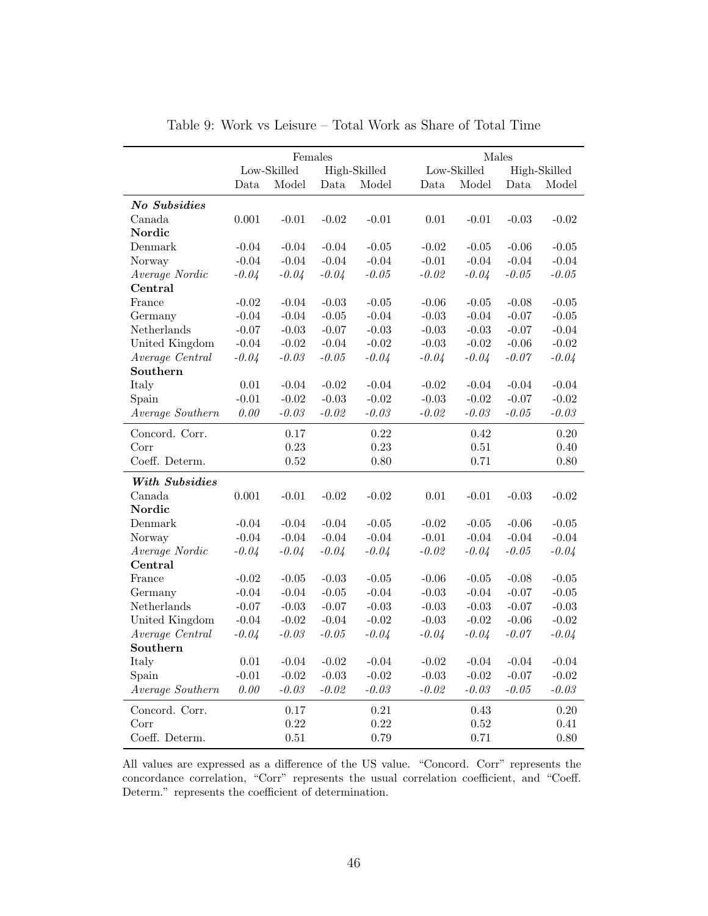Table 9: Work vs Leisure – Total Work as Share of Total Time

| | Females | | | | Males | | | |
|---|---|---|---|---|---|---|---|---|
| | Low-Skilled | | High-Skilled | | Low-Skilled | | High-Skilled | |
| | Data | Model | Data | Model | Data | Model | Data | Model |
| ***No Subsidies*** | | | | | | | | |
| Canada | 0.001 | -0.01 | -0.02 | -0.01 | 0.01 | -0.01 | -0.03 | -0.02 |
| **Nordic** | | | | | | | | |
| Denmark | -0.04 | -0.04 | -0.04 | -0.05 | -0.02 | -0.05 | -0.06 | -0.05 |
| Norway | -0.04 | -0.04 | -0.04 | -0.04 | -0.01 | -0.04 | -0.04 | -0.04 |
| *Average Nordic* | *-0.04* | *-0.04* | *-0.04* | *-0.05* | *-0.02* | *-0.04* | *-0.05* | *-0.05* |
| **Central** | | | | | | | | |
| France | -0.02 | -0.04 | -0.03 | -0.05 | -0.06 | -0.05 | -0.08 | -0.05 |
| Germany | -0.04 | -0.04 | -0.05 | -0.04 | -0.03 | -0.04 | -0.07 | -0.05 |
| Netherlands | -0.07 | -0.03 | -0.07 | -0.03 | -0.03 | -0.03 | -0.07 | -0.04 |
| United Kingdom | -0.04 | -0.02 | -0.04 | -0.02 | -0.03 | -0.02 | -0.06 | -0.02 |
| *Average Central* | *-0.04* | *-0.03* | *-0.05* | *-0.04* | *-0.04* | *-0.04* | *-0.07* | *-0.04* |
| **Southern** | | | | | | | | |
| Italy | 0.01 | -0.04 | -0.02 | -0.04 | -0.02 | -0.04 | -0.04 | -0.04 |
| Spain | -0.01 | -0.02 | -0.03 | -0.02 | -0.03 | -0.02 | -0.07 | -0.02 |
| *Average Southern* | *0.00* | *-0.03* | *-0.02* | *-0.03* | *-0.02* | *-0.03* | *-0.05* | *-0.03* |
| Concord. Corr. | | 0.17 | | 0.22 | | 0.42 | | 0.20 |
| Corr | | 0.23 | | 0.23 | | 0.51 | | 0.40 |
| Coeff. Determ. | | 0.52 | | 0.80 | | 0.71 | | 0.80 |
| ***With Subsidies*** | | | | | | | | |
| Canada | 0.001 | -0.01 | -0.02 | -0.02 | 0.01 | -0.01 | -0.03 | -0.02 |
| **Nordic** | | | | | | | | |
| Denmark | -0.04 | -0.04 | -0.04 | -0.05 | -0.02 | -0.05 | -0.06 | -0.05 |
| Norway | -0.04 | -0.04 | -0.04 | -0.04 | -0.01 | -0.04 | -0.04 | -0.04 |
| *Average Nordic* | *-0.04* | *-0.04* | *-0.04* | *-0.04* | *-0.02* | *-0.04* | *-0.05* | *-0.04* |
| **Central** | | | | | | | | |
| France | -0.02 | -0.05 | -0.03 | -0.05 | -0.06 | -0.05 | -0.08 | -0.05 |
| Germany | -0.04 | -0.04 | -0.05 | -0.04 | -0.03 | -0.04 | -0.07 | -0.05 |
| Netherlands | -0.07 | -0.03 | -0.07 | -0.03 | -0.03 | -0.03 | -0.07 | -0.03 |
| United Kingdom | -0.04 | -0.02 | -0.04 | -0.02 | -0.03 | -0.02 | -0.06 | -0.02 |
| *Average Central* | *-0.04* | *-0.03* | *-0.05* | *-0.04* | *-0.04* | *-0.04* | *-0.07* | *-0.04* |
| **Southern** | | | | | | | | |
| Italy | 0.01 | -0.04 | -0.02 | -0.04 | -0.02 | -0.04 | -0.04 | -0.04 |
| Spain | -0.01 | -0.02 | -0.03 | -0.02 | -0.03 | -0.02 | -0.07 | -0.02 |
| *Average Southern* | *0.00* | *-0.03* | *-0.02* | *-0.03* | *-0.02* | *-0.03* | *-0.05* | *-0.03* |
| Concord. Corr. | | 0.17 | | 0.21 | | 0.43 | | 0.20 |
| Corr | | 0.22 | | 0.22 | | 0.52 | | 0.41 |
| Coeff. Determ. | | 0.51 | | 0.79 | | 0.71 | | 0.80 |

All values are expressed as a difference of the US value. "Concord. Corr" represents the concordance correlation, "Corr" represents the usual correlation coefficient, and "Coeff. Determ." represents the coefficient of determination.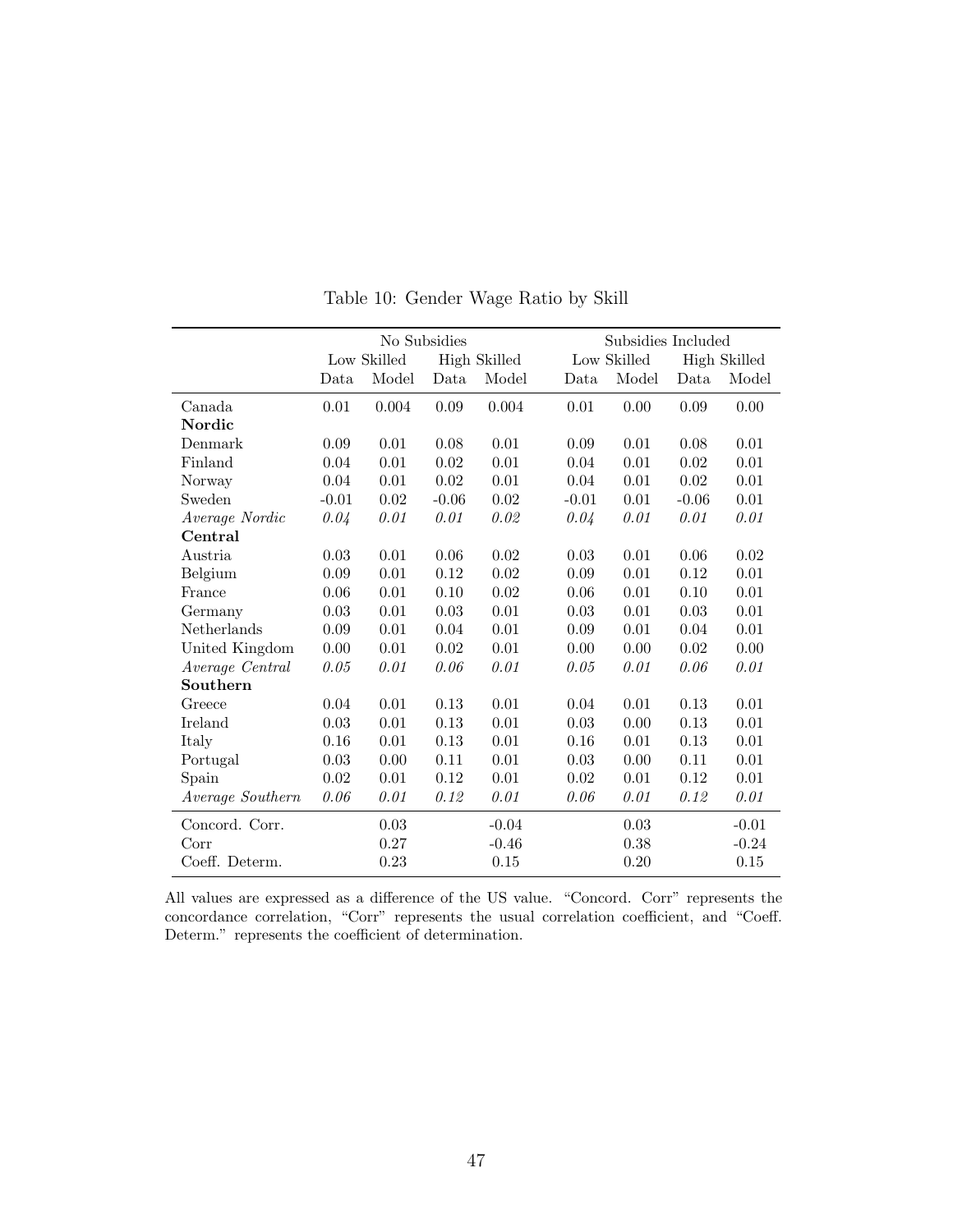Table 10: Gender Wage Ratio by Skill

| | No Subsidies | | | | Subsidies Included | | | |
|---|---|---|---|---|---|---|---|---|
| | Low Skilled | | High Skilled | | Low Skilled | | High Skilled | |
| | Data | Model | Data | Model | Data | Model | Data | Model |
| Canada | 0.01 | 0.004 | 0.09 | 0.004 | 0.01 | 0.00 | 0.09 | 0.00 |
| **Nordic** | | | | | | | | |
| Denmark | 0.09 | 0.01 | 0.08 | 0.01 | 0.09 | 0.01 | 0.08 | 0.01 |
| Finland | 0.04 | 0.01 | 0.02 | 0.01 | 0.04 | 0.01 | 0.02 | 0.01 |
| Norway | 0.04 | 0.01 | 0.02 | 0.01 | 0.04 | 0.01 | 0.02 | 0.01 |
| Sweden | -0.01 | 0.02 | -0.06 | 0.02 | -0.01 | 0.01 | -0.06 | 0.01 |
| *Average Nordic* | *0.04* | *0.01* | *0.01* | *0.02* | *0.04* | *0.01* | *0.01* | *0.01* |
| **Central** | | | | | | | | |
| Austria | 0.03 | 0.01 | 0.06 | 0.02 | 0.03 | 0.01 | 0.06 | 0.02 |
| Belgium | 0.09 | 0.01 | 0.12 | 0.02 | 0.09 | 0.01 | 0.12 | 0.01 |
| France | 0.06 | 0.01 | 0.10 | 0.02 | 0.06 | 0.01 | 0.10 | 0.01 |
| Germany | 0.03 | 0.01 | 0.03 | 0.01 | 0.03 | 0.01 | 0.03 | 0.01 |
| Netherlands | 0.09 | 0.01 | 0.04 | 0.01 | 0.09 | 0.01 | 0.04 | 0.01 |
| United Kingdom | 0.00 | 0.01 | 0.02 | 0.01 | 0.00 | 0.00 | 0.02 | 0.00 |
| *Average Central* | *0.05* | *0.01* | *0.06* | *0.01* | *0.05* | *0.01* | *0.06* | *0.01* |
| **Southern** | | | | | | | | |
| Greece | 0.04 | 0.01 | 0.13 | 0.01 | 0.04 | 0.01 | 0.13 | 0.01 |
| Ireland | 0.03 | 0.01 | 0.13 | 0.01 | 0.03 | 0.00 | 0.13 | 0.01 |
| Italy | 0.16 | 0.01 | 0.13 | 0.01 | 0.16 | 0.01 | 0.13 | 0.01 |
| Portugal | 0.03 | 0.00 | 0.11 | 0.01 | 0.03 | 0.00 | 0.11 | 0.01 |
| Spain | 0.02 | 0.01 | 0.12 | 0.01 | 0.02 | 0.01 | 0.12 | 0.01 |
| *Average Southern* | *0.06* | *0.01* | *0.12* | *0.01* | *0.06* | *0.01* | *0.12* | *0.01* |
| Concord. Corr. | | 0.03 | | -0.04 | | 0.03 | | -0.01 |
| Corr | | 0.27 | | -0.46 | | 0.38 | | -0.24 |
| Coeff. Determ. | | 0.23 | | 0.15 | | 0.20 | | 0.15 |

All values are expressed as a difference of the US value. "Concord. Corr" represents the concordance correlation, "Corr" represents the usual correlation coefficient, and "Coeff. Determ." represents the coefficient of determination.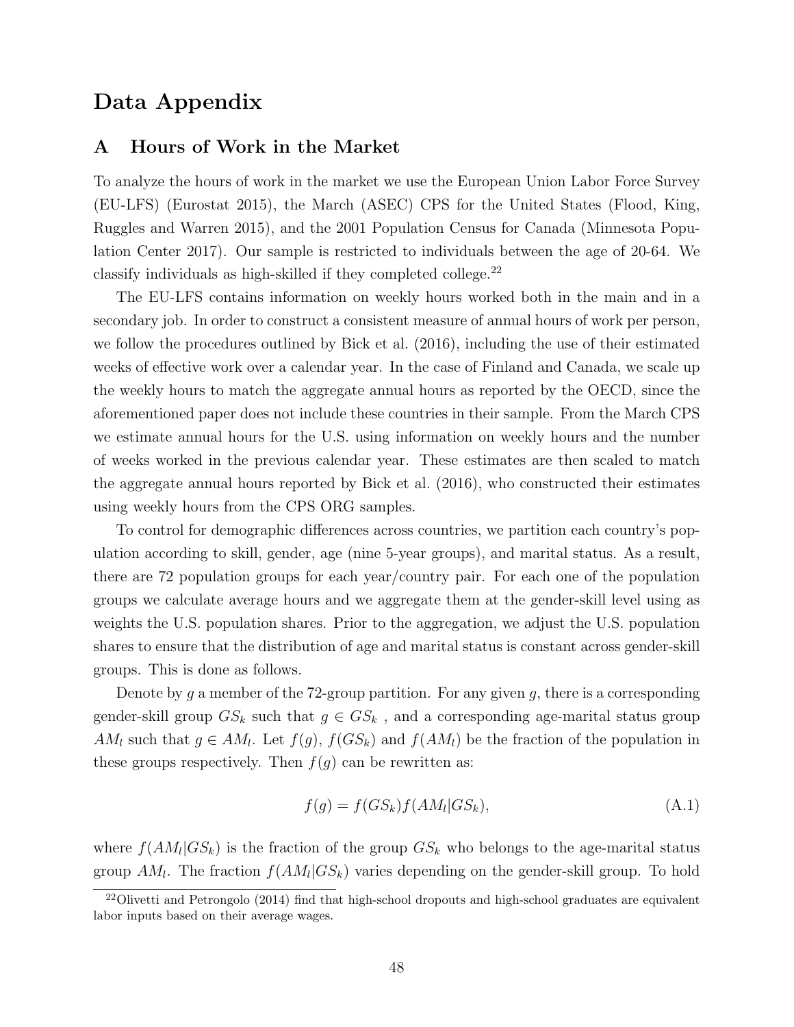# Data Appendix

## A Hours of Work in the Market

To analyze the hours of work in the market we use the European Union Labor Force Survey (EU-LFS) (Eurostat 2015), the March (ASEC) CPS for the United States (Flood, King, Ruggles and Warren 2015), and the 2001 Population Census for Canada (Minnesota Population Center 2017). Our sample is restricted to individuals between the age of 20-64. We classify individuals as high-skilled if they completed college.[22]

The EU-LFS contains information on weekly hours worked both in the main and in a secondary job. In order to construct a consistent measure of annual hours of work per person, we follow the procedures outlined by Bick et al. (2016), including the use of their estimated weeks of effective work over a calendar year. In the case of Finland and Canada, we scale up the weekly hours to match the aggregate annual hours as reported by the OECD, since the aforementioned paper does not include these countries in their sample. From the March CPS we estimate annual hours for the U.S. using information on weekly hours and the number of weeks worked in the previous calendar year. These estimates are then scaled to match the aggregate annual hours reported by Bick et al. (2016), who constructed their estimates using weekly hours from the CPS ORG samples.

To control for demographic differences across countries, we partition each country's population according to skill, gender, age (nine 5-year groups), and marital status. As a result, there are 72 population groups for each year/country pair. For each one of the population groups we calculate average hours and we aggregate them at the gender-skill level using as weights the U.S. population shares. Prior to the aggregation, we adjust the U.S. population shares to ensure that the distribution of age and marital status is constant across gender-skill groups. This is done as follows.

Denote by $g$ a member of the 72-group partition. For any given $g$, there is a corresponding gender-skill group $GS_k$ such that $g \in GS_k$ , and a corresponding age-marital status group $AM_l$ such that $g \in AM_l$. Let $f(g)$, $f(GS_k)$ and $f(AM_l)$ be the fraction of the population in these groups respectively. Then $f(g)$ can be rewritten as:

$$f(g) = f(GS_k)f(AM_l|GS_k), \tag{A.1}$$

where $f(AM_l|GS_k)$ is the fraction of the group $GS_k$ who belongs to the age-marital status group $AM_l$. The fraction $f(AM_l|GS_k)$ varies depending on the gender-skill group. To hold

[22] Olivetti and Petrongolo (2014) find that high-school dropouts and high-school graduates are equivalent labor inputs based on their average wages.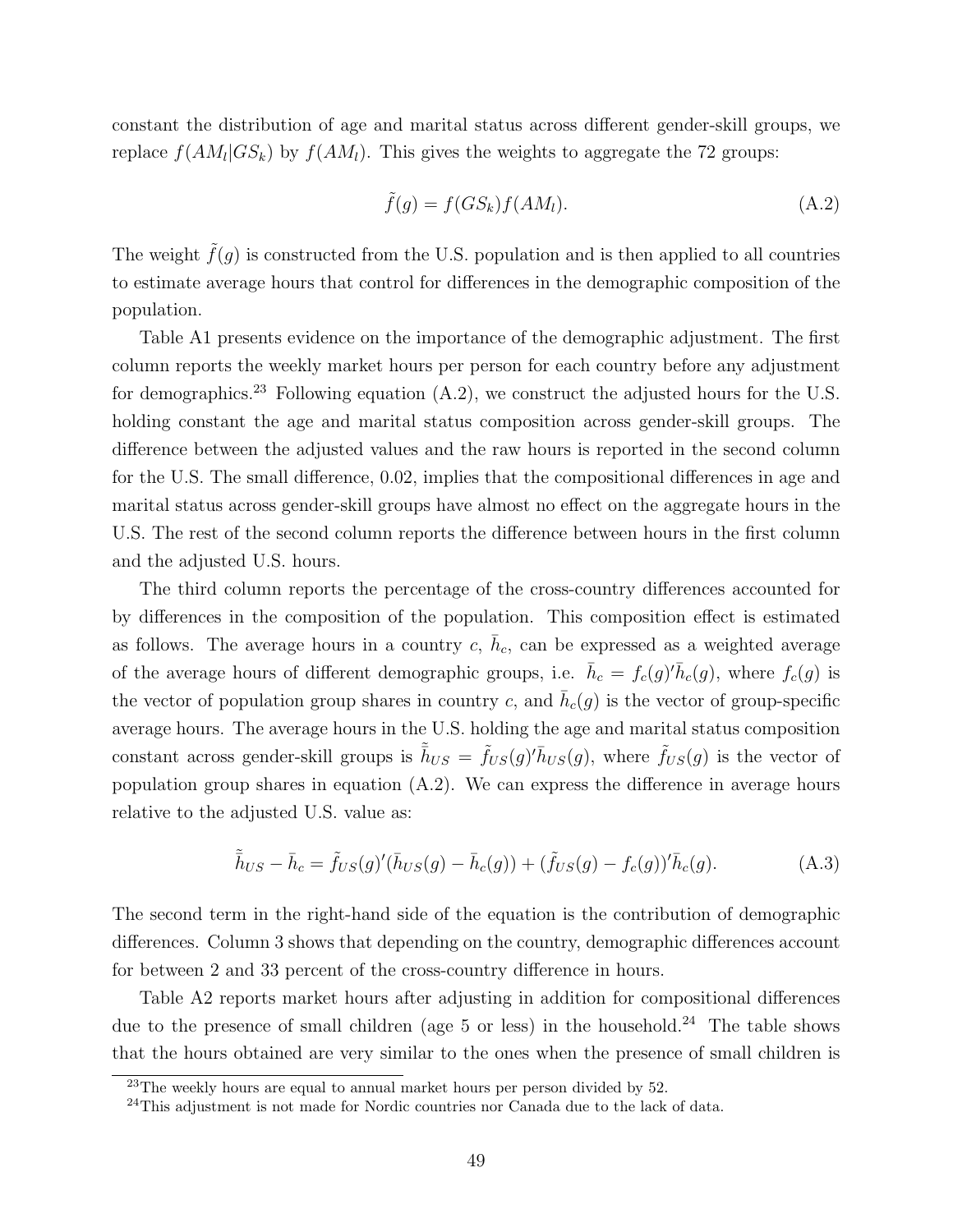constant the distribution of age and marital status across different gender-skill groups, we replace $f(AM_l|GS_k)$ by $f(AM_l)$. This gives the weights to aggregate the 72 groups:

$$\tilde{f}(g) = f(GS_k)f(AM_l). \tag{A.2}$$

The weight $\tilde{f}(g)$ is constructed from the U.S. population and is then applied to all countries to estimate average hours that control for differences in the demographic composition of the population.

Table A1 presents evidence on the importance of the demographic adjustment. The first column reports the weekly market hours per person for each country before any adjustment for demographics.[23] Following equation (A.2), we construct the adjusted hours for the U.S. holding constant the age and marital status composition across gender-skill groups. The difference between the adjusted values and the raw hours is reported in the second column for the U.S. The small difference, 0.02, implies that the compositional differences in age and marital status across gender-skill groups have almost no effect on the aggregate hours in the U.S. The rest of the second column reports the difference between hours in the first column and the adjusted U.S. hours.

The third column reports the percentage of the cross-country differences accounted for by differences in the composition of the population. This composition effect is estimated as follows. The average hours in a country $c$, $\bar{h}_c$, can be expressed as a weighted average of the average hours of different demographic groups, i.e. $\bar{h}_c = f_c(g)'\bar{h}_c(g)$, where $f_c(g)$ is the vector of population group shares in country $c$, and $\bar{h}_c(g)$ is the vector of group-specific average hours. The average hours in the U.S. holding the age and marital status composition constant across gender-skill groups is $\tilde{\bar{h}}_{US} = \tilde{f}_{US}(g)'\bar{h}_{US}(g)$, where $\tilde{f}_{US}(g)$ is the vector of population group shares in equation (A.2). We can express the difference in average hours relative to the adjusted U.S. value as:

$$\tilde{\bar{h}}_{US} - \bar{h}_c = \tilde{f}_{US}(g)'(\bar{h}_{US}(g) - \bar{h}_c(g)) + (\tilde{f}_{US}(g) - f_c(g))'\bar{h}_c(g). \tag{A.3}$$

The second term in the right-hand side of the equation is the contribution of demographic differences. Column 3 shows that depending on the country, demographic differences account for between 2 and 33 percent of the cross-country difference in hours.

Table A2 reports market hours after adjusting in addition for compositional differences due to the presence of small children (age 5 or less) in the household.[24] The table shows that the hours obtained are very similar to the ones when the presence of small children is

[23] The weekly hours are equal to annual market hours per person divided by 52.

[24] This adjustment is not made for Nordic countries nor Canada due to the lack of data.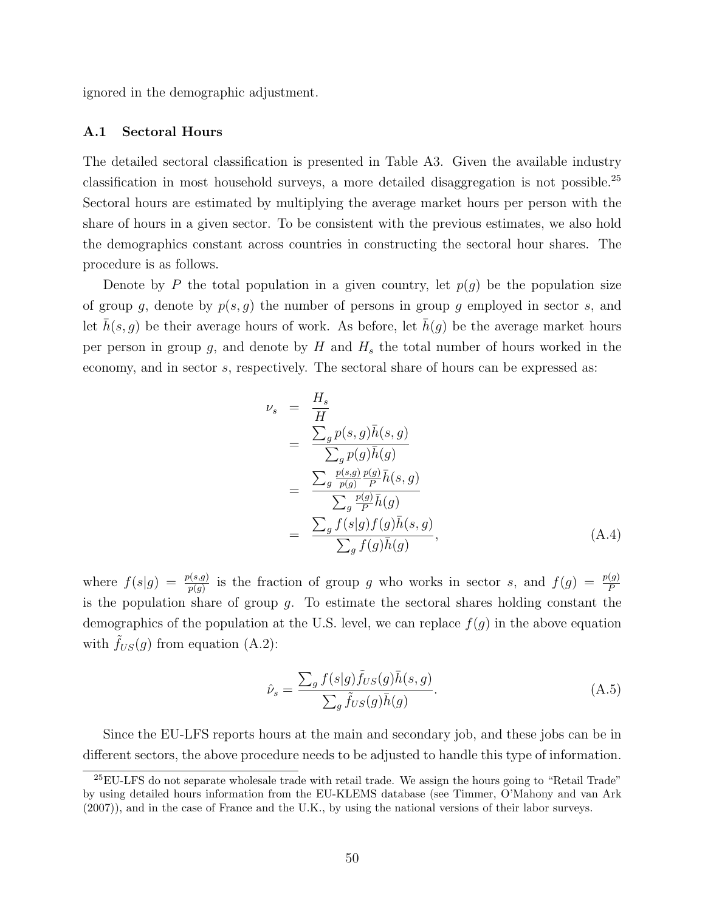ignored in the demographic adjustment.

### A.1 Sectoral Hours

The detailed sectoral classification is presented in Table A3. Given the available industry classification in most household surveys, a more detailed disaggregation is not possible.[25] Sectoral hours are estimated by multiplying the average market hours per person with the share of hours in a given sector. To be consistent with the previous estimates, we also hold the demographics constant across countries in constructing the sectoral hour shares. The procedure is as follows.

Denote by $P$ the total population in a given country, let $p(g)$ be the population size of group $g$, denote by $p(s,g)$ the number of persons in group $g$ employed in sector $s$, and let $\bar{h}(s,g)$ be their average hours of work. As before, let $\bar{h}(g)$ be the average market hours per person in group $g$, and denote by $H$ and $H_s$ the total number of hours worked in the economy, and in sector $s$, respectively. The sectoral share of hours can be expressed as:

$$\begin{aligned}
\nu_s &= \frac{H_s}{H} \\
&= \frac{\sum_g p(s,g)\bar{h}(s,g)}{\sum_g p(g)\bar{h}(g)} \\
&= \frac{\sum_g \frac{p(s,g)}{p(g)}\frac{p(g)}{P}\bar{h}(s,g)}{\sum_g \frac{p(g)}{P}\bar{h}(g)} \\
&= \frac{\sum_g f(s|g)f(g)\bar{h}(s,g)}{\sum_g f(g)\bar{h}(g)},
\end{aligned} \tag{A.4}$$

where $f(s|g) = \frac{p(s,g)}{p(g)}$ is the fraction of group $g$ who works in sector $s$, and $f(g) = \frac{p(g)}{P}$ is the population share of group $g$. To estimate the sectoral shares holding constant the demographics of the population at the U.S. level, we can replace $f(g)$ in the above equation with $\tilde{f}_{US}(g)$ from equation (A.2):

$$\hat{\nu}_s = \frac{\sum_g f(s|g)\tilde{f}_{US}(g)\bar{h}(s,g)}{\sum_g \tilde{f}_{US}(g)\bar{h}(g)}. \tag{A.5}$$

Since the EU-LFS reports hours at the main and secondary job, and these jobs can be in different sectors, the above procedure needs to be adjusted to handle this type of information.

[25] EU-LFS do not separate wholesale trade with retail trade. We assign the hours going to "Retail Trade" by using detailed hours information from the EU-KLEMS database (see Timmer, O'Mahony and van Ark (2007)), and in the case of France and the U.K., by using the national versions of their labor surveys.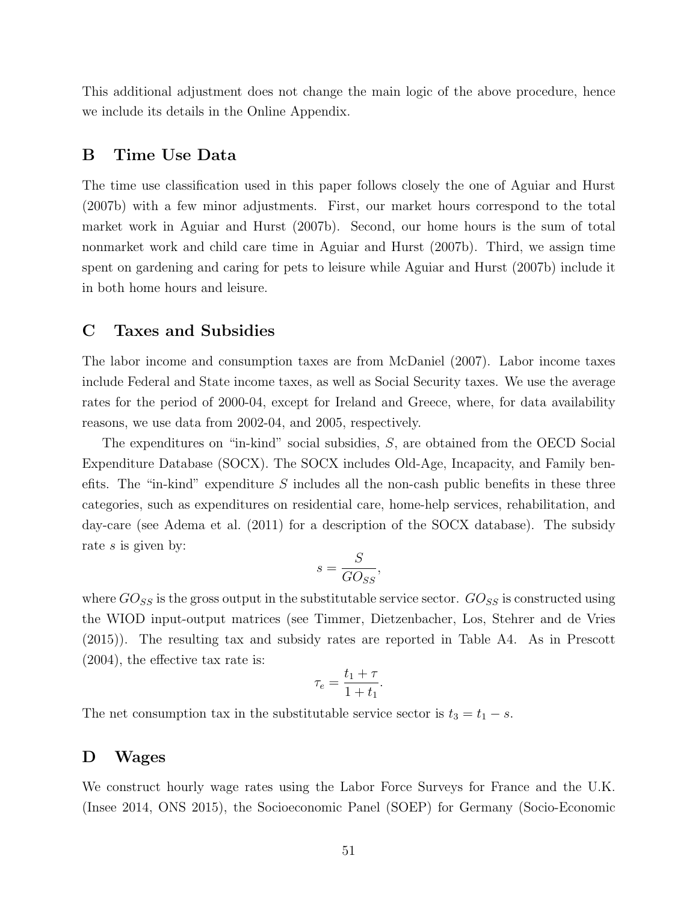This additional adjustment does not change the main logic of the above procedure, hence we include its details in the Online Appendix.

## B Time Use Data

The time use classification used in this paper follows closely the one of Aguiar and Hurst (2007b) with a few minor adjustments. First, our market hours correspond to the total market work in Aguiar and Hurst (2007b). Second, our home hours is the sum of total nonmarket work and child care time in Aguiar and Hurst (2007b). Third, we assign time spent on gardening and caring for pets to leisure while Aguiar and Hurst (2007b) include it in both home hours and leisure.

## C Taxes and Subsidies

The labor income and consumption taxes are from McDaniel (2007). Labor income taxes include Federal and State income taxes, as well as Social Security taxes. We use the average rates for the period of 2000-04, except for Ireland and Greece, where, for data availability reasons, we use data from 2002-04, and 2005, respectively.

The expenditures on "in-kind" social subsidies, $S$, are obtained from the OECD Social Expenditure Database (SOCX). The SOCX includes Old-Age, Incapacity, and Family benefits. The "in-kind" expenditure $S$ includes all the non-cash public benefits in these three categories, such as expenditures on residential care, home-help services, rehabilitation, and day-care (see Adema et al. (2011) for a description of the SOCX database). The subsidy rate $s$ is given by:

$$s = \frac{S}{GO_{SS}},$$

where $GO_{SS}$ is the gross output in the substitutable service sector. $GO_{SS}$ is constructed using the WIOD input-output matrices (see Timmer, Dietzenbacher, Los, Stehrer and de Vries (2015)). The resulting tax and subsidy rates are reported in Table A4. As in Prescott (2004), the effective tax rate is:

$$\tau_e = \frac{t_1 + \tau}{1 + t_1}.$$

The net consumption tax in the substitutable service sector is $t_3 = t_1 - s$.

## D Wages

We construct hourly wage rates using the Labor Force Surveys for France and the U.K. (Insee 2014, ONS 2015), the Socioeconomic Panel (SOEP) for Germany (Socio-Economic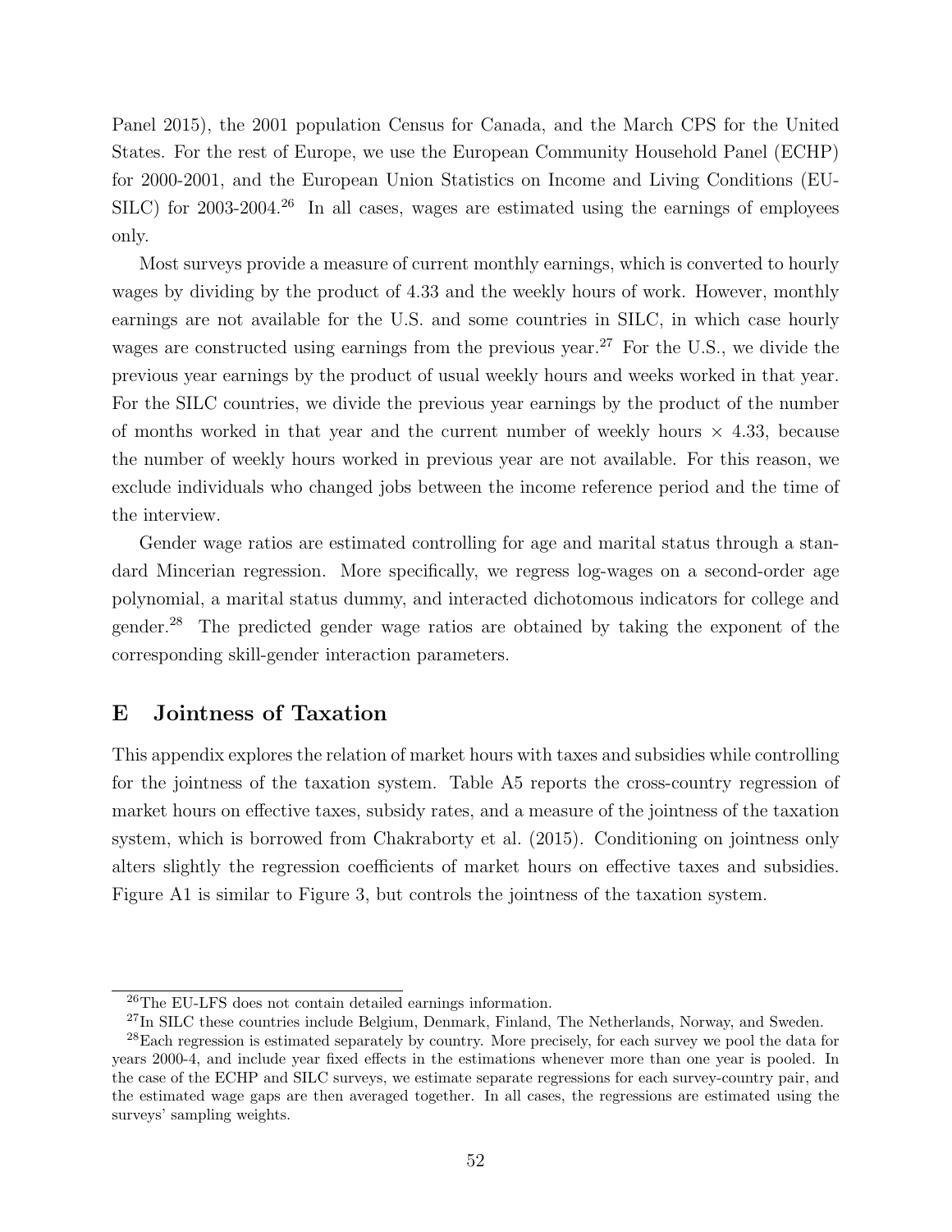Panel 2015), the 2001 population Census for Canada, and the March CPS for the United States. For the rest of Europe, we use the European Community Household Panel (ECHP) for 2000-2001, and the European Union Statistics on Income and Living Conditions (EU-SILC) for 2003-2004.[26] In all cases, wages are estimated using the earnings of employees only.

Most surveys provide a measure of current monthly earnings, which is converted to hourly wages by dividing by the product of 4.33 and the weekly hours of work. However, monthly earnings are not available for the U.S. and some countries in SILC, in which case hourly wages are constructed using earnings from the previous year.[27] For the U.S., we divide the previous year earnings by the product of usual weekly hours and weeks worked in that year. For the SILC countries, we divide the previous year earnings by the product of the number of months worked in that year and the current number of weekly hours $\times$ 4.33, because the number of weekly hours worked in previous year are not available. For this reason, we exclude individuals who changed jobs between the income reference period and the time of the interview.

Gender wage ratios are estimated controlling for age and marital status through a standard Mincerian regression. More specifically, we regress log-wages on a second-order age polynomial, a marital status dummy, and interacted dichotomous indicators for college and gender.[28] The predicted gender wage ratios are obtained by taking the exponent of the corresponding skill-gender interaction parameters.

## E Jointness of Taxation

This appendix explores the relation of market hours with taxes and subsidies while controlling for the jointness of the taxation system. Table A5 reports the cross-country regression of market hours on effective taxes, subsidy rates, and a measure of the jointness of the taxation system, which is borrowed from Chakraborty et al. (2015). Conditioning on jointness only alters slightly the regression coefficients of market hours on effective taxes and subsidies. Figure A1 is similar to Figure 3, but controls the jointness of the taxation system.

---

[26] The EU-LFS does not contain detailed earnings information.

[27] In SILC these countries include Belgium, Denmark, Finland, The Netherlands, Norway, and Sweden.

[28] Each regression is estimated separately by country. More precisely, for each survey we pool the data for years 2000-4, and include year fixed effects in the estimations whenever more than one year is pooled. In the case of the ECHP and SILC surveys, we estimate separate regressions for each survey-country pair, and the estimated wage gaps are then averaged together. In all cases, the regressions are estimated using the surveys' sampling weights.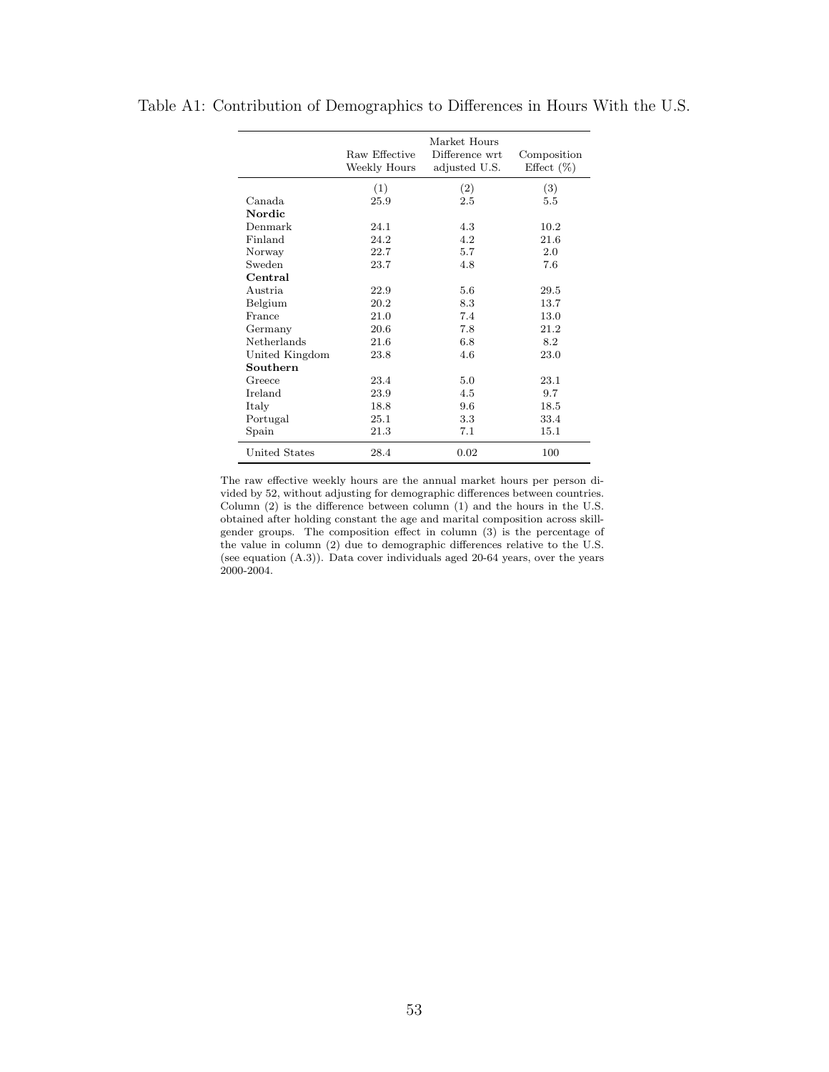Table A1: Contribution of Demographics to Differences in Hours With the U.S.

| | Raw Effective Weekly Hours | Market Hours Difference wrt adjusted U.S. | Composition Effect (%) |
|---|---|---|---|
| | (1) | (2) | (3) |
| Canada | 25.9 | 2.5 | 5.5 |
| **Nordic** | | | |
| Denmark | 24.1 | 4.3 | 10.2 |
| Finland | 24.2 | 4.2 | 21.6 |
| Norway | 22.7 | 5.7 | 2.0 |
| Sweden | 23.7 | 4.8 | 7.6 |
| **Central** | | | |
| Austria | 22.9 | 5.6 | 29.5 |
| Belgium | 20.2 | 8.3 | 13.7 |
| France | 21.0 | 7.4 | 13.0 |
| Germany | 20.6 | 7.8 | 21.2 |
| Netherlands | 21.6 | 6.8 | 8.2 |
| United Kingdom | 23.8 | 4.6 | 23.0 |
| **Southern** | | | |
| Greece | 23.4 | 5.0 | 23.1 |
| Ireland | 23.9 | 4.5 | 9.7 |
| Italy | 18.8 | 9.6 | 18.5 |
| Portugal | 25.1 | 3.3 | 33.4 |
| Spain | 21.3 | 7.1 | 15.1 |
| United States | 28.4 | 0.02 | 100 |

The raw effective weekly hours are the annual market hours per person divided by 52, without adjusting for demographic differences between countries. Column (2) is the difference between column (1) and the hours in the U.S. obtained after holding constant the age and marital composition across skill-gender groups. The composition effect in column (3) is the percentage of the value in column (2) due to demographic differences relative to the U.S. (see equation (A.3)). Data cover individuals aged 20-64 years, over the years 2000-2004.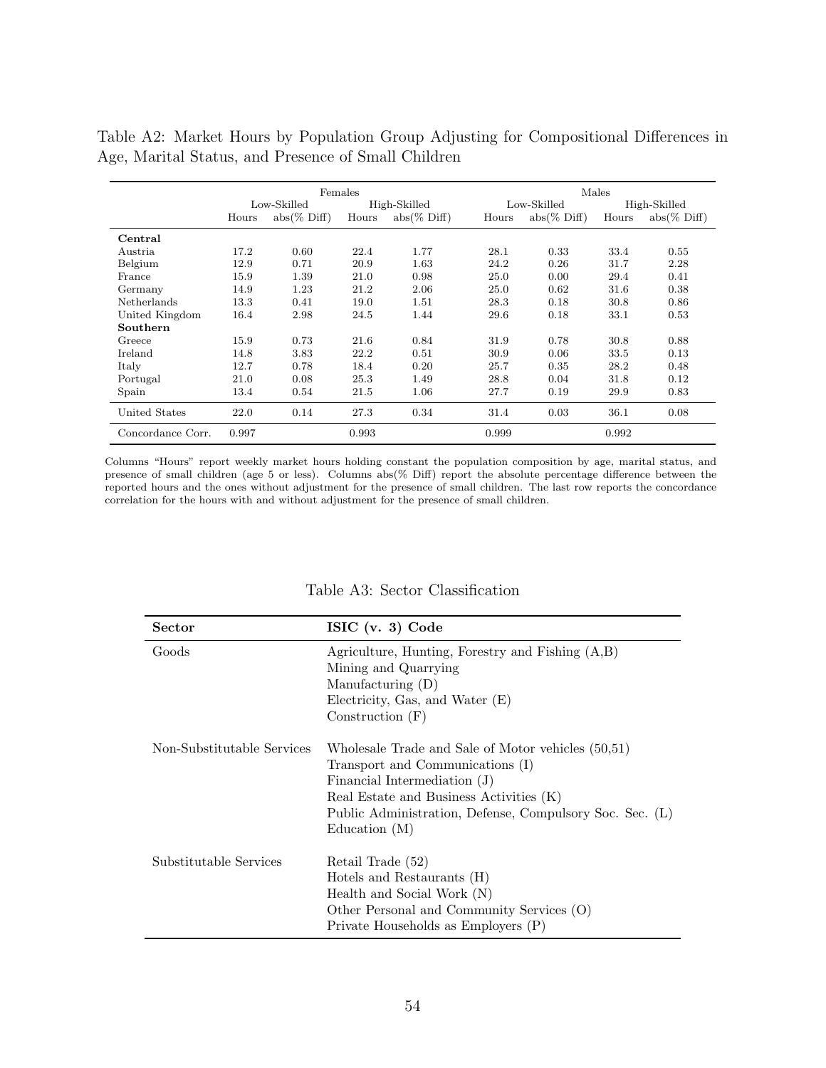Table A2: Market Hours by Population Group Adjusting for Compositional Differences in Age, Marital Status, and Presence of Small Children

| | Females | | | | Males | | | |
|---|---|---|---|---|---|---|---|---|
| | Low-Skilled | | High-Skilled | | Low-Skilled | | High-Skilled | |
| | Hours | abs(% Diff) | Hours | abs(% Diff) | Hours | abs(% Diff) | Hours | abs(% Diff) |
| **Central** | | | | | | | | |
| Austria | 17.2 | 0.60 | 22.4 | 1.77 | 28.1 | 0.33 | 33.4 | 0.55 |
| Belgium | 12.9 | 0.71 | 20.9 | 1.63 | 24.2 | 0.26 | 31.7 | 2.28 |
| France | 15.9 | 1.39 | 21.0 | 0.98 | 25.0 | 0.00 | 29.4 | 0.41 |
| Germany | 14.9 | 1.23 | 21.2 | 2.06 | 25.0 | 0.62 | 31.6 | 0.38 |
| Netherlands | 13.3 | 0.41 | 19.0 | 1.51 | 28.3 | 0.18 | 30.8 | 0.86 |
| United Kingdom | 16.4 | 2.98 | 24.5 | 1.44 | 29.6 | 0.18 | 33.1 | 0.53 |
| **Southern** | | | | | | | | |
| Greece | 15.9 | 0.73 | 21.6 | 0.84 | 31.9 | 0.78 | 30.8 | 0.88 |
| Ireland | 14.8 | 3.83 | 22.2 | 0.51 | 30.9 | 0.06 | 33.5 | 0.13 |
| Italy | 12.7 | 0.78 | 18.4 | 0.20 | 25.7 | 0.35 | 28.2 | 0.48 |
| Portugal | 21.0 | 0.08 | 25.3 | 1.49 | 28.8 | 0.04 | 31.8 | 0.12 |
| Spain | 13.4 | 0.54 | 21.5 | 1.06 | 27.7 | 0.19 | 29.9 | 0.83 |
| United States | 22.0 | 0.14 | 27.3 | 0.34 | 31.4 | 0.03 | 36.1 | 0.08 |
| Concordance Corr. | 0.997 | | 0.993 | | 0.999 | | 0.992 | |

Columns "Hours" report weekly market hours holding constant the population composition by age, marital status, and presence of small children (age 5 or less). Columns abs(% Diff) report the absolute percentage difference between the reported hours and the ones without adjustment for the presence of small children. The last row reports the concordance correlation for the hours with and without adjustment for the presence of small children.

Table A3: Sector Classification

| **Sector** | **ISIC (v. 3) Code** |
|---|---|
| Goods | Agriculture, Hunting, Forestry and Fishing (A,B)<br>Mining and Quarrying<br>Manufacturing (D)<br>Electricity, Gas, and Water (E)<br>Construction (F) |
| Non-Substitutable Services | Wholesale Trade and Sale of Motor vehicles (50,51)<br>Transport and Communications (I)<br>Financial Intermediation (J)<br>Real Estate and Business Activities (K)<br>Public Administration, Defense, Compulsory Soc. Sec. (L)<br>Education (M) |
| Substitutable Services | Retail Trade (52)<br>Hotels and Restaurants (H)<br>Health and Social Work (N)<br>Other Personal and Community Services (O)<br>Private Households as Employers (P) |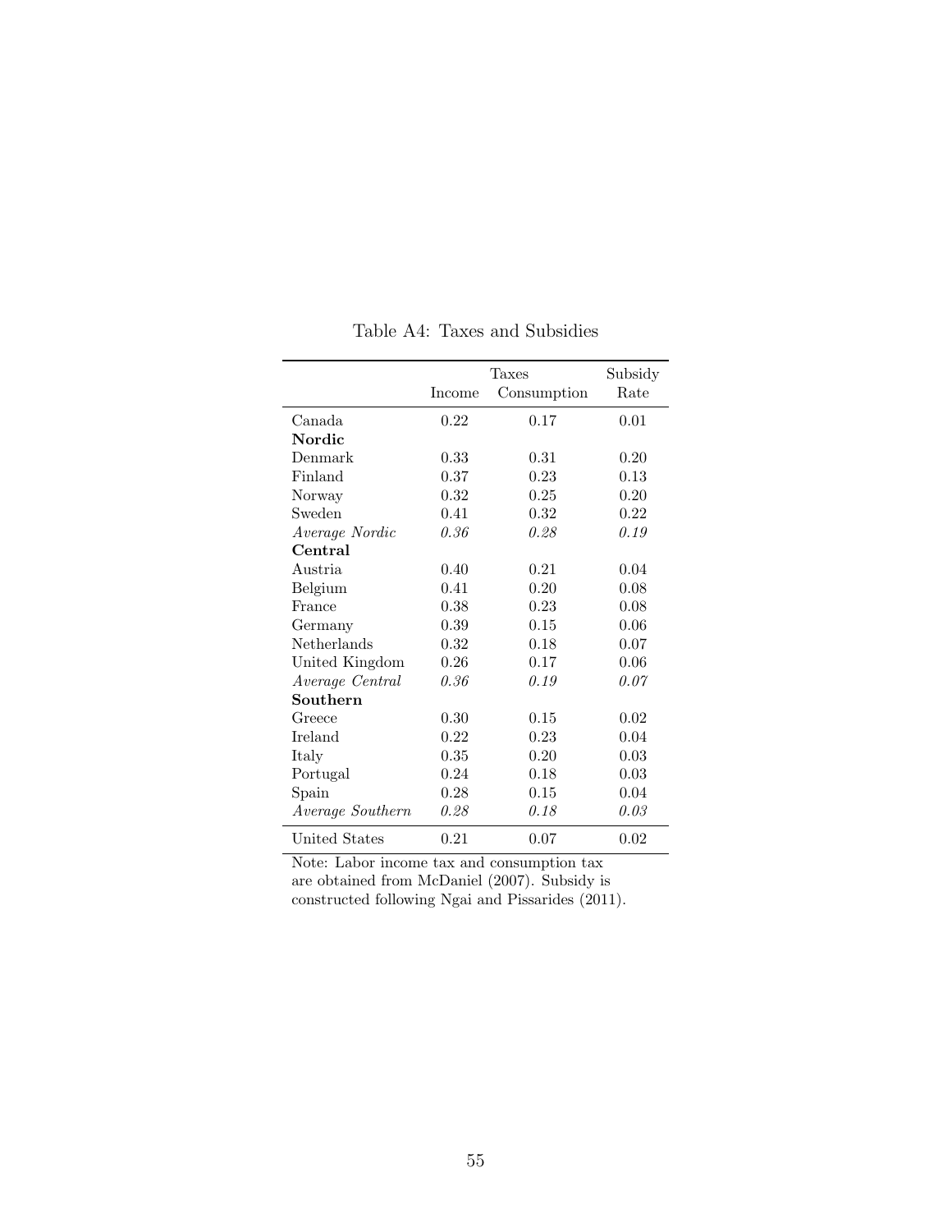Table A4: Taxes and Subsidies

| | Taxes | | Subsidy |
|---|---|---|---|
| | Income | Consumption | Rate |
| Canada | 0.22 | 0.17 | 0.01 |
| **Nordic** | | | |
| Denmark | 0.33 | 0.31 | 0.20 |
| Finland | 0.37 | 0.23 | 0.13 |
| Norway | 0.32 | 0.25 | 0.20 |
| Sweden | 0.41 | 0.32 | 0.22 |
| *Average Nordic* | *0.36* | *0.28* | *0.19* |
| **Central** | | | |
| Austria | 0.40 | 0.21 | 0.04 |
| Belgium | 0.41 | 0.20 | 0.08 |
| France | 0.38 | 0.23 | 0.08 |
| Germany | 0.39 | 0.15 | 0.06 |
| Netherlands | 0.32 | 0.18 | 0.07 |
| United Kingdom | 0.26 | 0.17 | 0.06 |
| *Average Central* | *0.36* | *0.19* | *0.07* |
| **Southern** | | | |
| Greece | 0.30 | 0.15 | 0.02 |
| Ireland | 0.22 | 0.23 | 0.04 |
| Italy | 0.35 | 0.20 | 0.03 |
| Portugal | 0.24 | 0.18 | 0.03 |
| Spain | 0.28 | 0.15 | 0.04 |
| *Average Southern* | *0.28* | *0.18* | *0.03* |
| United States | 0.21 | 0.07 | 0.02 |

Note: Labor income tax and consumption tax are obtained from McDaniel (2007). Subsidy is constructed following Ngai and Pissarides (2011).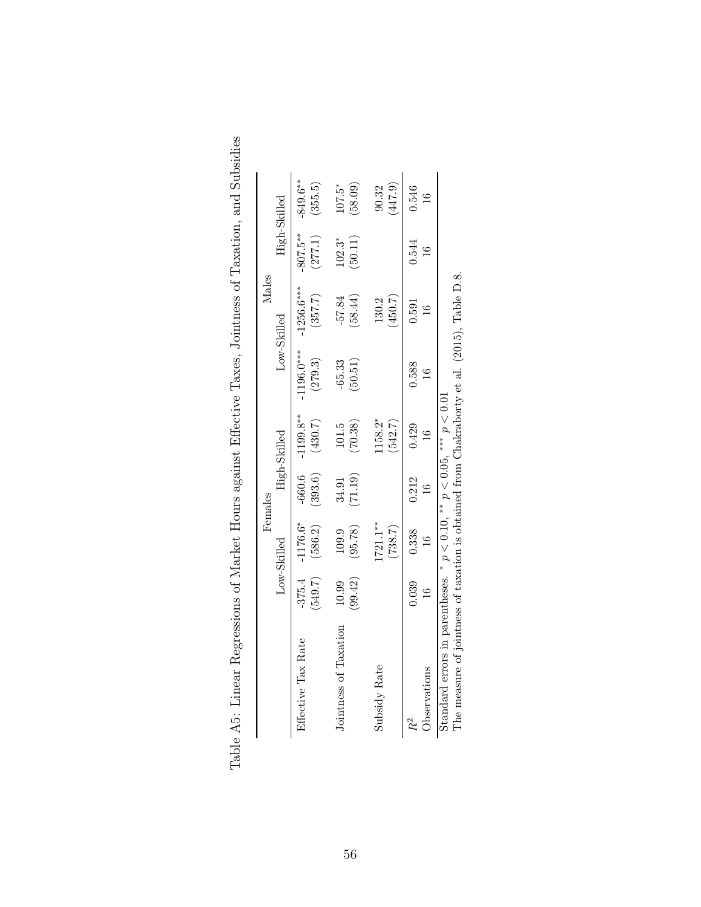Table A5: Linear Regressions of Market Hours against Effective Taxes, Jointness of Taxation, and Subsidies

| | Females | | | | Males | | | |
|---|---|---|---|---|---|---|---|---|
| | Low-Skilled | | High-Skilled | | Low-Skilled | | High-Skilled | |
| Effective Tax Rate | -375.4 | -1176.6* | -660.6 | -1199.8** | -1196.0*** | -1256.6*** | -807.5** | -849.6** |
| | (549.7) | (586.2) | (393.6) | (430.7) | (279.3) | (357.7) | (277.1) | (355.5) |
| Jointness of Taxation | 10.99 | 109.9 | 34.91 | 101.5 | -65.33 | -57.84 | 102.3* | 107.5* |
| | (99.42) | (95.78) | (71.19) | (70.38) | (50.51) | (58.44) | (50.11) | (58.09) |
| Subsidy Rate | | 1721.1** | | 1158.2* | | 130.2 | | 90.32 |
| | | (738.7) | | (542.7) | | (450.7) | | (447.9) |
| $R^2$ | 0.039 | 0.338 | 0.212 | 0.429 | 0.588 | 0.591 | 0.544 | 0.546 |
| Observations | 16 | 16 | 16 | 16 | 16 | 16 | 16 | 16 |

Standard errors in parentheses. * $p < 0.10$, ** $p < 0.05$, *** $p < 0.01$

The measure of jointness of taxation is obtained from Chakraborty et al. (2015), Table D.8.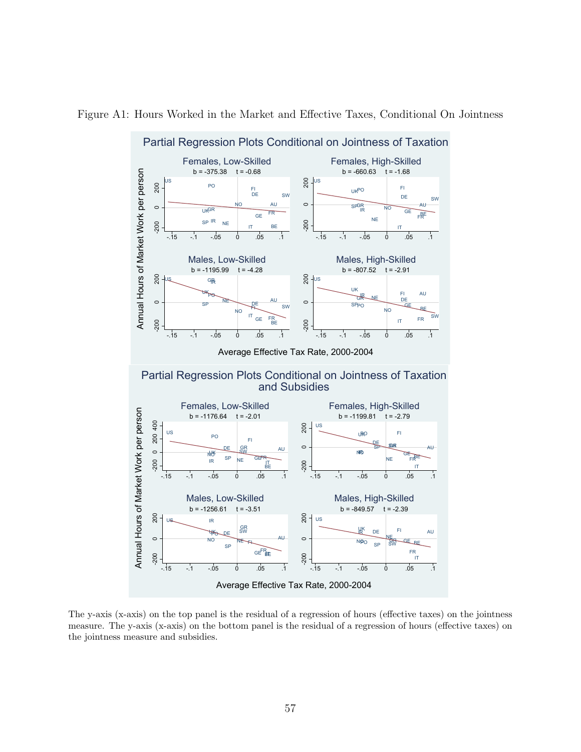Figure A1: Hours Worked in the Market and Effective Taxes, Conditional On Jointness

Partial Regression Plots Conditional on Jointness of Taxation

Annual Hours of Market Work per person

Females, Low-Skilled
b = -375.38 t = -0.68

Females, High-Skilled
b = -660.63 t = -1.68

Males, Low-Skilled
b = -1195.99 t = -4.28

Males, High-Skilled
b = -807.52 t = -2.91

Average Effective Tax Rate, 2000-2004

Partial Regression Plots Conditional on Jointness of Taxation and Subsidies

Annual Hours of Market Work per person

Females, Low-Skilled
b = -1176.64 t = -2.01

Females, High-Skilled
b = -1199.81 t = -2.79

Males, Low-Skilled
b = -1256.61 t = -3.51

Males, High-Skilled
b = -849.57 t = -2.39

Average Effective Tax Rate, 2000-2004

The y-axis (x-axis) on the top panel is the residual of a regression of hours (effective taxes) on the jointness measure. The y-axis (x-axis) on the bottom panel is the residual of a regression of hours (effective taxes) on the jointness measure and subsidies.